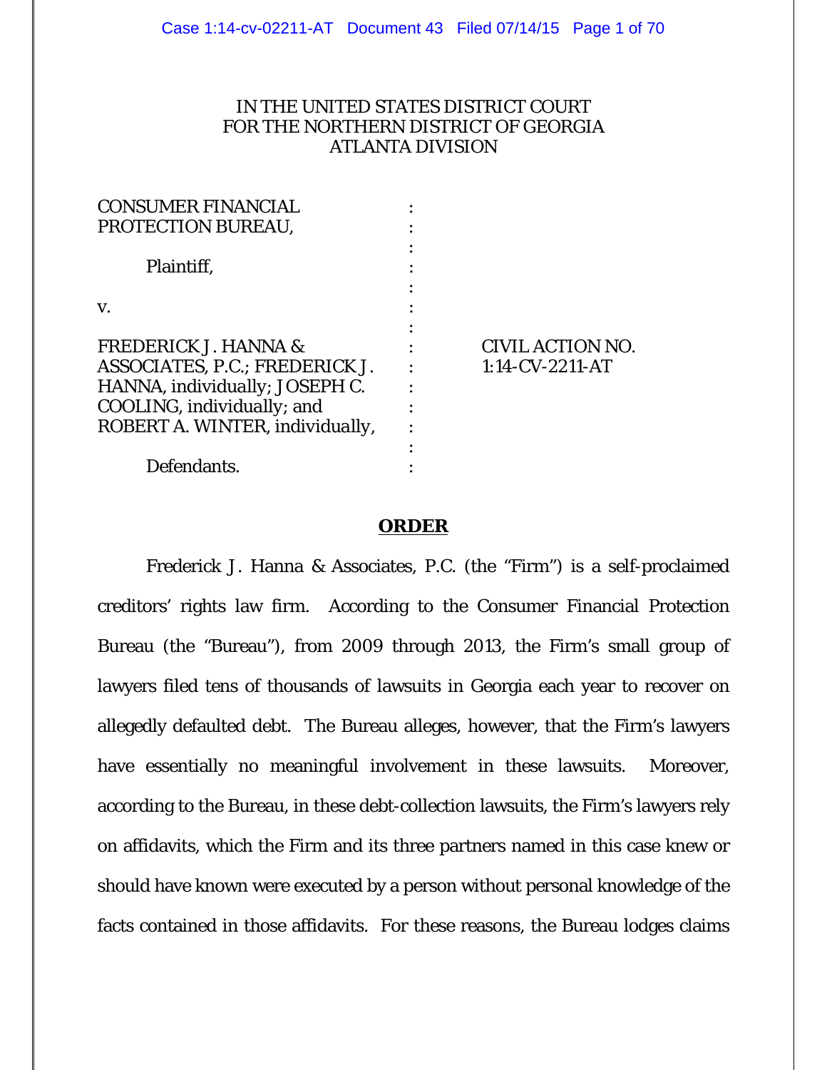IN THE UNITED STATES DISTRICT COURT
FOR THE NORTHERN DISTRICT OF GEORGIA
ATLANTA DIVISION

CONSUMER FINANCIAL PROTECTION BUREAU,

Plaintiff,

v.

FREDERICK J. HANNA & ASSOCIATES, P.C.; FREDERICK J. HANNA, individually; JOSEPH C. COOLING, individually; and ROBERT A. WINTER, individually,

Defendants.

CIVIL ACTION NO. 1:14-CV-2211-AT

## ORDER

Frederick J. Hanna & Associates, P.C. (the "Firm") is a self-proclaimed creditors' rights law firm. According to the Consumer Financial Protection Bureau (the "Bureau"), from 2009 through 2013, the Firm's small group of lawyers filed tens of thousands of lawsuits in Georgia each year to recover on allegedly defaulted debt. The Bureau alleges, however, that the Firm's lawyers have essentially no meaningful involvement in these lawsuits. Moreover, according to the Bureau, in these debt-collection lawsuits, the Firm's lawyers rely on affidavits, which the Firm and its three partners named in this case knew or should have known were executed by a person without personal knowledge of the facts contained in those affidavits. For these reasons, the Bureau lodges claims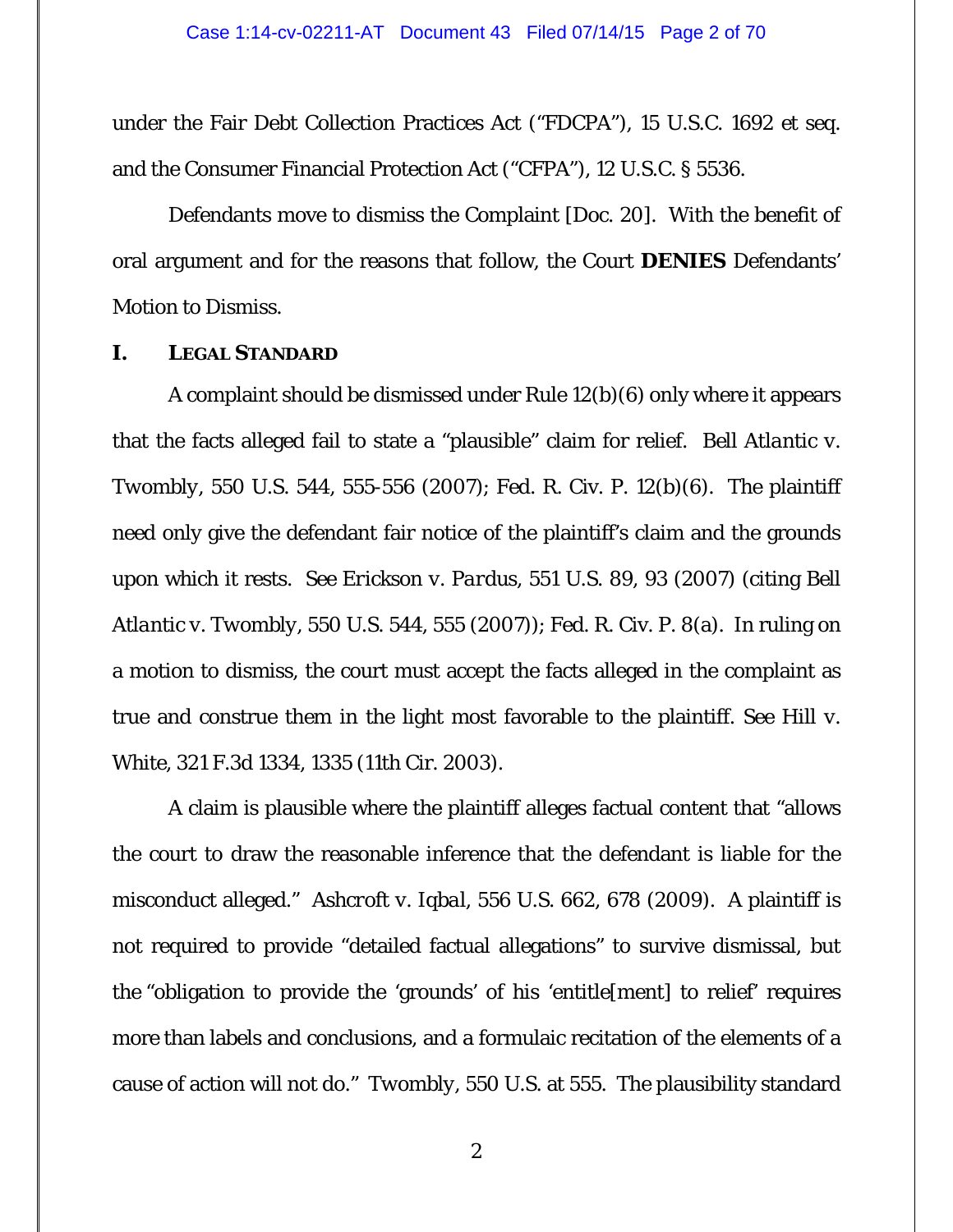under the Fair Debt Collection Practices Act ("FDCPA"), 15 U.S.C. 1692 et seq. and the Consumer Financial Protection Act ("CFPA"), 12 U.S.C. § 5536.

Defendants move to dismiss the Complaint [Doc. 20]. With the benefit of oral argument and for the reasons that follow, the Court **DENIES** Defendants' Motion to Dismiss.

## I. LEGAL STANDARD

A complaint should be dismissed under Rule 12(b)(6) only where it appears that the facts alleged fail to state a "plausible" claim for relief. *Bell Atlantic v. Twombly*, 550 U.S. 544, 555-556 (2007); Fed. R. Civ. P. 12(b)(6). The plaintiff need only give the defendant fair notice of the plaintiff's claim and the grounds upon which it rests. *See Erickson v. Pardus*, 551 U.S. 89, 93 (2007) (citing *Bell Atlantic v. Twombly*, 550 U.S. 544, 555 (2007)); Fed. R. Civ. P. 8(a). In ruling on a motion to dismiss, the court must accept the facts alleged in the complaint as true and construe them in the light most favorable to the plaintiff. See *Hill v. White*, 321 F.3d 1334, 1335 (11th Cir. 2003).

A claim is plausible where the plaintiff alleges factual content that "allows the court to draw the reasonable inference that the defendant is liable for the misconduct alleged." *Ashcroft v. Iqbal*, 556 U.S. 662, 678 (2009). A plaintiff is not required to provide "detailed factual allegations" to survive dismissal, but the "obligation to provide the 'grounds' of his 'entitle[ment] to relief' requires more than labels and conclusions, and a formulaic recitation of the elements of a cause of action will not do." *Twombly*, 550 U.S. at 555. The plausibility standard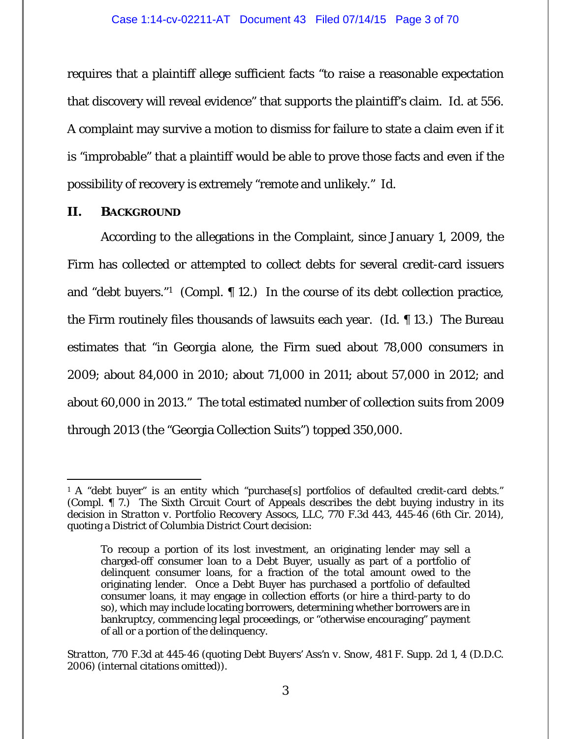requires that a plaintiff allege sufficient facts "to raise a reasonable expectation that discovery will reveal evidence" that supports the plaintiff's claim. Id. at 556. A complaint may survive a motion to dismiss for failure to state a claim even if it is "improbable" that a plaintiff would be able to prove those facts and even if the possibility of recovery is extremely "remote and unlikely." Id.

## II. BACKGROUND

According to the allegations in the Complaint, since January 1, 2009, the Firm has collected or attempted to collect debts for several credit-card issuers and "debt buyers."[1] (Compl. ¶ 12.) In the course of its debt collection practice, the Firm routinely files thousands of lawsuits each year. (Id. ¶ 13.) The Bureau estimates that "in Georgia alone, the Firm sued about 78,000 consumers in 2009; about 84,000 in 2010; about 71,000 in 2011; about 57,000 in 2012; and about 60,000 in 2013." The total estimated number of collection suits from 2009 through 2013 (the "Georgia Collection Suits") topped 350,000.

---

[1] A "debt buyer" is an entity which "purchase[s] portfolios of defaulted credit-card debts." (Compl. ¶ 7.) The Sixth Circuit Court of Appeals describes the debt buying industry in its decision in *Stratton v. Portfolio Recovery Assocs, LLC*, 770 F.3d 443, 445-46 (6th Cir. 2014), quoting a District of Columbia District Court decision:

> To recoup a portion of its lost investment, an originating lender may sell a charged-off consumer loan to a Debt Buyer, usually as part of a portfolio of delinquent consumer loans, for a fraction of the total amount owed to the originating lender. Once a Debt Buyer has purchased a portfolio of defaulted consumer loans, it may engage in collection efforts (or hire a third-party to do so), which may include locating borrowers, determining whether borrowers are in bankruptcy, commencing legal proceedings, or "otherwise encouraging" payment of all or a portion of the delinquency.

*Stratton*, 770 F.3d at 445-46 (quoting *Debt Buyers' Ass'n v. Snow*, 481 F. Supp. 2d 1, 4 (D.D.C. 2006) (internal citations omitted)).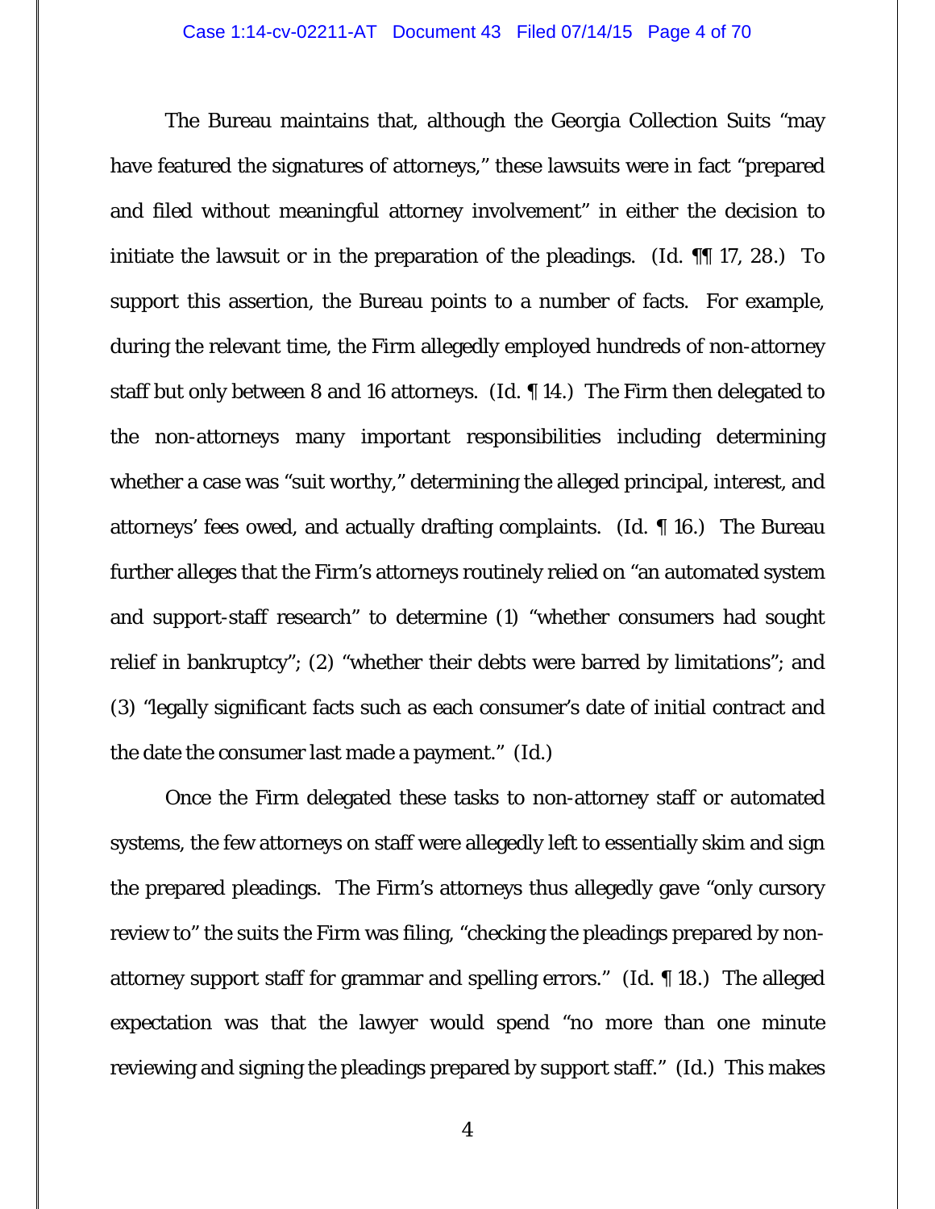The Bureau maintains that, although the Georgia Collection Suits "may have featured the signatures of attorneys," these lawsuits were in fact "prepared and filed without meaningful attorney involvement" in either the decision to initiate the lawsuit or in the preparation of the pleadings. (Id. ¶¶ 17, 28.) To support this assertion, the Bureau points to a number of facts. For example, during the relevant time, the Firm allegedly employed hundreds of non-attorney staff but only between 8 and 16 attorneys. (Id. ¶ 14.) The Firm then delegated to the non-attorneys many important responsibilities including determining whether a case was "suit worthy," determining the alleged principal, interest, and attorneys' fees owed, and actually drafting complaints. (Id. ¶ 16.) The Bureau further alleges that the Firm's attorneys routinely relied on "an automated system and support-staff research" to determine (1) "whether consumers had sought relief in bankruptcy"; (2) "whether their debts were barred by limitations"; and (3) "legally significant facts such as each consumer's date of initial contract and the date the consumer last made a payment." (Id.)

Once the Firm delegated these tasks to non-attorney staff or automated systems, the few attorneys on staff were allegedly left to essentially skim and sign the prepared pleadings. The Firm's attorneys thus allegedly gave "only cursory review to" the suits the Firm was filing, "checking the pleadings prepared by non-attorney support staff for grammar and spelling errors." (Id. ¶ 18.) The alleged expectation was that the lawyer would spend "no more than one minute reviewing and signing the pleadings prepared by support staff." (Id.) This makes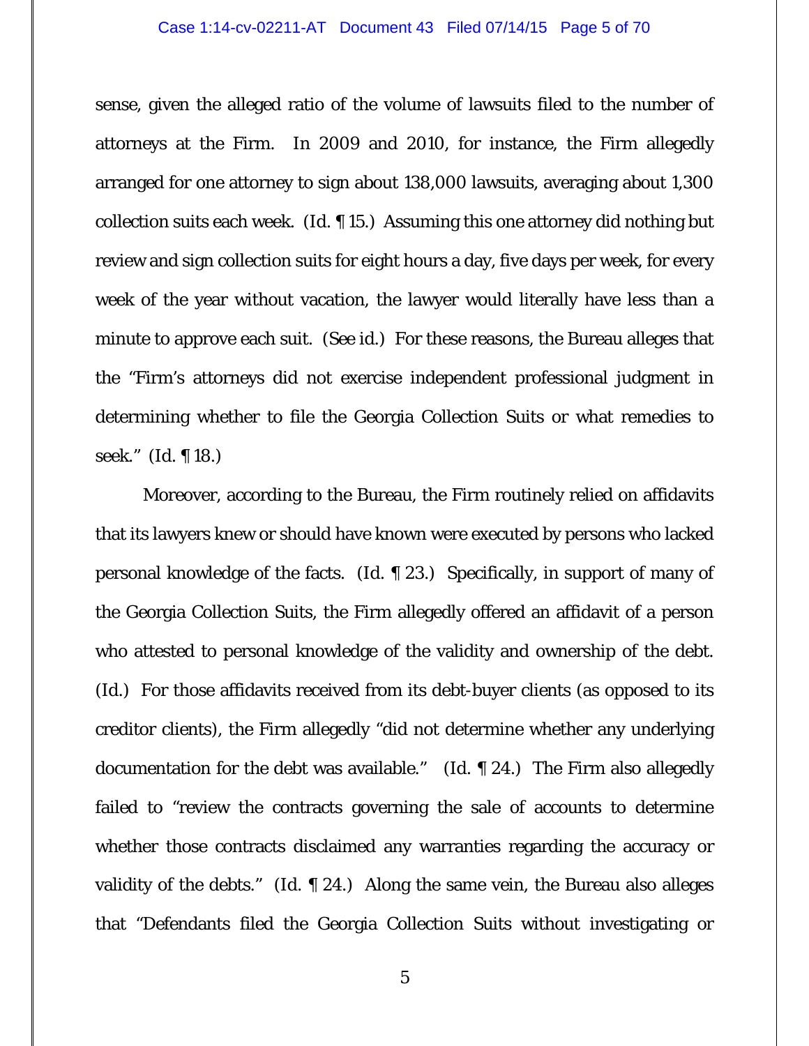sense, given the alleged ratio of the volume of lawsuits filed to the number of attorneys at the Firm. In 2009 and 2010, for instance, the Firm allegedly arranged for one attorney to sign about 138,000 lawsuits, averaging about 1,300 collection suits each week. (Id. ¶ 15.) Assuming this one attorney did nothing but review and sign collection suits for eight hours a day, five days per week, for every week of the year without vacation, the lawyer would literally have less than a minute to approve each suit. (See id.) For these reasons, the Bureau alleges that the "Firm's attorneys did not exercise independent professional judgment in determining whether to file the Georgia Collection Suits or what remedies to seek." (Id. ¶ 18.)

Moreover, according to the Bureau, the Firm routinely relied on affidavits that its lawyers knew or should have known were executed by persons who lacked personal knowledge of the facts. (Id. ¶ 23.) Specifically, in support of many of the Georgia Collection Suits, the Firm allegedly offered an affidavit of a person who attested to personal knowledge of the validity and ownership of the debt. (Id.) For those affidavits received from its debt-buyer clients (as opposed to its creditor clients), the Firm allegedly "did not determine whether any underlying documentation for the debt was available." (Id. ¶ 24.) The Firm also allegedly failed to "review the contracts governing the sale of accounts to determine whether those contracts disclaimed any warranties regarding the accuracy or validity of the debts." (Id. ¶ 24.) Along the same vein, the Bureau also alleges that "Defendants filed the Georgia Collection Suits without investigating or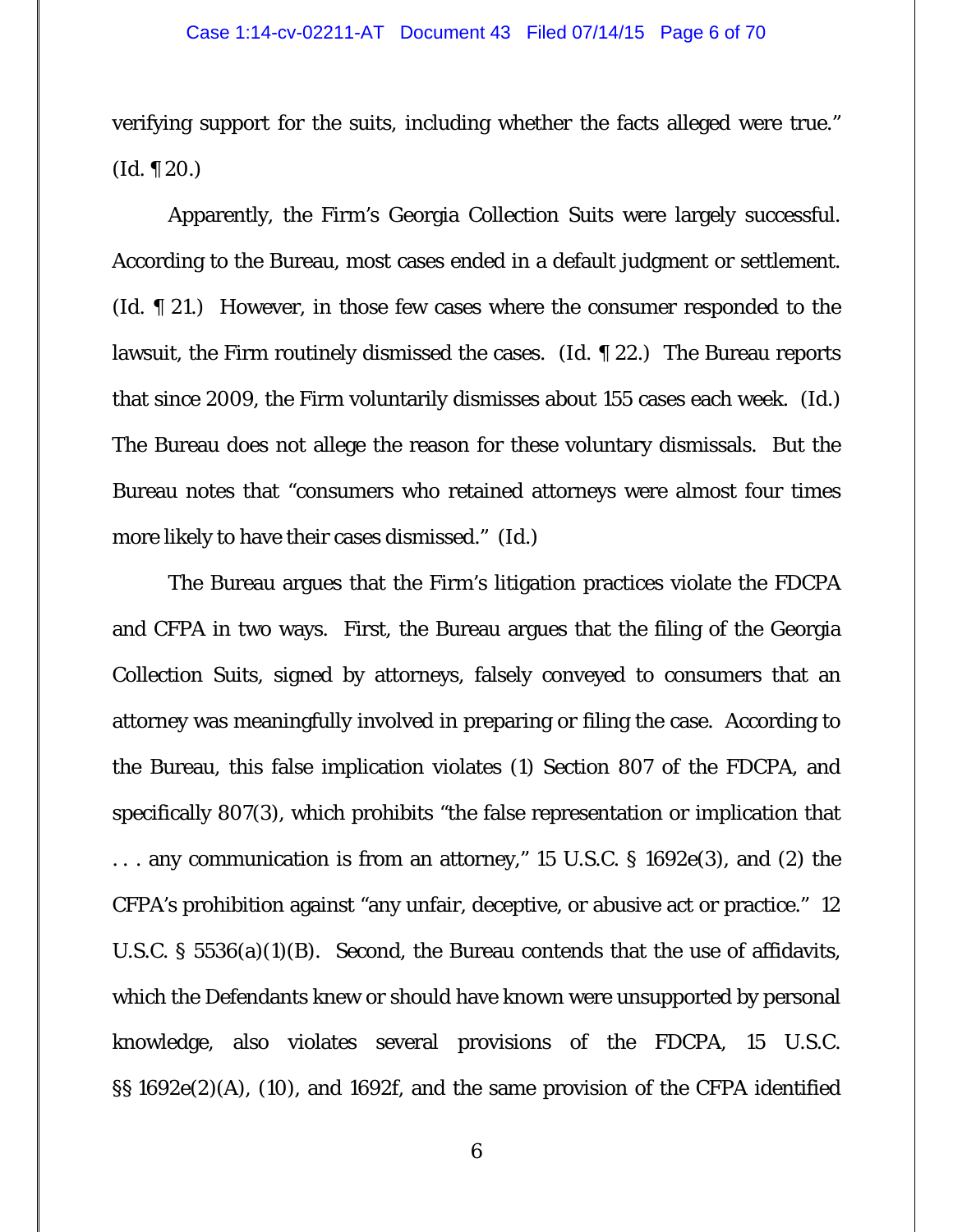verifying support for the suits, including whether the facts alleged were true." (Id. ¶ 20.)

Apparently, the Firm's Georgia Collection Suits were largely successful. According to the Bureau, most cases ended in a default judgment or settlement. (Id. ¶ 21.) However, in those few cases where the consumer responded to the lawsuit, the Firm routinely dismissed the cases. (Id. ¶ 22.) The Bureau reports that since 2009, the Firm voluntarily dismisses about 155 cases each week. (Id.) The Bureau does not allege the reason for these voluntary dismissals. But the Bureau notes that "consumers who retained attorneys were almost four times more likely to have their cases dismissed." (Id.)

The Bureau argues that the Firm's litigation practices violate the FDCPA and CFPA in two ways. First, the Bureau argues that the filing of the Georgia Collection Suits, signed by attorneys, falsely conveyed to consumers that an attorney was meaningfully involved in preparing or filing the case. According to the Bureau, this false implication violates (1) Section 807 of the FDCPA, and specifically 807(3), which prohibits "the false representation or implication that . . . any communication is from an attorney," 15 U.S.C. § 1692e(3), and (2) the CFPA's prohibition against "any unfair, deceptive, or abusive act or practice." 12 U.S.C. § 5536(a)(1)(B). Second, the Bureau contends that the use of affidavits, which the Defendants knew or should have known were unsupported by personal knowledge, also violates several provisions of the FDCPA, 15 U.S.C. §§ 1692e(2)(A), (10), and 1692f, and the same provision of the CFPA identified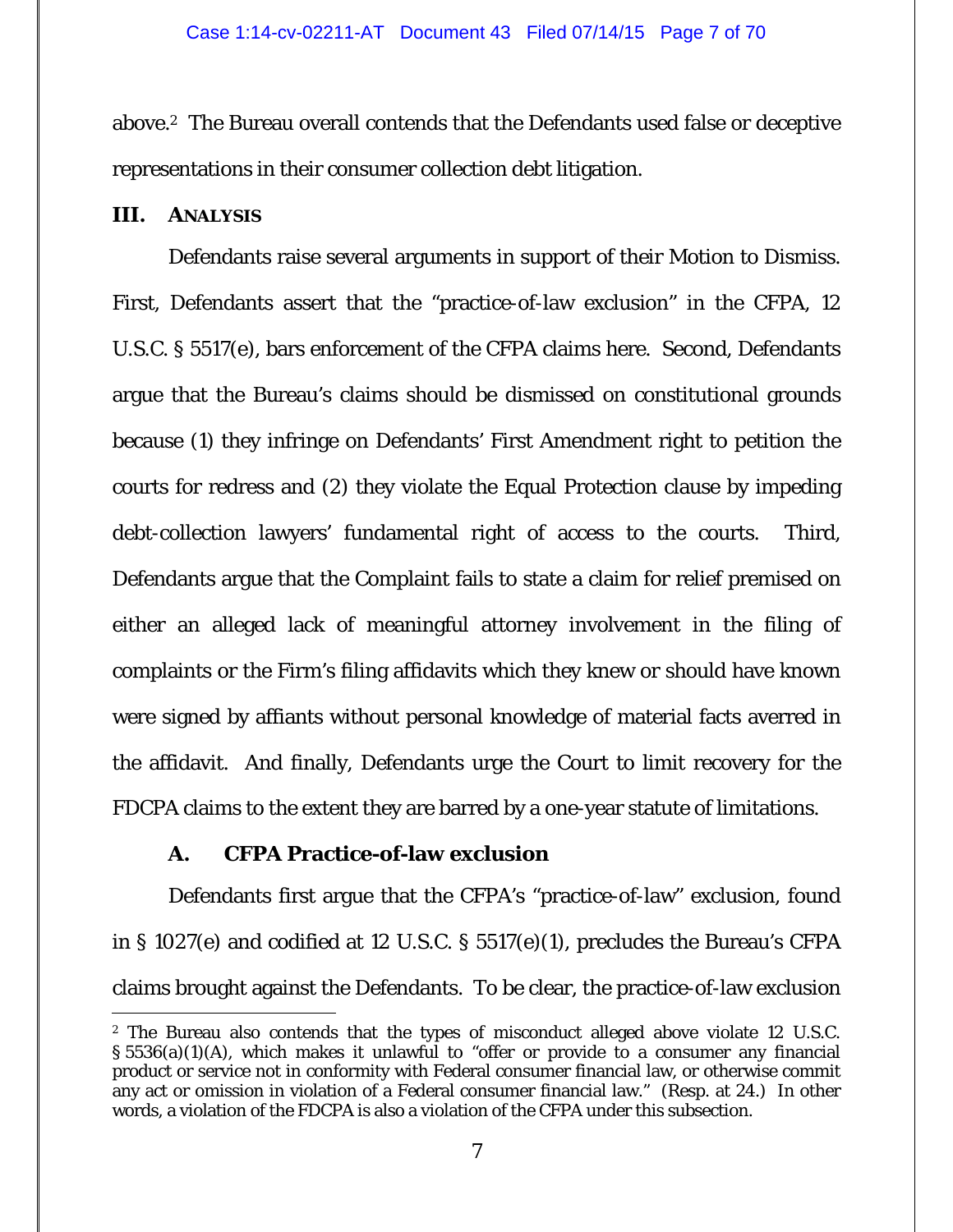above.[2] The Bureau overall contends that the Defendants used false or deceptive representations in their consumer collection debt litigation.

## III. ANALYSIS

Defendants raise several arguments in support of their Motion to Dismiss. First, Defendants assert that the "practice-of-law exclusion" in the CFPA, 12 U.S.C. § 5517(e), bars enforcement of the CFPA claims here. Second, Defendants argue that the Bureau's claims should be dismissed on constitutional grounds because (1) they infringe on Defendants' First Amendment right to petition the courts for redress and (2) they violate the Equal Protection clause by impeding debt-collection lawyers' fundamental right of access to the courts. Third, Defendants argue that the Complaint fails to state a claim for relief premised on either an alleged lack of meaningful attorney involvement in the filing of complaints or the Firm's filing affidavits which they knew or should have known were signed by affiants without personal knowledge of material facts averred in the affidavit. And finally, Defendants urge the Court to limit recovery for the FDCPA claims to the extent they are barred by a one-year statute of limitations.

### A. CFPA Practice-of-law exclusion

Defendants first argue that the CFPA's "practice-of-law" exclusion, found in § 1027(e) and codified at 12 U.S.C. § 5517(e)(1), precludes the Bureau's CFPA claims brought against the Defendants. To be clear, the practice-of-law exclusion

---

[2] The Bureau also contends that the types of misconduct alleged above violate 12 U.S.C. § 5536(a)(1)(A), which makes it unlawful to "offer or provide to a consumer any financial product or service not in conformity with Federal consumer financial law, or otherwise commit any act or omission in violation of a Federal consumer financial law." (Resp. at 24.) In other words, a violation of the FDCPA is also a violation of the CFPA under this subsection.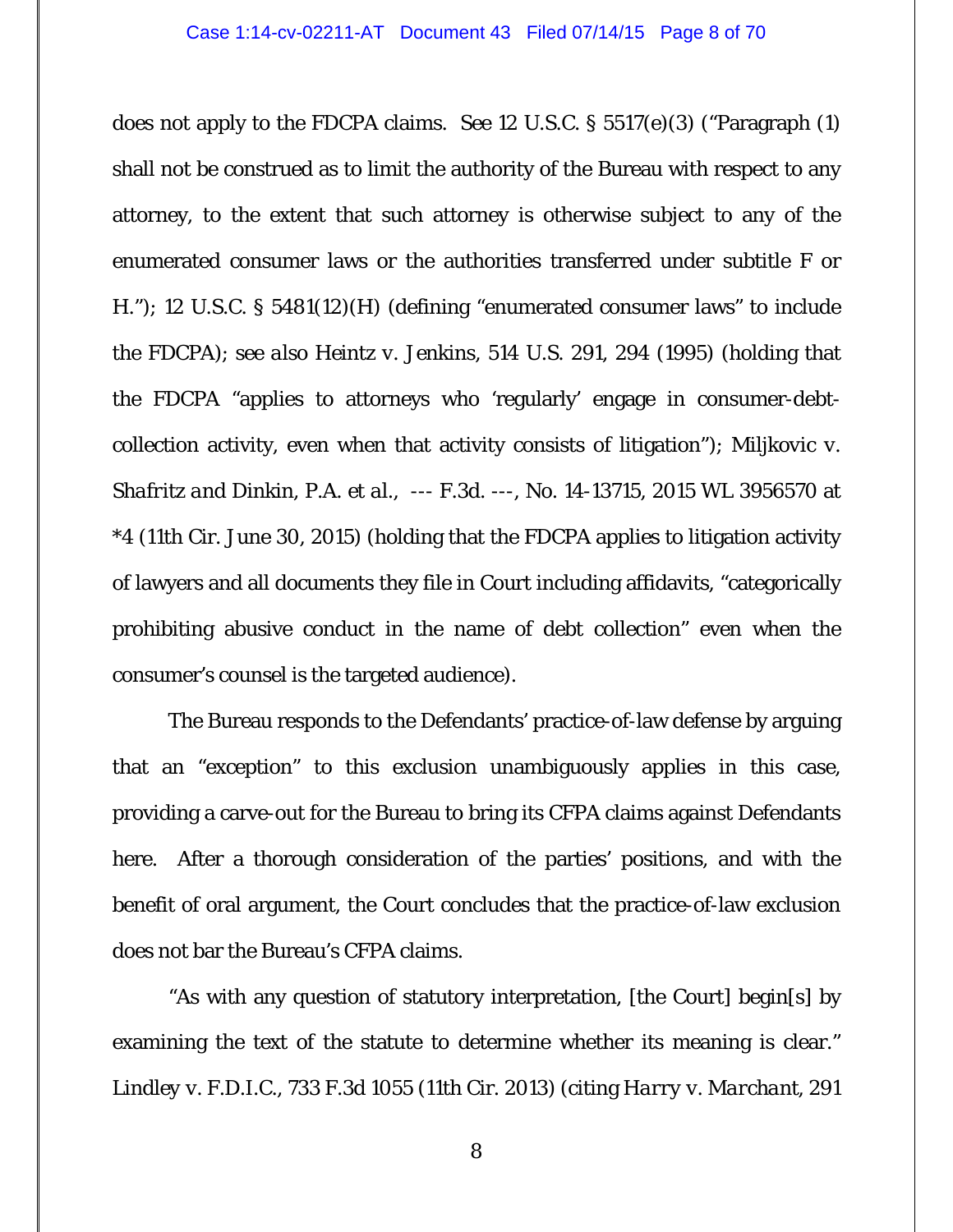does not apply to the FDCPA claims. *See* 12 U.S.C. § 5517(e)(3) ("Paragraph (1) shall not be construed as to limit the authority of the Bureau with respect to any attorney, to the extent that such attorney is otherwise subject to any of the enumerated consumer laws or the authorities transferred under subtitle F or H."); 12 U.S.C. § 5481(12)(H) (defining "enumerated consumer laws" to include the FDCPA); *see also Heintz v. Jenkins*, 514 U.S. 291, 294 (1995) (holding that the FDCPA "applies to attorneys who 'regularly' engage in consumer-debt-collection activity, even when that activity consists of litigation"); *Miljkovic v. Shafritz and Dinkin, P.A. et al.*, --- F.3d. ---, No. 14-13715, 2015 WL 3956570 at *4 (11th Cir. June 30, 2015) (holding that the FDCPA applies to litigation activity of lawyers and all documents they file in Court including affidavits, "categorically prohibiting abusive conduct in the name of debt collection" even when the consumer's counsel is the targeted audience).

The Bureau responds to the Defendants' practice-of-law defense by arguing that an "exception" to this exclusion unambiguously applies in this case, providing a carve-out for the Bureau to bring its CFPA claims against Defendants here. After a thorough consideration of the parties' positions, and with the benefit of oral argument, the Court concludes that the practice-of-law exclusion does not bar the Bureau's CFPA claims.

"As with any question of statutory interpretation, [the Court] begin[s] by examining the text of the statute to determine whether its meaning is clear." *Lindley v. F.D.I.C.*, 733 F.3d 1055 (11th Cir. 2013) (citing *Harry v. Marchant*, 291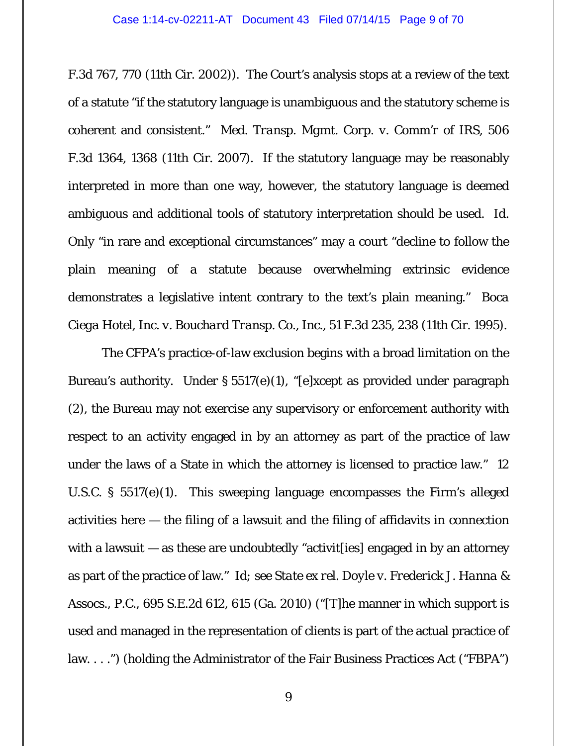F.3d 767, 770 (11th Cir. 2002)). The Court's analysis stops at a review of the text of a statute "if the statutory language is unambiguous and the statutory scheme is coherent and consistent." *Med. Transp. Mgmt. Corp. v. Comm'r of IRS*, 506 F.3d 1364, 1368 (11th Cir. 2007). If the statutory language may be reasonably interpreted in more than one way, however, the statutory language is deemed ambiguous and additional tools of statutory interpretation should be used. *Id.* Only "in rare and exceptional circumstances" may a court "decline to follow the plain meaning of a statute because overwhelming extrinsic evidence demonstrates a legislative intent contrary to the text's plain meaning." *Boca Ciega Hotel, Inc. v. Bouchard Transp. Co., Inc.*, 51 F.3d 235, 238 (11th Cir. 1995).

The CFPA's practice-of-law exclusion begins with a broad limitation on the Bureau's authority. Under § 5517(e)(1), "[e]xcept as provided under paragraph (2), the Bureau may not exercise any supervisory or enforcement authority with respect to an activity engaged in by an attorney as part of the practice of law under the laws of a State in which the attorney is licensed to practice law." 12 U.S.C. § 5517(e)(1). This sweeping language encompasses the Firm's alleged activities here — the filing of a lawsuit and the filing of affidavits in connection with a lawsuit — as these are undoubtedly "activit[ies] engaged in by an attorney as part of the practice of law." *Id*; *see State ex rel. Doyle v. Frederick J. Hanna & Assocs., P.C.*, 695 S.E.2d 612, 615 (Ga. 2010) ("[T]he manner in which support is used and managed in the representation of clients is part of the actual practice of law. . . .") (holding the Administrator of the Fair Business Practices Act ("FBPA")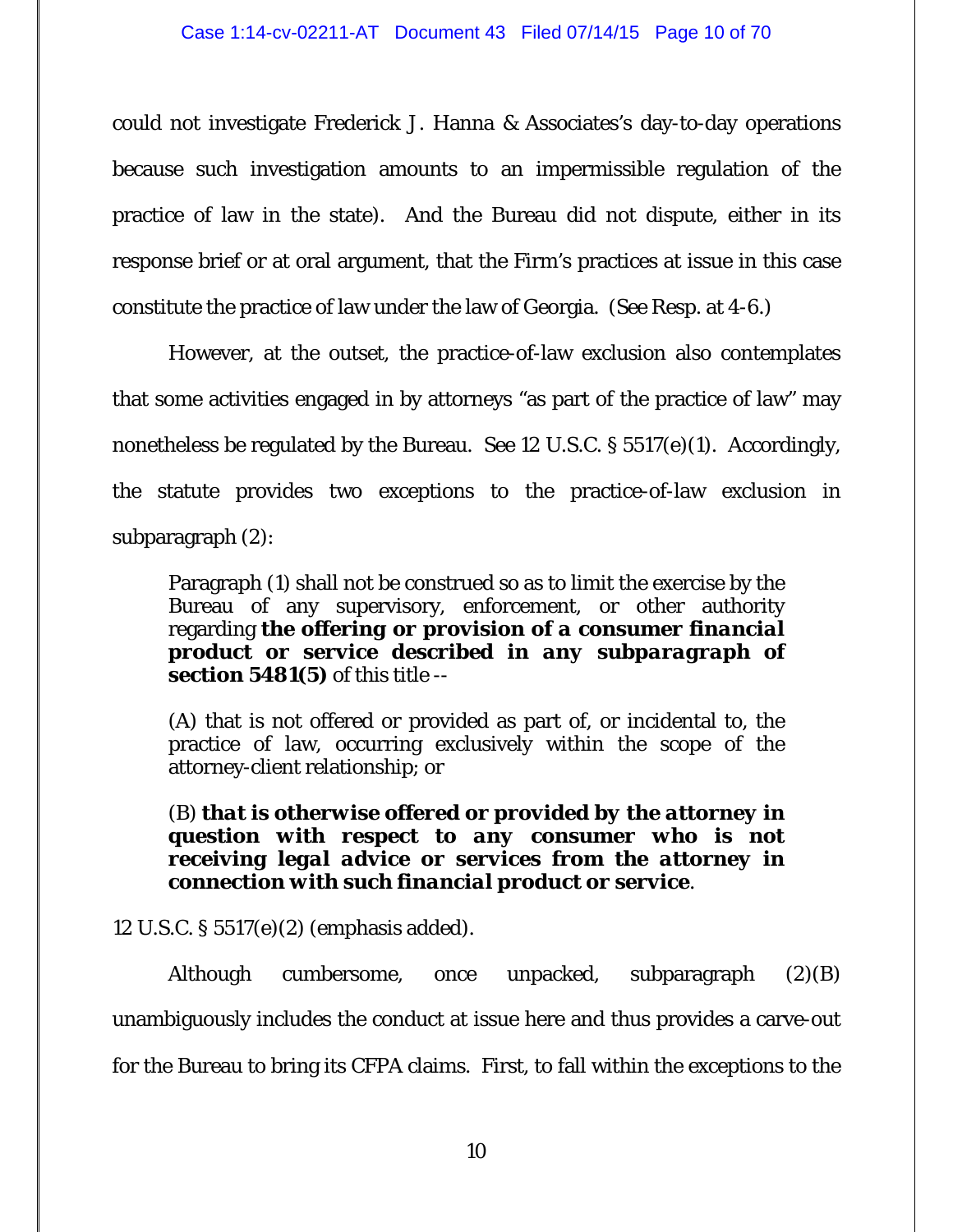could not investigate Frederick J. Hanna & Associates's day-to-day operations because such investigation amounts to an impermissible regulation of the practice of law in the state). And the Bureau did not dispute, either in its response brief or at oral argument, that the Firm's practices at issue in this case constitute the practice of law under the law of Georgia. (See Resp. at 4-6.)

However, at the outset, the practice-of-law exclusion also contemplates that some activities engaged in by attorneys "as part of the practice of law" may nonetheless be regulated by the Bureau. See 12 U.S.C. § 5517(e)(1). Accordingly, the statute provides two exceptions to the practice-of-law exclusion in subparagraph (2):

> Paragraph (1) shall not be construed so as to limit the exercise by the Bureau of any supervisory, enforcement, or other authority regarding ***the offering or provision of a consumer financial product or service described in any subparagraph of section 5481(5)*** of this title --
>
> (A) that is not offered or provided as part of, or incidental to, the practice of law, occurring exclusively within the scope of the attorney-client relationship; or
>
> (B) ***that is otherwise offered or provided by the attorney in question with respect to any consumer who is not receiving legal advice or services from the attorney in connection with such financial product or service***.

12 U.S.C. § 5517(e)(2) (emphasis added).

Although cumbersome, once unpacked, subparagraph (2)(B) unambiguously includes the conduct at issue here and thus provides a carve-out for the Bureau to bring its CFPA claims. First, to fall within the exceptions to the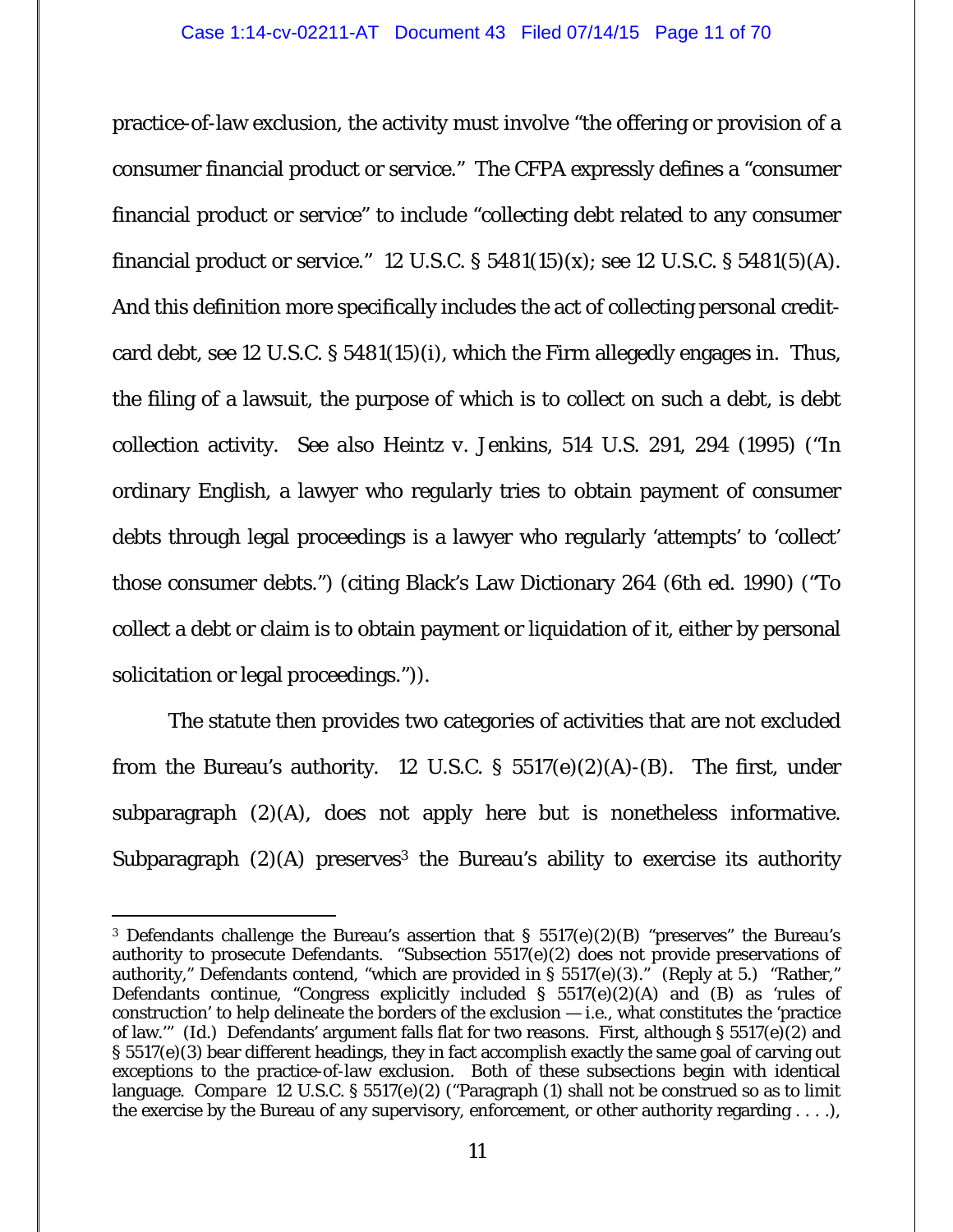practice-of-law exclusion, the activity must involve "the offering or provision of a consumer financial product or service." The CFPA expressly defines a "consumer financial product or service" to include "collecting debt related to any consumer financial product or service." 12 U.S.C. § 5481(15)(x); see 12 U.S.C. § 5481(5)(A). And this definition more specifically includes the act of collecting personal credit-card debt, see 12 U.S.C. § 5481(15)(i), which the Firm allegedly engages in. Thus, the filing of a lawsuit, the purpose of which is to collect on such a debt, is debt collection activity. See also Heintz v. Jenkins, 514 U.S. 291, 294 (1995) ("In ordinary English, a lawyer who regularly tries to obtain payment of consumer debts through legal proceedings is a lawyer who regularly 'attempts' to 'collect' those consumer debts.") (citing Black's Law Dictionary 264 (6th ed. 1990) ("To collect a debt or claim is to obtain payment or liquidation of it, either by personal solicitation or legal proceedings.")).

The statute then provides two categories of activities that are not excluded from the Bureau's authority. 12 U.S.C. § 5517(e)(2)(A)-(B). The first, under subparagraph (2)(A), does not apply here but is nonetheless informative. Subparagraph (2)(A) preserves[3] the Bureau's ability to exercise its authority

---

[3] Defendants challenge the Bureau's assertion that § 5517(e)(2)(B) "preserves" the Bureau's authority to prosecute Defendants. "Subsection 5517(e)(2) does not provide preservations of authority," Defendants contend, "which are provided in § 5517(e)(3)." (Reply at 5.) "Rather," Defendants continue, "Congress explicitly included § 5517(e)(2)(A) and (B) as 'rules of construction' to help delineate the borders of the exclusion — i.e., what constitutes the 'practice of law.'" (Id.) Defendants' argument falls flat for two reasons. First, although § 5517(e)(2) and § 5517(e)(3) bear different headings, they in fact accomplish exactly the same goal of carving out exceptions to the practice-of-law exclusion. Both of these subsections begin with identical language. *Compare* 12 U.S.C. § 5517(e)(2) ("Paragraph (1) shall not be construed so as to limit the exercise by the Bureau of any supervisory, enforcement, or other authority regarding . . . .),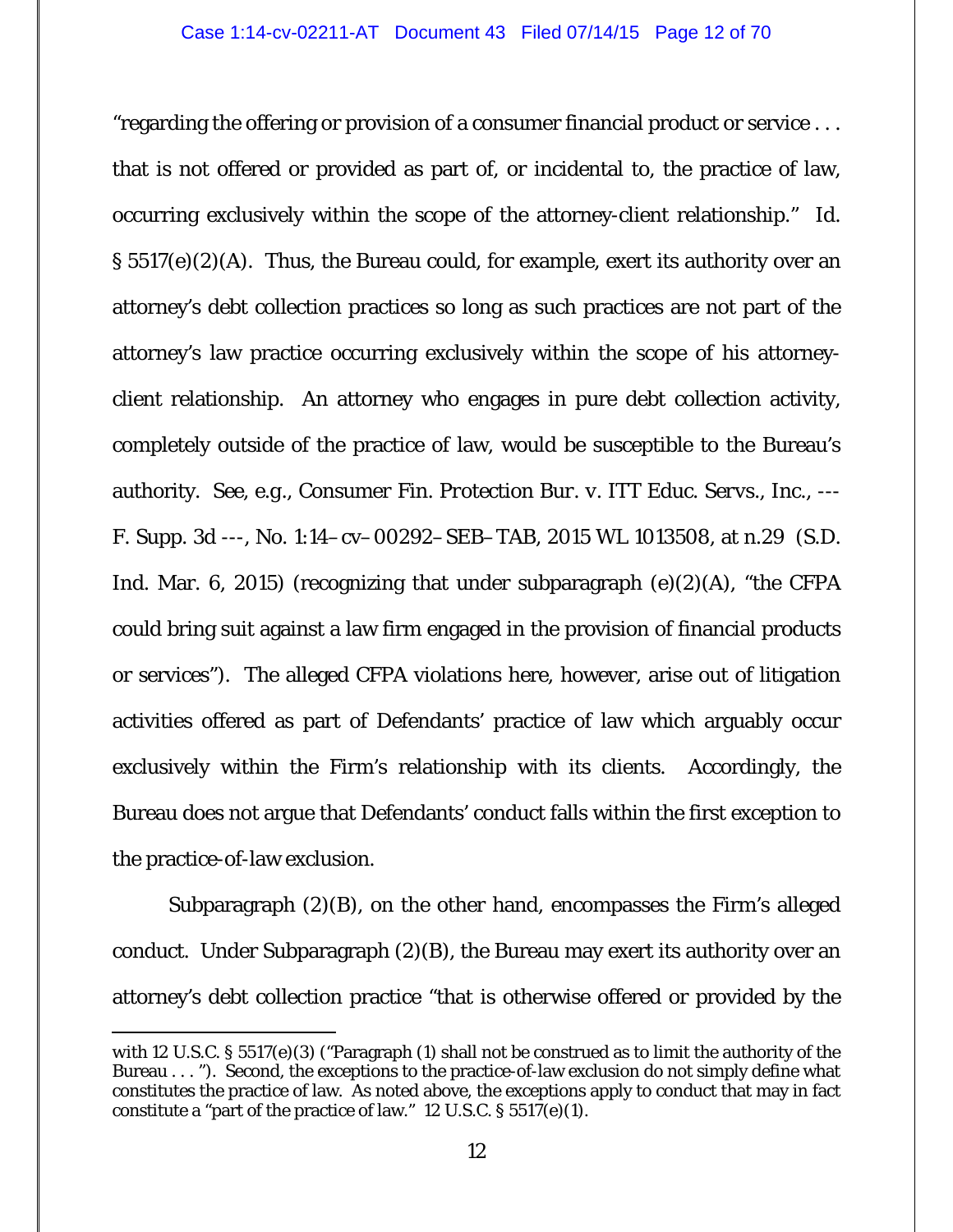"regarding the offering or provision of a consumer financial product or service . . . that is not offered or provided as part of, or incidental to, the practice of law, occurring exclusively within the scope of the attorney-client relationship." Id. § 5517(e)(2)(A). Thus, the Bureau could, for example, exert its authority over an attorney's debt collection practices so long as such practices are not part of the attorney's law practice occurring exclusively within the scope of his attorney-client relationship. An attorney who engages in pure debt collection activity, completely outside of the practice of law, would be susceptible to the Bureau's authority. See, e.g., Consumer Fin. Protection Bur. v. ITT Educ. Servs., Inc., --- F. Supp. 3d ---, No. 1:14–cv–00292–SEB–TAB, 2015 WL 1013508, at n.29 (S.D. Ind. Mar. 6, 2015) (recognizing that under subparagraph (e)(2)(A), "the CFPA could bring suit against a law firm engaged in the provision of financial products or services"). The alleged CFPA violations here, however, arise out of litigation activities offered as part of Defendants' practice of law which arguably occur exclusively within the Firm's relationship with its clients. Accordingly, the Bureau does not argue that Defendants' conduct falls within the first exception to the practice-of-law exclusion.

Subparagraph (2)(B), on the other hand, encompasses the Firm's alleged conduct. Under Subparagraph (2)(B), the Bureau may exert its authority over an attorney's debt collection practice "that is otherwise offered or provided by the

---

with 12 U.S.C. § 5517(e)(3) ("Paragraph (1) shall not be construed as to limit the authority of the Bureau . . . "). Second, the exceptions to the practice-of-law exclusion do not simply define what constitutes the practice of law. As noted above, the exceptions apply to conduct that may in fact constitute a "part of the practice of law." 12 U.S.C. § 5517(e)(1).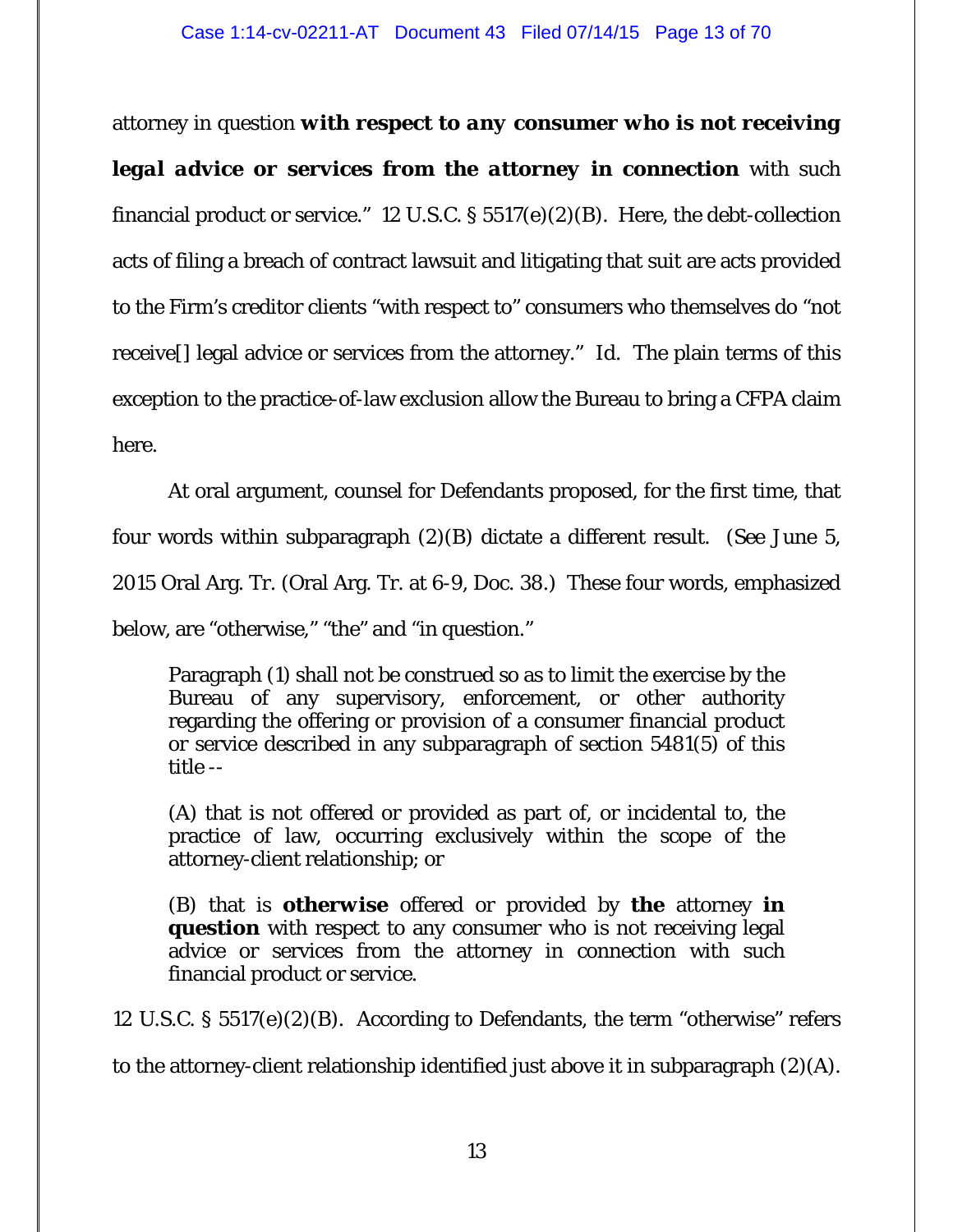attorney in question ***with respect to any consumer who is not receiving legal advice or services from the attorney in connection*** with such financial product or service." 12 U.S.C. § 5517(e)(2)(B). Here, the debt-collection acts of filing a breach of contract lawsuit and litigating that suit are acts provided to the Firm's creditor clients "with respect to" consumers who themselves do "not receive[] legal advice or services from the attorney." *Id.* The plain terms of this exception to the practice-of-law exclusion allow the Bureau to bring a CFPA claim here.

At oral argument, counsel for Defendants proposed, for the first time, that four words within subparagraph (2)(B) dictate a different result. (*See* June 5, 2015 Oral Arg. Tr. (Oral Arg. Tr. at 6-9, Doc. 38.) These four words, emphasized below, are "otherwise," "the" and "in question."

> Paragraph (1) shall not be construed so as to limit the exercise by the Bureau of any supervisory, enforcement, or other authority regarding the offering or provision of a consumer financial product or service described in any subparagraph of section 5481(5) of this title --
>
> (A) that is not offered or provided as part of, or incidental to, the practice of law, occurring exclusively within the scope of the attorney-client relationship; or
>
> (B) that is **otherwise** offered or provided by **the** attorney **in question** with respect to any consumer who is not receiving legal advice or services from the attorney in connection with such financial product or service.

12 U.S.C. § 5517(e)(2)(B). According to Defendants, the term "otherwise" refers to the attorney-client relationship identified just above it in subparagraph (2)(A).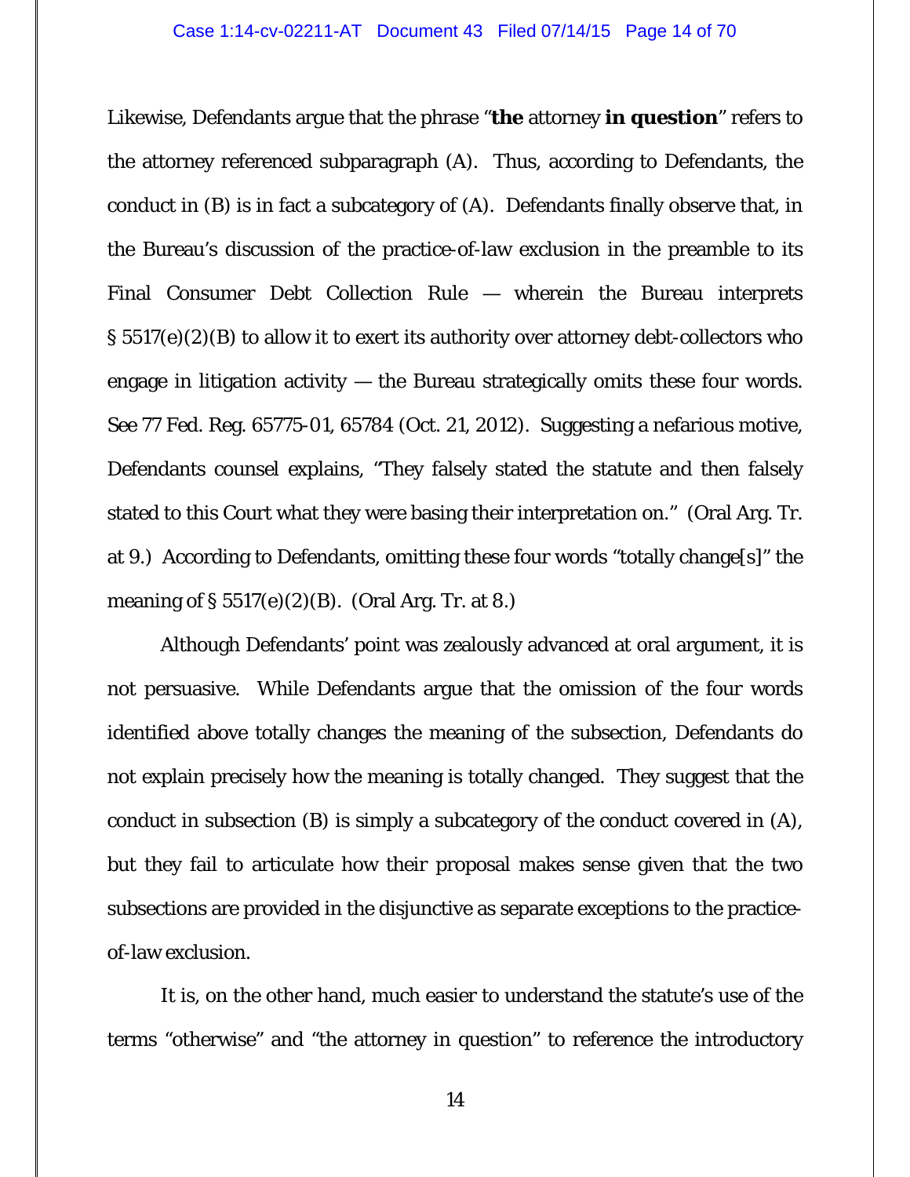Likewise, Defendants argue that the phrase "**the** attorney **in question**" refers to the attorney referenced subparagraph (A). Thus, according to Defendants, the conduct in (B) is in fact a subcategory of (A). Defendants finally observe that, in the Bureau's discussion of the practice-of-law exclusion in the preamble to its Final Consumer Debt Collection Rule — wherein the Bureau interprets § 5517(e)(2)(B) to allow it to exert its authority over attorney debt-collectors who engage in litigation activity — the Bureau strategically omits these four words. See 77 Fed. Reg. 65775-01, 65784 (Oct. 21, 2012). Suggesting a nefarious motive, Defendants counsel explains, "They falsely stated the statute and then falsely stated to this Court what they were basing their interpretation on." (Oral Arg. Tr. at 9.) According to Defendants, omitting these four words "totally change[s]" the meaning of § 5517(e)(2)(B). (Oral Arg. Tr. at 8.)

Although Defendants' point was zealously advanced at oral argument, it is not persuasive. While Defendants argue that the omission of the four words identified above totally changes the meaning of the subsection, Defendants do not explain precisely how the meaning is totally changed. They suggest that the conduct in subsection (B) is simply a subcategory of the conduct covered in (A), but they fail to articulate how their proposal makes sense given that the two subsections are provided in the disjunctive as separate exceptions to the practice-of-law exclusion.

It is, on the other hand, much easier to understand the statute's use of the terms "otherwise" and "the attorney in question" to reference the introductory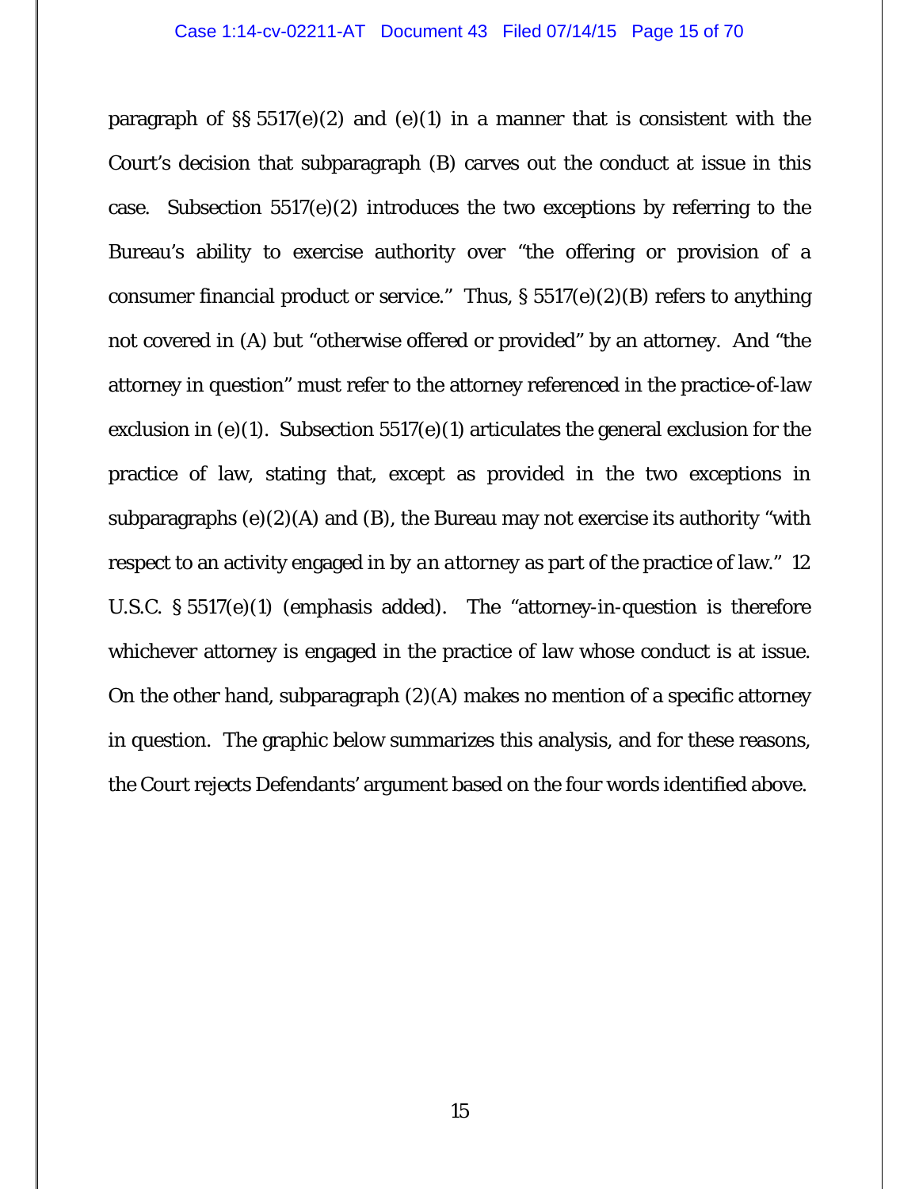paragraph of §§ 5517(e)(2) and (e)(1) in a manner that is consistent with the Court's decision that subparagraph (B) carves out the conduct at issue in this case. Subsection 5517(e)(2) introduces the two exceptions by referring to the Bureau's ability to exercise authority over "the offering or provision of a consumer financial product or service." Thus, § 5517(e)(2)(B) refers to anything not covered in (A) but "otherwise offered or provided" by an attorney. And "the attorney in question" must refer to the attorney referenced in the practice-of-law exclusion in (e)(1). Subsection 5517(e)(1) articulates the general exclusion for the practice of law, stating that, except as provided in the two exceptions in subparagraphs (e)(2)(A) and (B), the Bureau may not exercise its authority "with respect to an activity engaged in by *an attorney* as part of the practice of law." 12 U.S.C. § 5517(e)(1) (emphasis added). The "attorney-in-question is therefore whichever attorney is engaged in the practice of law whose conduct is at issue. On the other hand, subparagraph (2)(A) makes no mention of a specific attorney in question. The graphic below summarizes this analysis, and for these reasons, the Court rejects Defendants' argument based on the four words identified above.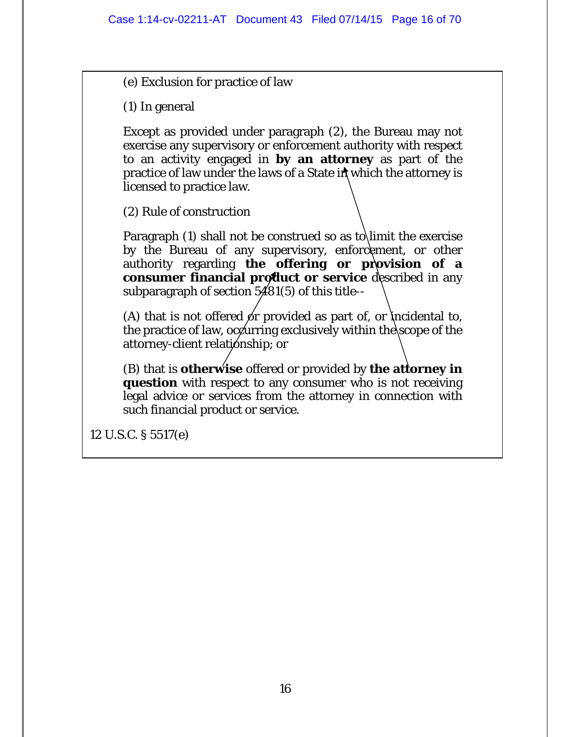(e) Exclusion for practice of law

(1) In general

Except as provided under paragraph (2), the Bureau may not exercise any supervisory or enforcement authority with respect to an activity engaged in **by an attorney** as part of the practice of law under the laws of a State in which the attorney is licensed to practice law.

(2) Rule of construction

Paragraph (1) shall not be construed so as to limit the exercise by the Bureau of any supervisory, enforcement, or other authority regarding **the offering or provision of a consumer financial product or service** described in any subparagraph of section 5481(5) of this title--

(A) that is not offered or provided as part of, or incidental to, the practice of law, occurring exclusively within the scope of the attorney-client relationship; or

(B) that is **otherwise** offered or provided by **the attorney in question** with respect to any consumer who is not receiving legal advice or services from the attorney in connection with such financial product or service.

12 U.S.C. § 5517(e)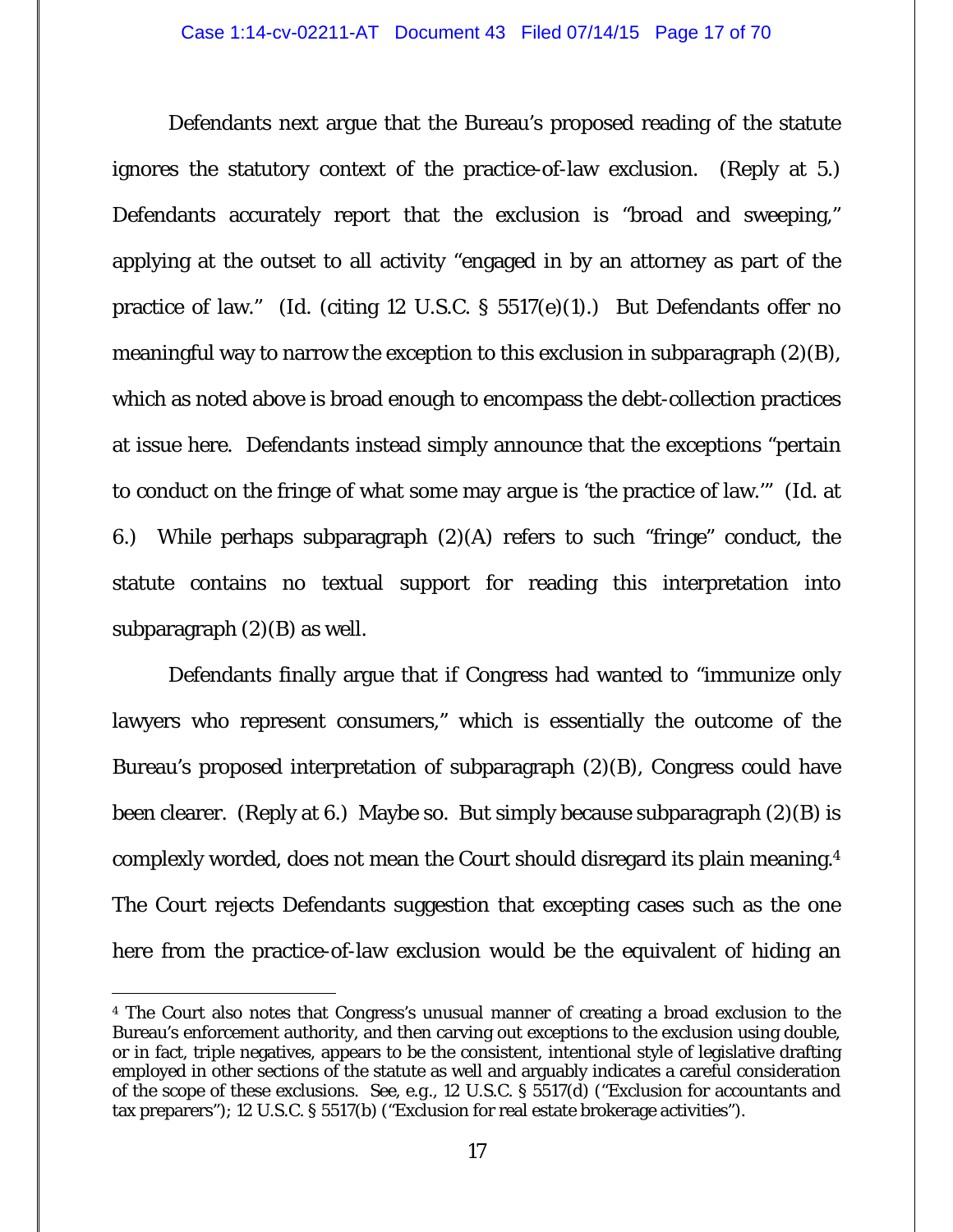Defendants next argue that the Bureau's proposed reading of the statute ignores the statutory context of the practice-of-law exclusion. (Reply at 5.) Defendants accurately report that the exclusion is "broad and sweeping," applying at the outset to all activity "engaged in by an attorney as part of the practice of law." (Id. (citing 12 U.S.C. § 5517(e)(1).) But Defendants offer no meaningful way to narrow the exception to this exclusion in subparagraph (2)(B), which as noted above is broad enough to encompass the debt-collection practices at issue here. Defendants instead simply announce that the exceptions "pertain to conduct on the fringe of what some may argue is 'the practice of law.'" (Id. at 6.) While perhaps subparagraph (2)(A) refers to such "fringe" conduct, the statute contains no textual support for reading this interpretation into subparagraph (2)(B) as well.

Defendants finally argue that if Congress had wanted to "immunize only lawyers who represent consumers," which is essentially the outcome of the Bureau's proposed interpretation of subparagraph (2)(B), Congress could have been clearer. (Reply at 6.) Maybe so. But simply because subparagraph (2)(B) is complexly worded, does not mean the Court should disregard its plain meaning.[4] The Court rejects Defendants suggestion that excepting cases such as the one here from the practice-of-law exclusion would be the equivalent of hiding an

---

[4] The Court also notes that Congress's unusual manner of creating a broad exclusion to the Bureau's enforcement authority, and then carving out exceptions to the exclusion using double, or in fact, triple negatives, appears to be the consistent, intentional style of legislative drafting employed in other sections of the statute as well and arguably indicates a careful consideration of the scope of these exclusions. See, e.g., 12 U.S.C. § 5517(d) ("Exclusion for accountants and tax preparers"); 12 U.S.C. § 5517(b) ("Exclusion for real estate brokerage activities").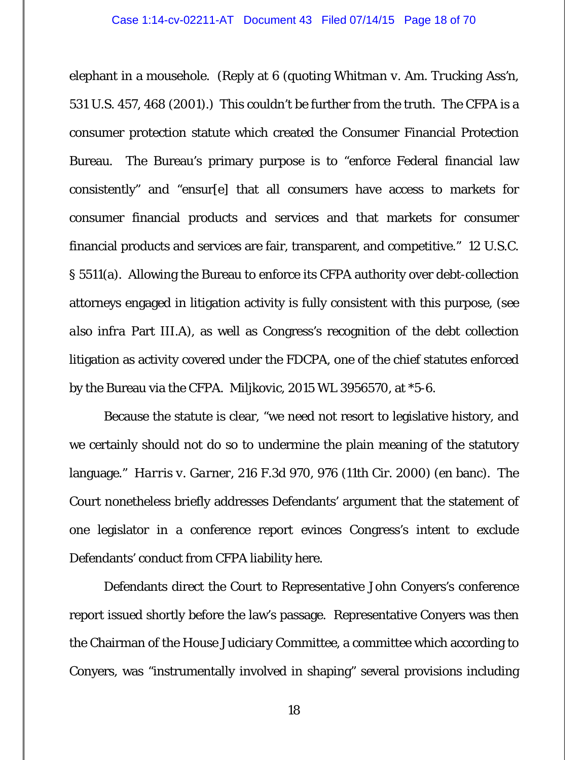elephant in a mousehole. (Reply at 6 (quoting *Whitman v. Am. Trucking Ass'n*, 531 U.S. 457, 468 (2001).) This couldn't be further from the truth. The CFPA is a consumer protection statute which created the Consumer Financial Protection Bureau. The Bureau's primary purpose is to "enforce Federal financial law consistently" and "ensur[e] that all consumers have access to markets for consumer financial products and services and that markets for consumer financial products and services are fair, transparent, and competitive." 12 U.S.C. § 5511(a). Allowing the Bureau to enforce its CFPA authority over debt-collection attorneys engaged in litigation activity is fully consistent with this purpose, (*see also infra* Part III.A), as well as Congress's recognition of the debt collection litigation as activity covered under the FDCPA, one of the chief statutes enforced by the Bureau via the CFPA. Miljkovic, 2015 WL 3956570, at *5-6.

Because the statute is clear, "we need not resort to legislative history, and we certainly should not do so to undermine the plain meaning of the statutory language." *Harris v. Garner*, 216 F.3d 970, 976 (11th Cir. 2000) (en banc). The Court nonetheless briefly addresses Defendants' argument that the statement of one legislator in a conference report evinces Congress's intent to exclude Defendants' conduct from CFPA liability here.

Defendants direct the Court to Representative John Conyers's conference report issued shortly before the law's passage. Representative Conyers was then the Chairman of the House Judiciary Committee, a committee which according to Conyers, was "instrumentally involved in shaping" several provisions including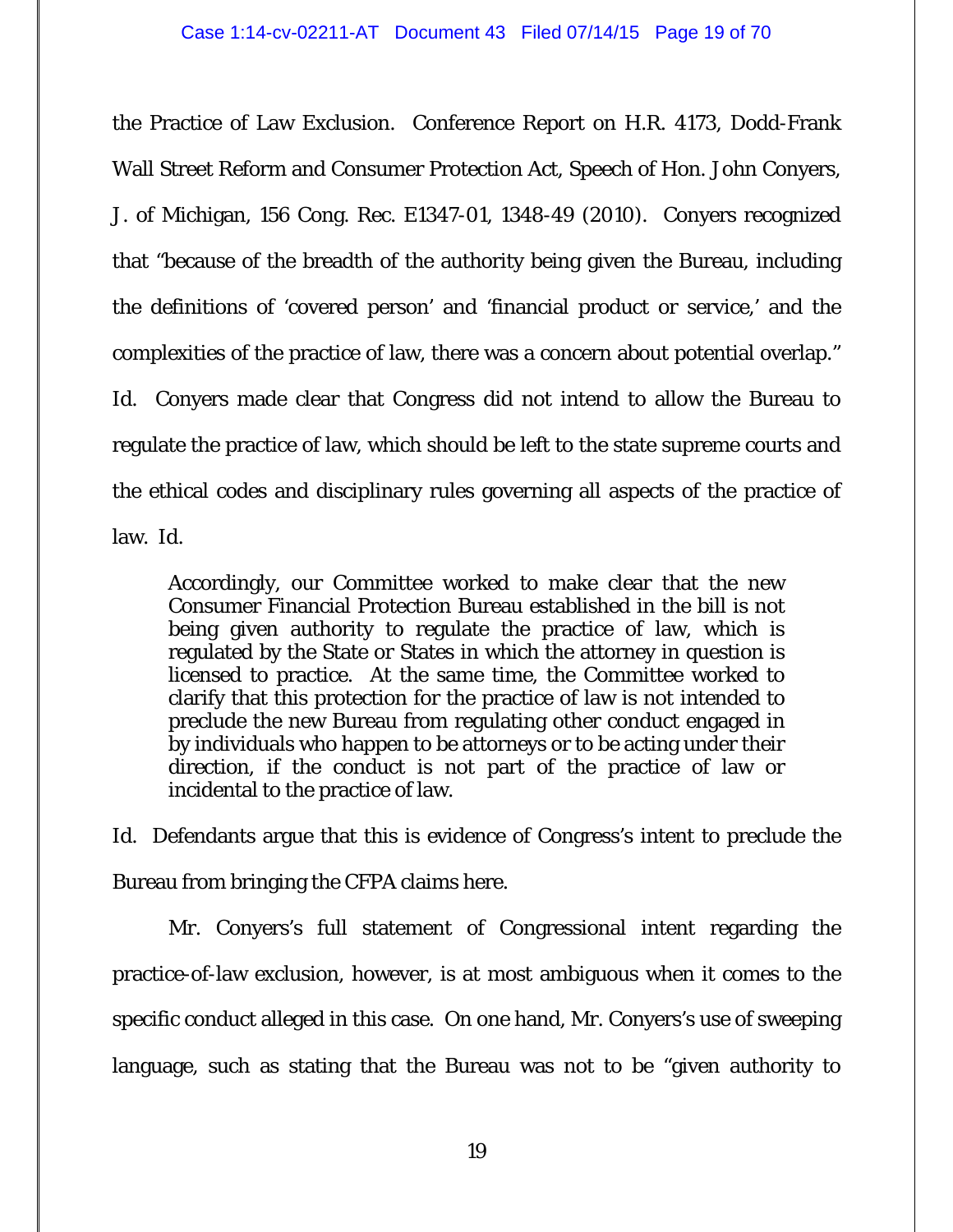the Practice of Law Exclusion. Conference Report on H.R. 4173, Dodd-Frank Wall Street Reform and Consumer Protection Act, Speech of Hon. John Conyers, J. of Michigan, 156 Cong. Rec. E1347-01, 1348-49 (2010). Conyers recognized that "because of the breadth of the authority being given the Bureau, including the definitions of 'covered person' and 'financial product or service,' and the complexities of the practice of law, there was a concern about potential overlap." Id. Conyers made clear that Congress did not intend to allow the Bureau to regulate the practice of law, which should be left to the state supreme courts and the ethical codes and disciplinary rules governing all aspects of the practice of law. Id.

> Accordingly, our Committee worked to make clear that the new Consumer Financial Protection Bureau established in the bill is not being given authority to regulate the practice of law, which is regulated by the State or States in which the attorney in question is licensed to practice. At the same time, the Committee worked to clarify that this protection for the practice of law is not intended to preclude the new Bureau from regulating other conduct engaged in by individuals who happen to be attorneys or to be acting under their direction, if the conduct is not part of the practice of law or incidental to the practice of law.

Id. Defendants argue that this is evidence of Congress's intent to preclude the Bureau from bringing the CFPA claims here.

Mr. Conyers's full statement of Congressional intent regarding the practice-of-law exclusion, however, is at most ambiguous when it comes to the specific conduct alleged in this case. On one hand, Mr. Conyers's use of sweeping language, such as stating that the Bureau was not to be "given authority to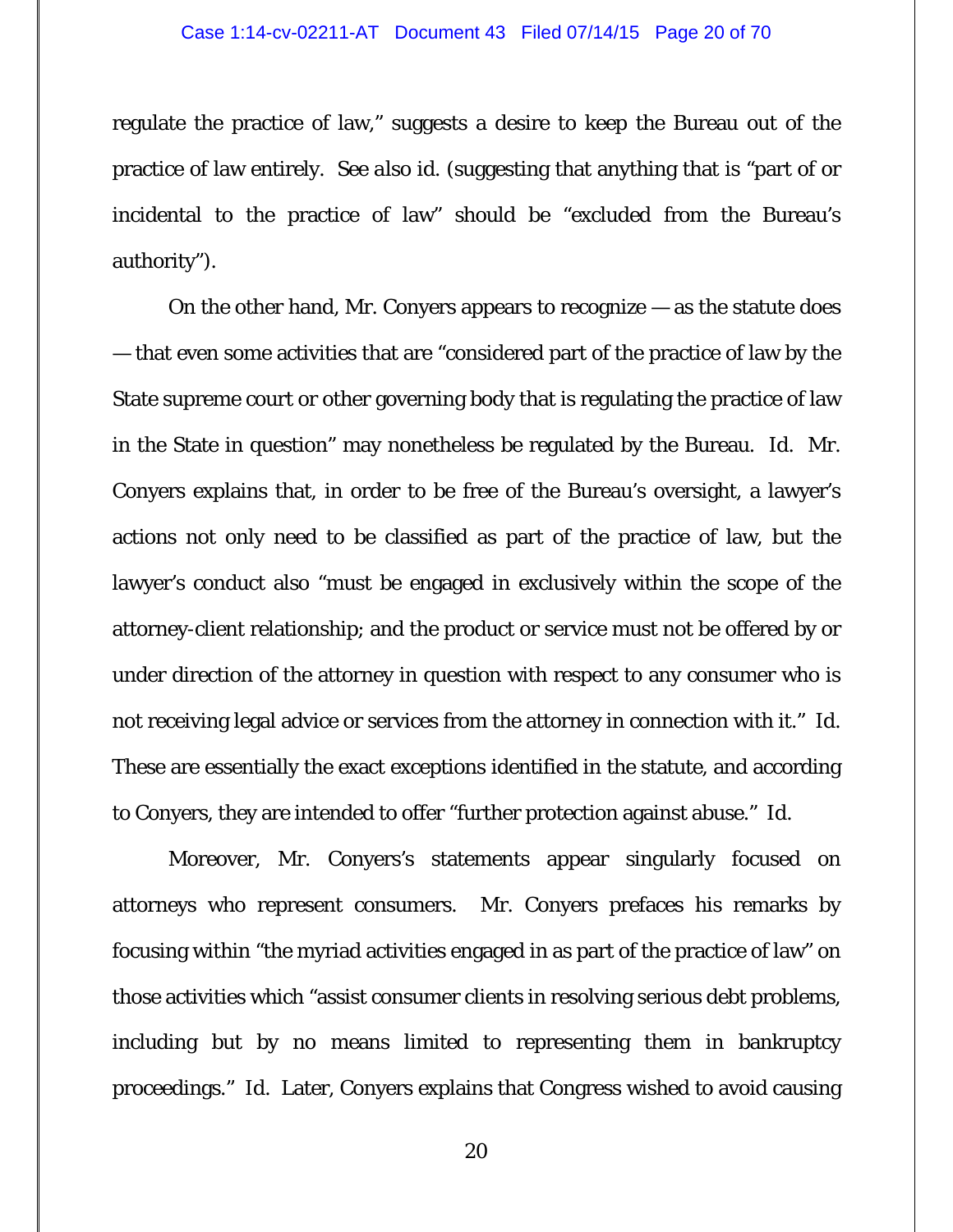regulate the practice of law," suggests a desire to keep the Bureau out of the practice of law entirely. *See also id.* (suggesting that anything that is "part of or incidental to the practice of law" should be "excluded from the Bureau's authority").

On the other hand, Mr. Conyers appears to recognize — as the statute does — that even some activities that are "considered part of the practice of law by the State supreme court or other governing body that is regulating the practice of law in the State in question" may nonetheless be regulated by the Bureau. *Id.* Mr. Conyers explains that, in order to be free of the Bureau's oversight, a lawyer's actions not only need to be classified as part of the practice of law, but the lawyer's conduct also "must be engaged in exclusively within the scope of the attorney-client relationship; and the product or service must not be offered by or under direction of the attorney in question with respect to any consumer who is not receiving legal advice or services from the attorney in connection with it." *Id.* These are essentially the exact exceptions identified in the statute, and according to Conyers, they are intended to offer "further protection against abuse." *Id.*

Moreover, Mr. Conyers's statements appear singularly focused on attorneys who represent consumers. Mr. Conyers prefaces his remarks by focusing within "the myriad activities engaged in as part of the practice of law" on those activities which "assist consumer clients in resolving serious debt problems, including but by no means limited to representing them in bankruptcy proceedings." *Id.* Later, Conyers explains that Congress wished to avoid causing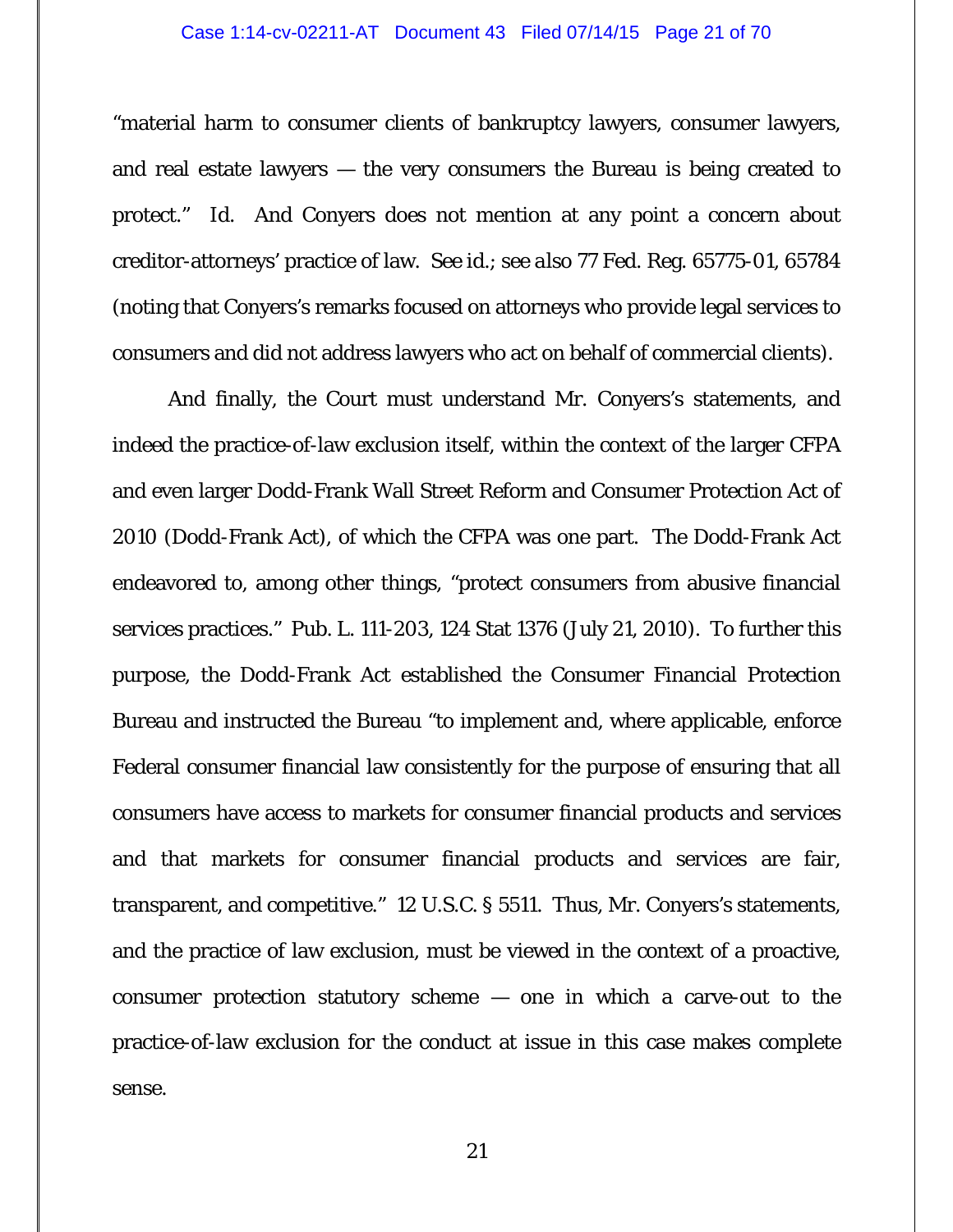"material harm to consumer clients of bankruptcy lawyers, consumer lawyers, and real estate lawyers — the very consumers the Bureau is being created to protect." *Id.* And Conyers does not mention at any point a concern about creditor-attorneys' practice of law. *See id.*; *see also* 77 Fed. Reg. 65775-01, 65784 (noting that Conyers's remarks focused on attorneys who provide legal services to consumers and did not address lawyers who act on behalf of commercial clients).

And finally, the Court must understand Mr. Conyers's statements, and indeed the practice-of-law exclusion itself, within the context of the larger CFPA and even larger Dodd-Frank Wall Street Reform and Consumer Protection Act of 2010 (Dodd-Frank Act), of which the CFPA was one part. The Dodd-Frank Act endeavored to, among other things, "protect consumers from abusive financial services practices." Pub. L. 111-203, 124 Stat 1376 (July 21, 2010). To further this purpose, the Dodd-Frank Act established the Consumer Financial Protection Bureau and instructed the Bureau "to implement and, where applicable, enforce Federal consumer financial law consistently for the purpose of ensuring that all consumers have access to markets for consumer financial products and services and that markets for consumer financial products and services are fair, transparent, and competitive." 12 U.S.C. § 5511. Thus, Mr. Conyers's statements, and the practice of law exclusion, must be viewed in the context of a proactive, consumer protection statutory scheme — one in which a carve-out to the practice-of-law exclusion for the conduct at issue in this case makes complete sense.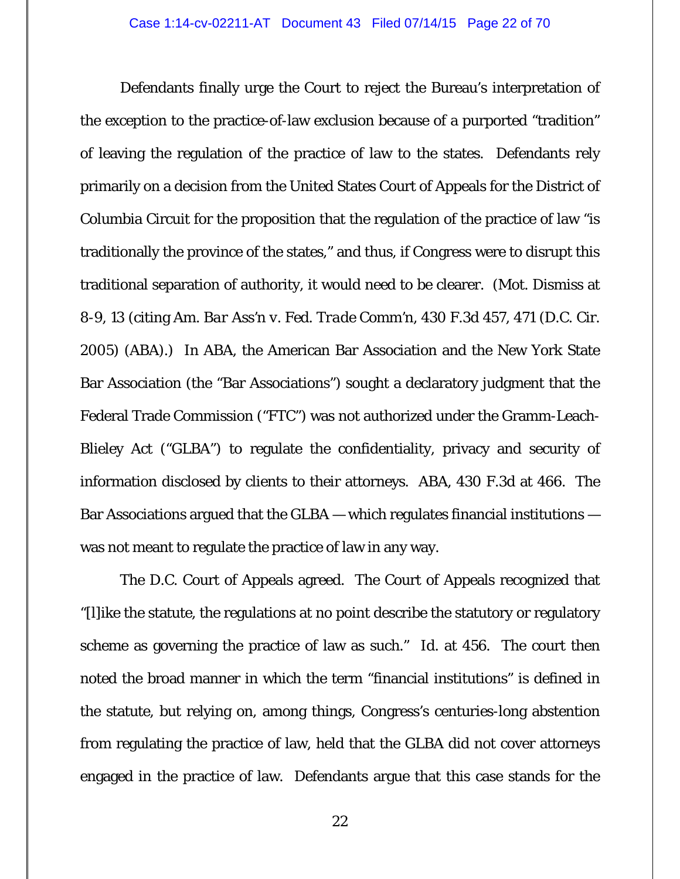Defendants finally urge the Court to reject the Bureau's interpretation of the exception to the practice-of-law exclusion because of a purported "tradition" of leaving the regulation of the practice of law to the states. Defendants rely primarily on a decision from the United States Court of Appeals for the District of Columbia Circuit for the proposition that the regulation of the practice of law "is traditionally the province of the states," and thus, if Congress were to disrupt this traditional separation of authority, it would need to be clearer. (Mot. Dismiss at 8-9, 13 (citing *Am. Bar Ass'n v. Fed. Trade Comm'n*, 430 F.3d 457, 471 (D.C. Cir. 2005) (*ABA*).) In *ABA*, the American Bar Association and the New York State Bar Association (the "Bar Associations") sought a declaratory judgment that the Federal Trade Commission ("FTC") was not authorized under the Gramm-Leach-Blieley Act ("GLBA") to regulate the confidentiality, privacy and security of information disclosed by clients to their attorneys. *ABA*, 430 F.3d at 466. The Bar Associations argued that the GLBA — which regulates financial institutions — was not meant to regulate the practice of law in any way.

The D.C. Court of Appeals agreed. The Court of Appeals recognized that "[l]ike the statute, the regulations at no point describe the statutory or regulatory scheme as governing the practice of law as such." *Id.* at 456. The court then noted the broad manner in which the term "financial institutions" is defined in the statute, but relying on, among things, Congress's centuries-long abstention from regulating the practice of law, held that the GLBA did not cover attorneys engaged in the practice of law. Defendants argue that this case stands for the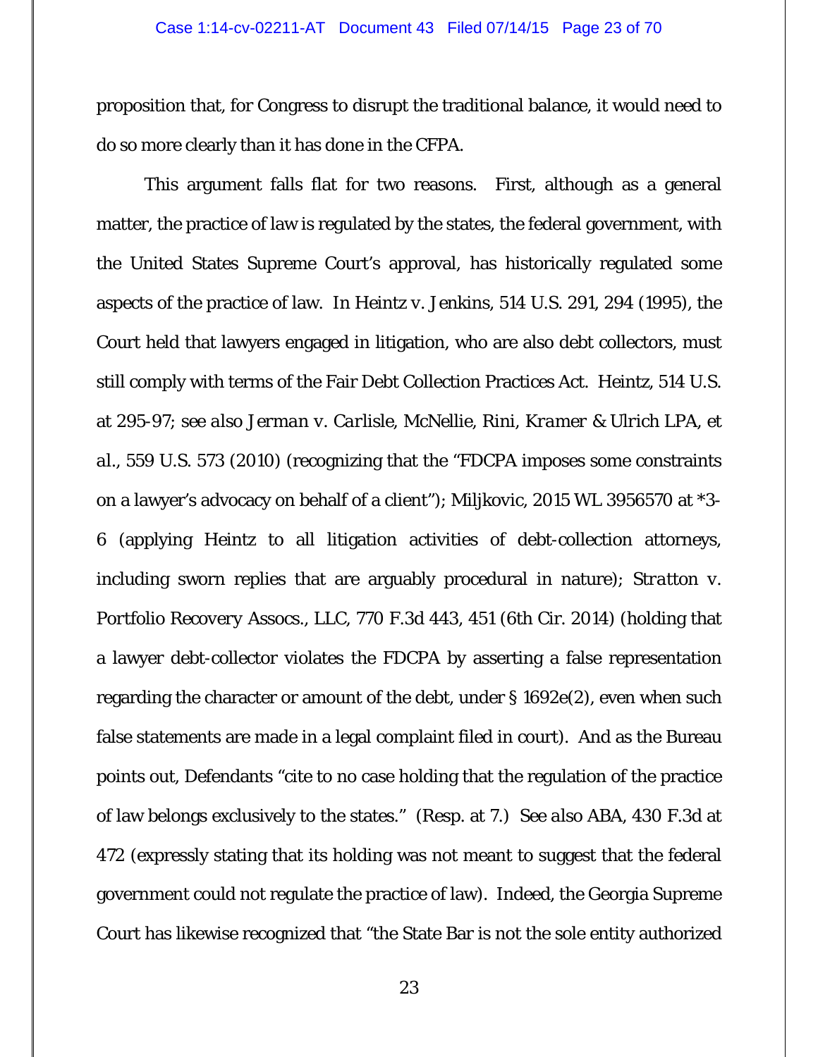proposition that, for Congress to disrupt the traditional balance, it would need to do so more clearly than it has done in the CFPA.

This argument falls flat for two reasons. First, although as a general matter, the practice of law is regulated by the states, the federal government, with the United States Supreme Court's approval, has historically regulated some aspects of the practice of law. In *Heintz v. Jenkins*, 514 U.S. 291, 294 (1995), the Court held that lawyers engaged in litigation, who are also debt collectors, must still comply with terms of the Fair Debt Collection Practices Act. *Heintz*, 514 U.S. at 295-97; *see also Jerman v. Carlisle, McNellie, Rini, Kramer & Ulrich LPA, et al.*, 559 U.S. 573 (2010) (recognizing that the "FDCPA imposes some constraints on a lawyer's advocacy on behalf of a client"); *Miljkovic*, 2015 WL 3956570 at *3-6 (applying *Heintz* to all litigation activities of debt-collection attorneys, including sworn replies that are arguably procedural in nature); *Stratton v. Portfolio Recovery Assocs., LLC*, 770 F.3d 443, 451 (6th Cir. 2014) (holding that a lawyer debt-collector violates the FDCPA by asserting a false representation regarding the character or amount of the debt, under § 1692e(2), even when such false statements are made in a legal complaint filed in court). And as the Bureau points out, Defendants "cite to no case holding that the regulation of the practice of law belongs exclusively to the states." (Resp. at 7.) *See also ABA*, 430 F.3d at 472 (expressly stating that its holding was not meant to suggest that the federal government could not regulate the practice of law). Indeed, the Georgia Supreme Court has likewise recognized that "the State Bar is not the sole entity authorized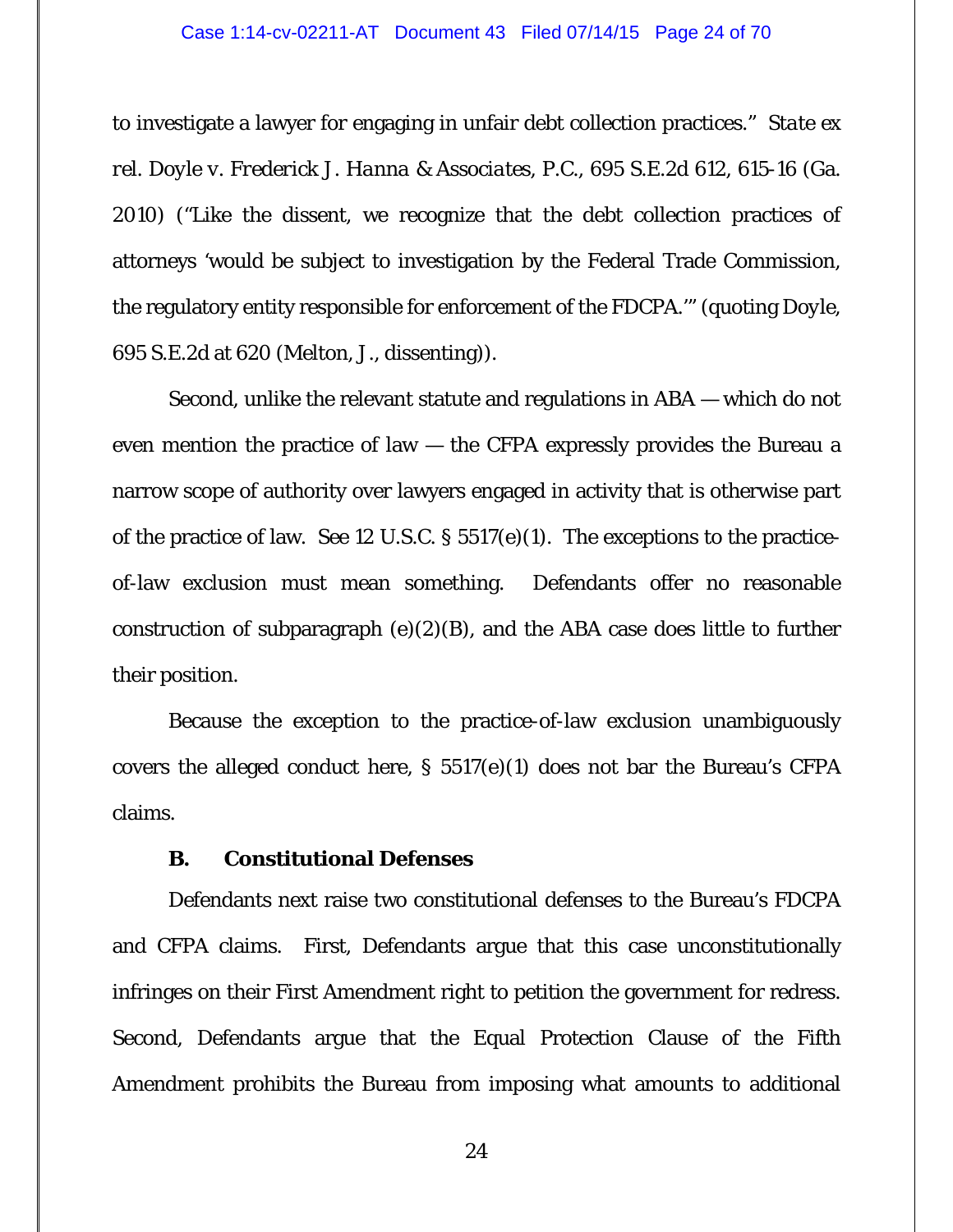to investigate a lawyer for engaging in unfair debt collection practices." *State ex rel. Doyle v. Frederick J. Hanna & Associates, P.C.*, 695 S.E.2d 612, 615-16 (Ga. 2010) ("Like the dissent, we recognize that the debt collection practices of attorneys 'would be subject to investigation by the Federal Trade Commission, the regulatory entity responsible for enforcement of the FDCPA.'" (quoting Doyle, 695 S.E.2d at 620 (Melton, J., dissenting)).

Second, unlike the relevant statute and regulations in ABA — which do not even mention the practice of law — the CFPA expressly provides the Bureau a narrow scope of authority over lawyers engaged in activity that is otherwise part of the practice of law. See 12 U.S.C. § 5517(e)(1). The exceptions to the practice-of-law exclusion must mean something. Defendants offer no reasonable construction of subparagraph (e)(2)(B), and the ABA case does little to further their position.

Because the exception to the practice-of-law exclusion unambiguously covers the alleged conduct here, § 5517(e)(1) does not bar the Bureau's CFPA claims.

**B. Constitutional Defenses**

Defendants next raise two constitutional defenses to the Bureau's FDCPA and CFPA claims. First, Defendants argue that this case unconstitutionally infringes on their First Amendment right to petition the government for redress. Second, Defendants argue that the Equal Protection Clause of the Fifth Amendment prohibits the Bureau from imposing what amounts to additional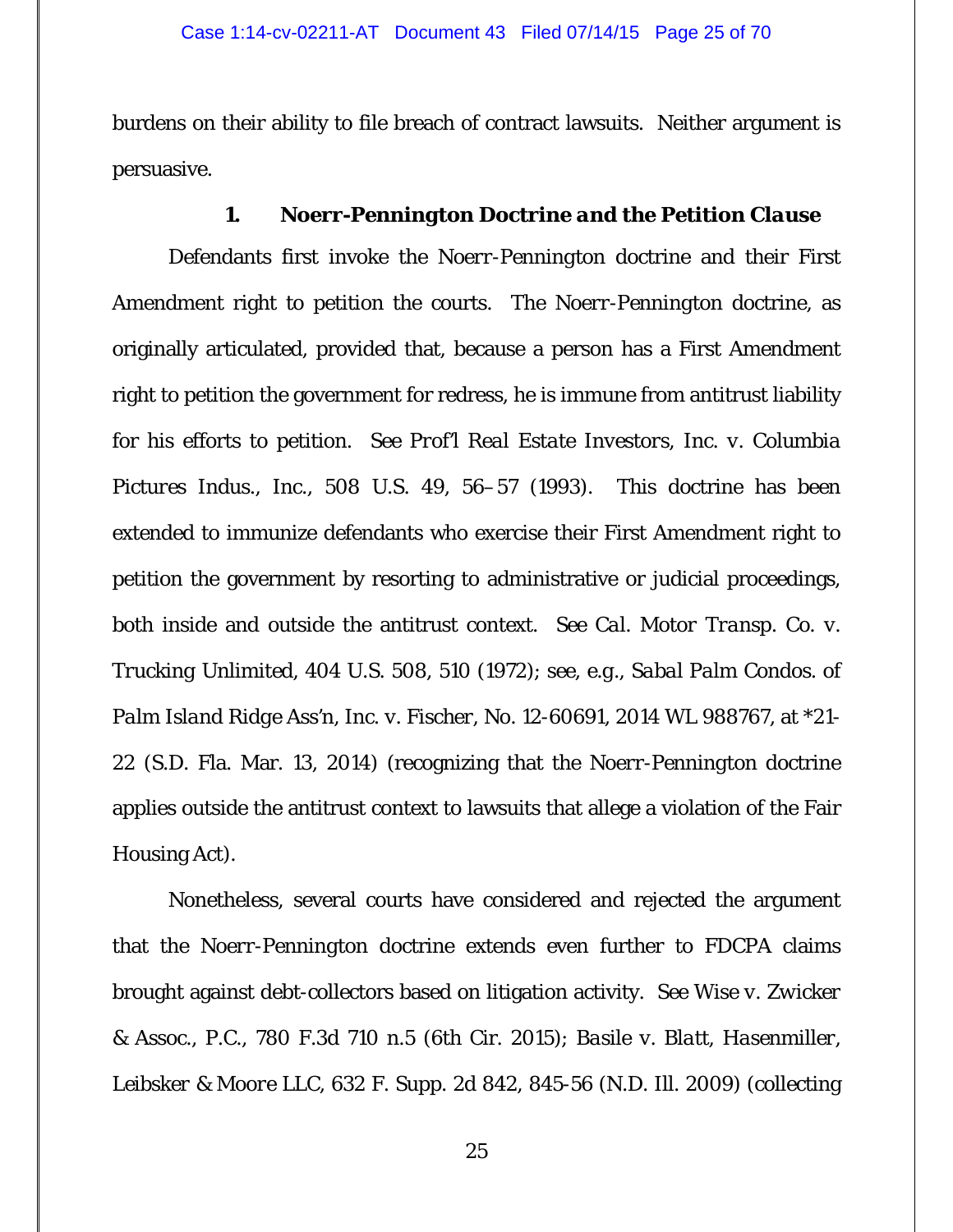burdens on their ability to file breach of contract lawsuits. Neither argument is persuasive.

### 1. Noerr-Pennington Doctrine and the Petition Clause

Defendants first invoke the Noerr-Pennington doctrine and their First Amendment right to petition the courts. The Noerr-Pennington doctrine, as originally articulated, provided that, because a person has a First Amendment right to petition the government for redress, he is immune from antitrust liability for his efforts to petition. *See Prof'l Real Estate Investors, Inc. v. Columbia Pictures Indus., Inc.*, 508 U.S. 49, 56–57 (1993). This doctrine has been extended to immunize defendants who exercise their First Amendment right to petition the government by resorting to administrative or judicial proceedings, both inside and outside the antitrust context. *See Cal. Motor Transp. Co. v. Trucking Unlimited*, 404 U.S. 508, 510 (1972); *see, e.g.*, *Sabal Palm Condos. of Palm Island Ridge Ass'n, Inc. v. Fischer*, No. 12-60691, 2014 WL 988767, at *21-22 (S.D. Fla. Mar. 13, 2014) (recognizing that the Noerr-Pennington doctrine applies outside the antitrust context to lawsuits that allege a violation of the Fair Housing Act).

Nonetheless, several courts have considered and rejected the argument that the Noerr-Pennington doctrine extends even further to FDCPA claims brought against debt-collectors based on litigation activity. *See Wise v. Zwicker & Assoc., P.C.*, 780 F.3d 710 n.5 (6th Cir. 2015); *Basile v. Blatt, Hasenmiller, Leibsker & Moore LLC*, 632 F. Supp. 2d 842, 845-56 (N.D. Ill. 2009) (collecting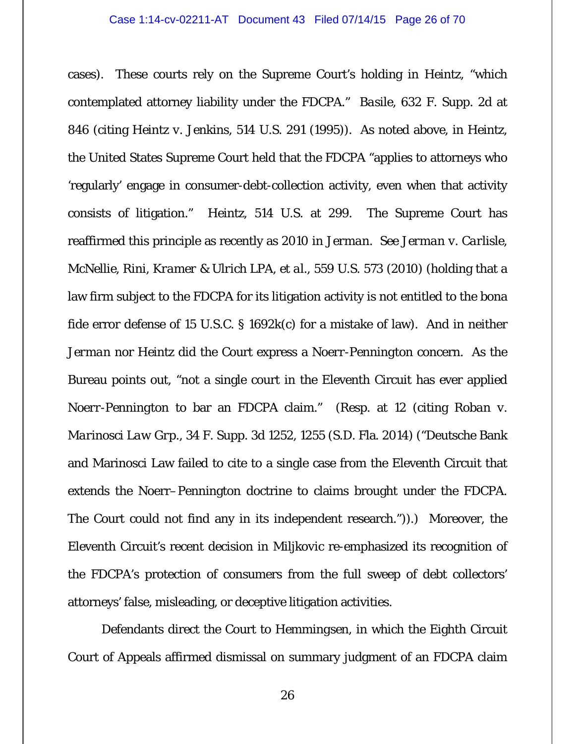cases). These courts rely on the Supreme Court's holding in Heintz, "which contemplated attorney liability under the FDCPA." *Basile*, 632 F. Supp. 2d at 846 (citing Heintz v. Jenkins, 514 U.S. 291 (1995)). As noted above, in Heintz, the United States Supreme Court held that the FDCPA "applies to attorneys who 'regularly' engage in consumer-debt-collection activity, even when that activity consists of litigation." Heintz, 514 U.S. at 299. The Supreme Court has reaffirmed this principle as recently as 2010 in *Jerman*. *See Jerman v. Carlisle, McNellie, Rini, Kramer & Ulrich LPA, et al.*, 559 U.S. 573 (2010) (holding that a law firm subject to the FDCPA for its litigation activity is not entitled to the bona fide error defense of 15 U.S.C. § 1692k(c) for a mistake of law). And in neither *Jerman* nor Heintz did the Court express a Noerr-Pennington concern. As the Bureau points out, "not a single court in the Eleventh Circuit has ever applied Noerr-Pennington to bar an FDCPA claim." (Resp. at 12 (citing *Roban v. Marinosci Law Grp.*, 34 F. Supp. 3d 1252, 1255 (S.D. Fla. 2014) ("Deutsche Bank and Marinosci Law failed to cite to a single case from the Eleventh Circuit that extends the Noerr–Pennington doctrine to claims brought under the FDCPA. The Court could not find any in its independent research.")).) Moreover, the Eleventh Circuit's recent decision in Miljkovic re-emphasized its recognition of the FDCPA's protection of consumers from the full sweep of debt collectors' attorneys' false, misleading, or deceptive litigation activities.

Defendants direct the Court to Hemmingsen, in which the Eighth Circuit Court of Appeals affirmed dismissal on summary judgment of an FDCPA claim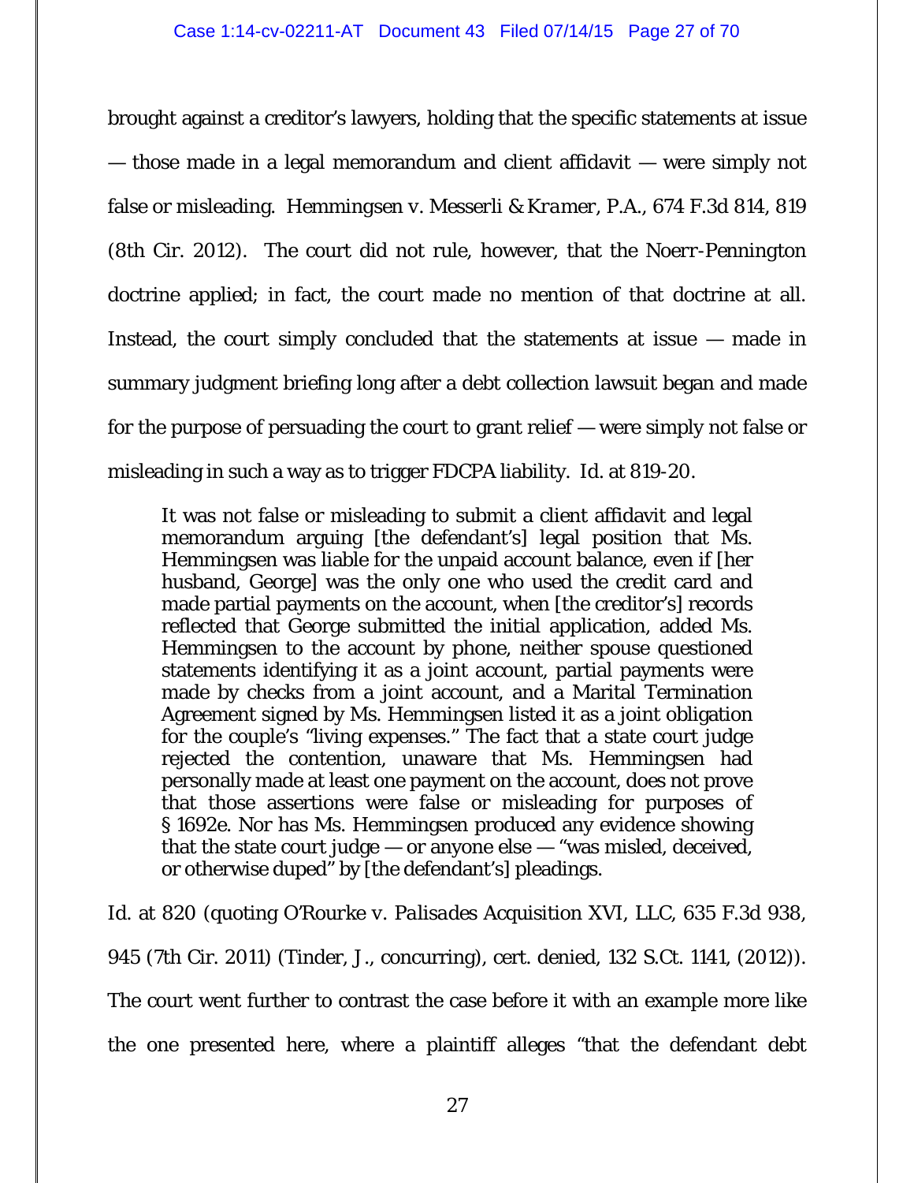brought against a creditor's lawyers, holding that the specific statements at issue — those made in a legal memorandum and client affidavit — were simply not false or misleading. *Hemmingsen v. Messerli & Kramer, P.A.*, 674 F.3d 814, 819 (8th Cir. 2012). The court did not rule, however, that the Noerr-Pennington doctrine applied; in fact, the court made no mention of that doctrine at all. Instead, the court simply concluded that the statements at issue — made in summary judgment briefing long after a debt collection lawsuit began and made for the purpose of persuading the court to grant relief — were simply not false or misleading in such a way as to trigger FDCPA liability. *Id.* at 819-20.

> It was not false or misleading to submit a client affidavit and legal memorandum arguing [the defendant's] legal position that Ms. Hemmingsen was liable for the unpaid account balance, even if [her husband, George] was the only one who used the credit card and made partial payments on the account, when [the creditor's] records reflected that George submitted the initial application, added Ms. Hemmingsen to the account by phone, neither spouse questioned statements identifying it as a joint account, partial payments were made by checks from a joint account, and a Marital Termination Agreement signed by Ms. Hemmingsen listed it as a joint obligation for the couple's "living expenses." The fact that a state court judge rejected the contention, unaware that Ms. Hemmingsen had personally made at least one payment on the account, does not prove that those assertions were false or misleading for purposes of § 1692e. Nor has Ms. Hemmingsen produced any evidence showing that the state court judge — or anyone else — "was misled, deceived, or otherwise duped" by [the defendant's] pleadings.

*Id.* at 820 (quoting *O'Rourke v. Palisades Acquisition XVI, LLC*, 635 F.3d 938, 945 (7th Cir. 2011) (Tinder, J., concurring), *cert. denied*, 132 S.Ct. 1141, (2012)). The court went further to contrast the case before it with an example more like the one presented here, where a plaintiff alleges "that the defendant debt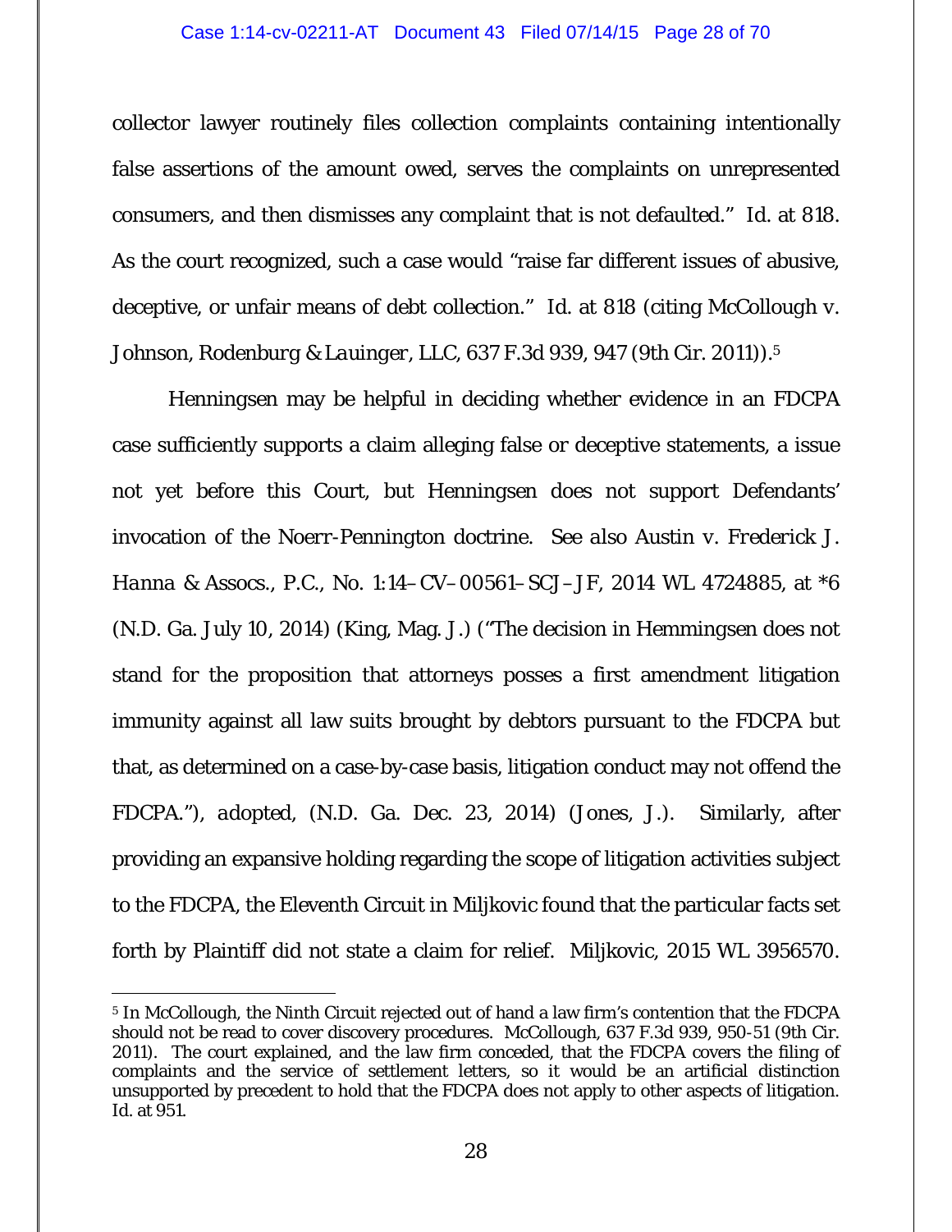collector lawyer routinely files collection complaints containing intentionally false assertions of the amount owed, serves the complaints on unrepresented consumers, and then dismisses any complaint that is not defaulted." *Id.* at 818. As the court recognized, such a case would "raise far different issues of abusive, deceptive, or unfair means of debt collection." *Id.* at 818 (citing *McCollough v. Johnson, Rodenburg & Lauinger, LLC*, 637 F.3d 939, 947 (9th Cir. 2011)).[5]

Henningsen may be helpful in deciding whether evidence in an FDCPA case sufficiently supports a claim alleging false or deceptive statements, a issue not yet before this Court, but Henningsen does not support Defendants' invocation of the Noerr-Pennington doctrine. *See also Austin v. Frederick J. Hanna & Assocs., P.C.*, No. 1:14–CV–00561–SCJ–JF, 2014 WL 4724885, at *6 (N.D. Ga. July 10, 2014) (King, Mag. J.) ("The decision in Hemmingsen does not stand for the proposition that attorneys posses a first amendment litigation immunity against all law suits brought by debtors pursuant to the FDCPA but that, as determined on a case-by-case basis, litigation conduct may not offend the FDCPA."), *adopted*, (N.D. Ga. Dec. 23, 2014) (Jones, J.). Similarly, after providing an expansive holding regarding the scope of litigation activities subject to the FDCPA, the Eleventh Circuit in Miljkovic found that the particular facts set forth by Plaintiff did not state a claim for relief. Miljkovic, 2015 WL 3956570.

---

[5] In McCollough, the Ninth Circuit rejected out of hand a law firm's contention that the FDCPA should not be read to cover discovery procedures. McCollough, 637 F.3d 939, 950-51 (9th Cir. 2011). The court explained, and the law firm conceded, that the FDCPA covers the filing of complaints and the service of settlement letters, so it would be an artificial distinction unsupported by precedent to hold that the FDCPA does not apply to other aspects of litigation. *Id.* at 951.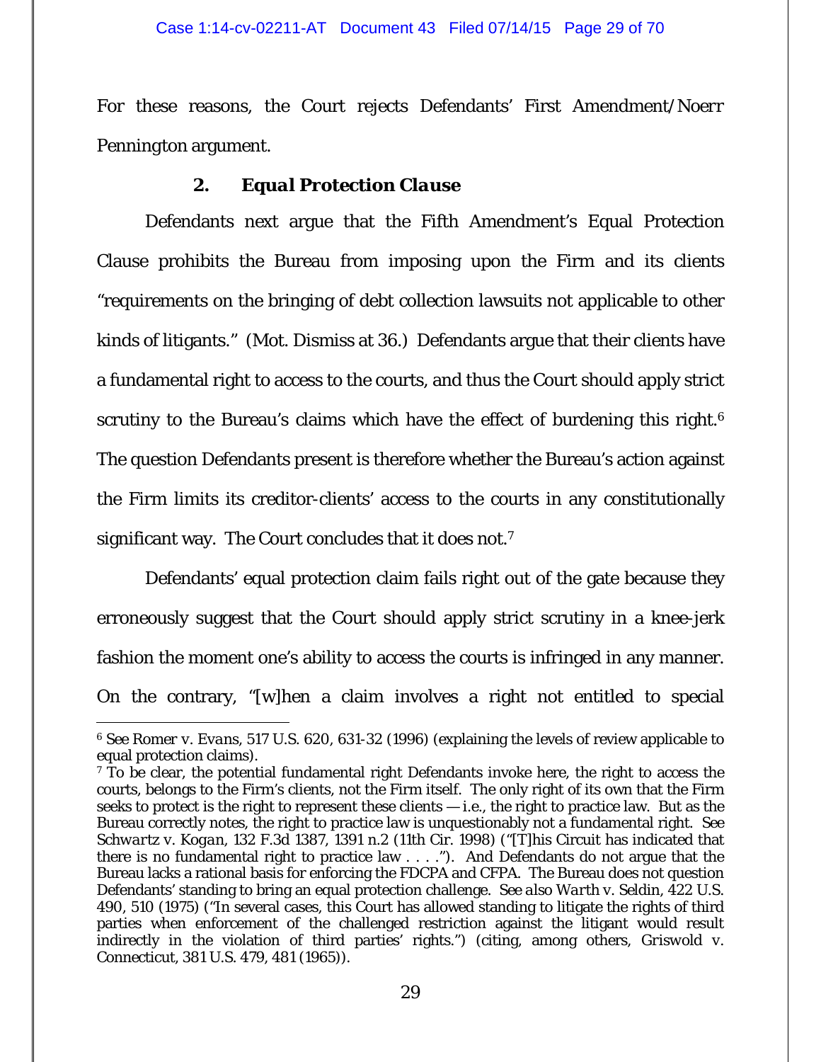For these reasons, the Court rejects Defendants' First Amendment/Noerr Pennington argument.

### 2. *Equal Protection Clause*

Defendants next argue that the Fifth Amendment's Equal Protection Clause prohibits the Bureau from imposing upon the Firm and its clients "requirements on the bringing of debt collection lawsuits not applicable to other kinds of litigants." (Mot. Dismiss at 36.) Defendants argue that their clients have a fundamental right to access to the courts, and thus the Court should apply strict scrutiny to the Bureau's claims which have the effect of burdening this right.[6] The question Defendants present is therefore whether the Bureau's action against the Firm limits its creditor-clients' access to the courts in any constitutionally significant way. The Court concludes that it does not.[7]

Defendants' equal protection claim fails right out of the gate because they erroneously suggest that the Court should apply strict scrutiny in a knee-jerk fashion the moment one's ability to access the courts is infringed in any manner. On the contrary, "[w]hen a claim involves a right not entitled to special

---

[6] *See Romer v. Evans*, 517 U.S. 620, 631-32 (1996) (explaining the levels of review applicable to equal protection claims).

[7] To be clear, the potential fundamental right Defendants invoke here, the right to access the courts, belongs to the Firm's clients, not the Firm itself. The only right of its own that the Firm seeks to protect is the right to represent these clients — i.e., the right to practice law. But as the Bureau correctly notes, the right to practice law is unquestionably not a fundamental right. *See Schwartz v. Kogan*, 132 F.3d 1387, 1391 n.2 (11th Cir. 1998) ("[T]his Circuit has indicated that there is no fundamental right to practice law . . . ."). And Defendants do not argue that the Bureau lacks a rational basis for enforcing the FDCPA and CFPA. The Bureau does not question Defendants' standing to bring an equal protection challenge. *See also Warth v. Seldin*, 422 U.S. 490, 510 (1975) ("In several cases, this Court has allowed standing to litigate the rights of third parties when enforcement of the challenged restriction against the litigant would result indirectly in the violation of third parties' rights.") (citing, among others, *Griswold v. Connecticut*, 381 U.S. 479, 481 (1965)).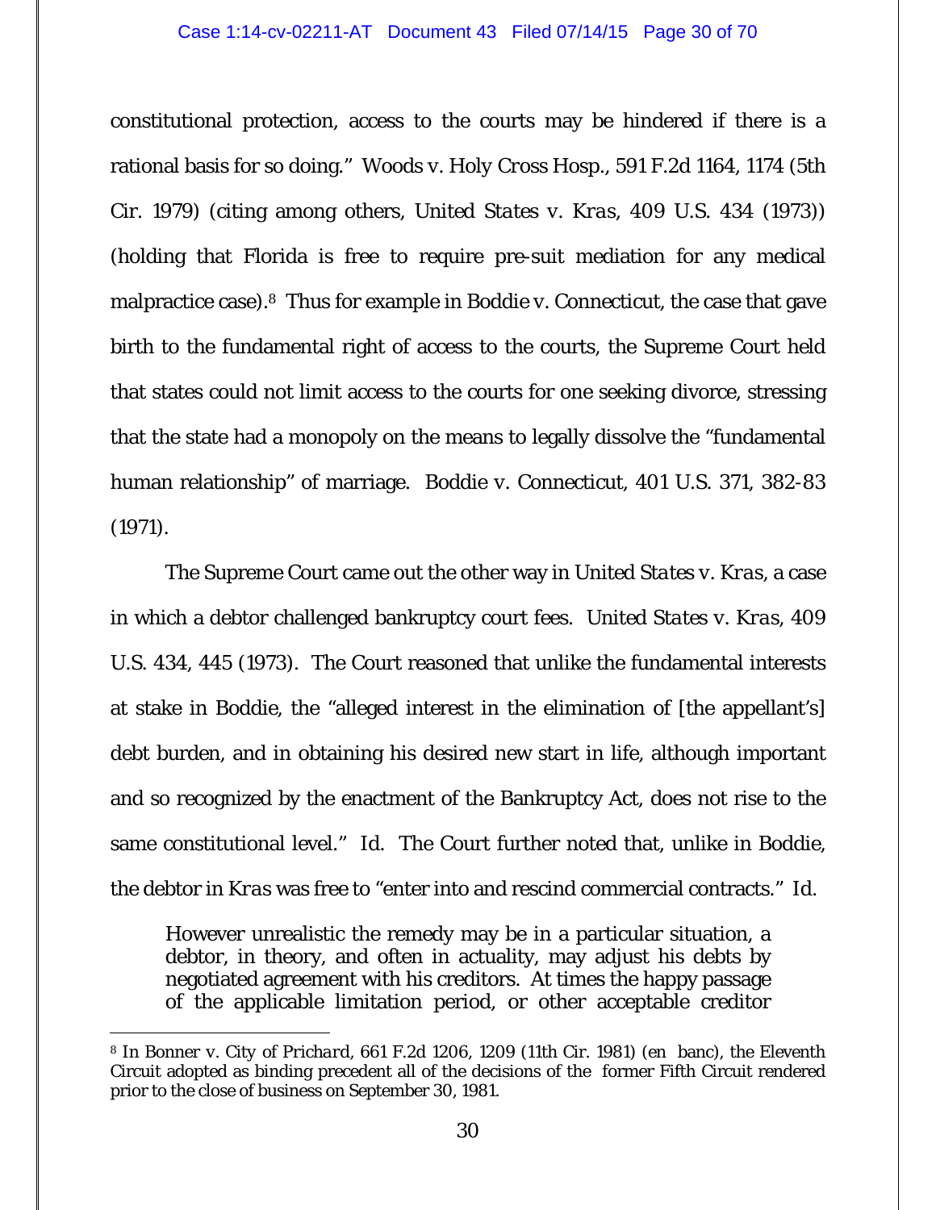constitutional protection, access to the courts may be hindered if there is a rational basis for so doing." Woods v. Holy Cross Hosp., 591 F.2d 1164, 1174 (5th Cir. 1979) (citing among others, *United States v. Kras*, 409 U.S. 434 (1973)) (holding that Florida is free to require pre-suit mediation for any medical malpractice case).[8] Thus for example in Boddie v. Connecticut, the case that gave birth to the fundamental right of access to the courts, the Supreme Court held that states could not limit access to the courts for one seeking divorce, stressing that the state had a monopoly on the means to legally dissolve the "fundamental human relationship" of marriage. Boddie v. Connecticut, 401 U.S. 371, 382-83 (1971).

The Supreme Court came out the other way in *United States v. Kras*, a case in which a debtor challenged bankruptcy court fees. *United States v. Kras*, 409 U.S. 434, 445 (1973). The Court reasoned that unlike the fundamental interests at stake in Boddie, the "alleged interest in the elimination of [the appellant's] debt burden, and in obtaining his desired new start in life, although important and so recognized by the enactment of the Bankruptcy Act, does not rise to the same constitutional level." *Id.* The Court further noted that, unlike in Boddie, the debtor in *Kras* was free to "enter into and rescind commercial contracts." *Id.*

> However unrealistic the remedy may be in a particular situation, a debtor, in theory, and often in actuality, may adjust his debts by negotiated agreement with his creditors. At times the happy passage of the applicable limitation period, or other acceptable creditor

---

[8] In *Bonner v. City of Prichard*, 661 F.2d 1206, 1209 (11th Cir. 1981) (en banc), the Eleventh Circuit adopted as binding precedent all of the decisions of the former Fifth Circuit rendered prior to the close of business on September 30, 1981.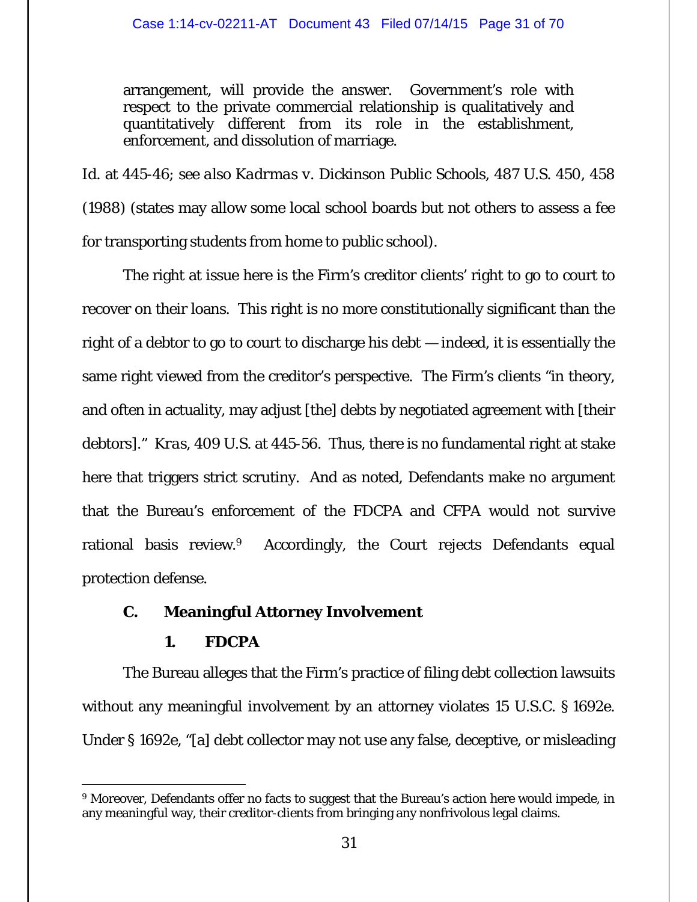arrangement, will provide the answer. Government's role with respect to the private commercial relationship is qualitatively and quantitatively different from its role in the establishment, enforcement, and dissolution of marriage.

*Id.* at 445-46; *see also Kadrmas v. Dickinson Public Schools*, 487 U.S. 450, 458 (1988) (states may allow some local school boards but not others to assess a fee for transporting students from home to public school).

The right at issue here is the Firm's creditor clients' right to go to court to recover on their loans. This right is no more constitutionally significant than the right of a debtor to go to court to discharge his debt — indeed, it is essentially the same right viewed from the creditor's perspective. The Firm's clients "in theory, and often in actuality, may adjust [the] debts by negotiated agreement with [their debtors]." *Kras*, 409 U.S. at 445-56. Thus, there is no fundamental right at stake here that triggers strict scrutiny. And as noted, Defendants make no argument that the Bureau's enforcement of the FDCPA and CFPA would not survive rational basis review.[9] Accordingly, the Court rejects Defendants equal protection defense.

### C. Meaningful Attorney Involvement

#### 1. FDCPA

The Bureau alleges that the Firm's practice of filing debt collection lawsuits without any meaningful involvement by an attorney violates 15 U.S.C. § 1692e. Under § 1692e, "[a] debt collector may not use any false, deceptive, or misleading

---

[9] Moreover, Defendants offer no facts to suggest that the Bureau's action here would impede, in any meaningful way, their creditor-clients from bringing any nonfrivolous legal claims.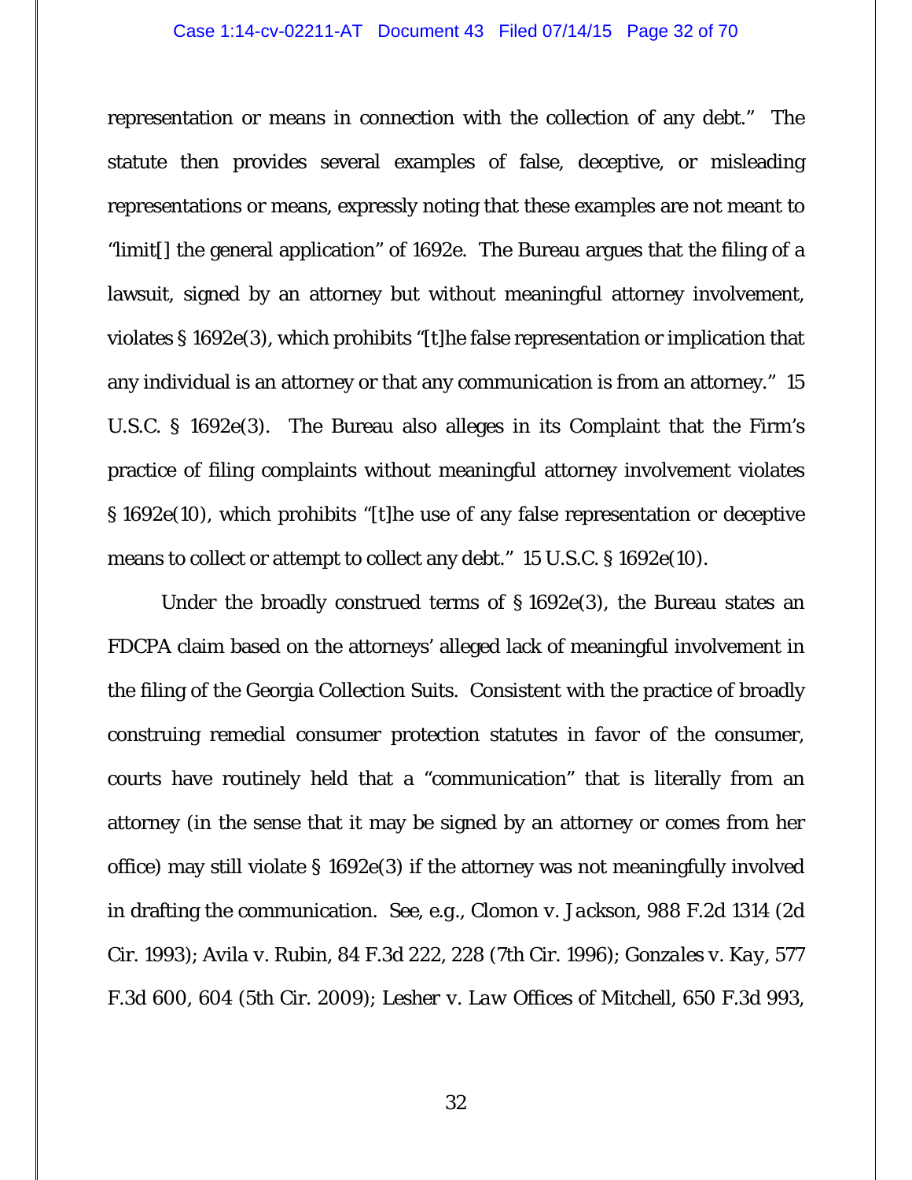representation or means in connection with the collection of any debt." The statute then provides several examples of false, deceptive, or misleading representations or means, expressly noting that these examples are not meant to "limit[] the general application" of 1692e. The Bureau argues that the filing of a lawsuit, signed by an attorney but without meaningful attorney involvement, violates § 1692e(3), which prohibits "[t]he false representation or implication that any individual is an attorney or that any communication is from an attorney." 15 U.S.C. § 1692e(3). The Bureau also alleges in its Complaint that the Firm's practice of filing complaints without meaningful attorney involvement violates § 1692e(10), which prohibits "[t]he use of any false representation or deceptive means to collect or attempt to collect any debt." 15 U.S.C. § 1692e(10).

Under the broadly construed terms of § 1692e(3), the Bureau states an FDCPA claim based on the attorneys' alleged lack of meaningful involvement in the filing of the Georgia Collection Suits. Consistent with the practice of broadly construing remedial consumer protection statutes in favor of the consumer, courts have routinely held that a "communication" that is literally from an attorney (in the sense that it may be signed by an attorney or comes from her office) may still violate § 1692e(3) if the attorney was not meaningfully involved in drafting the communication. *See, e.g.*, *Clomon v. Jackson*, 988 F.2d 1314 (2d Cir. 1993); *Avila v. Rubin*, 84 F.3d 222, 228 (7th Cir. 1996); *Gonzales v. Kay*, 577 F.3d 600, 604 (5th Cir. 2009); *Lesher v. Law Offices of Mitchell*, 650 F.3d 993,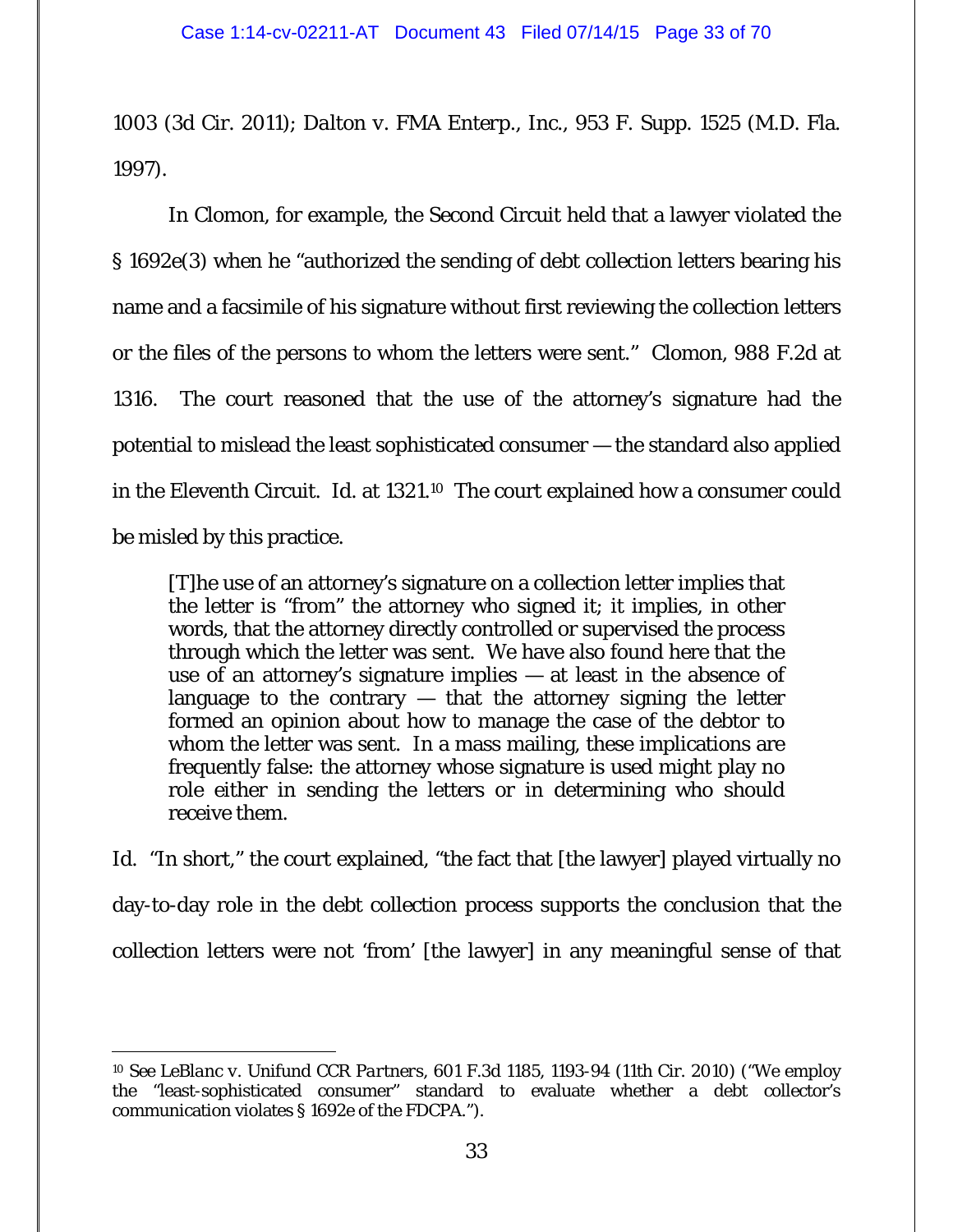1003 (3d Cir. 2011); *Dalton v. FMA Enterp., Inc.*, 953 F. Supp. 1525 (M.D. Fla. 1997).

In Clomon, for example, the Second Circuit held that a lawyer violated the § 1692e(3) when he "authorized the sending of debt collection letters bearing his name and a facsimile of his signature without first reviewing the collection letters or the files of the persons to whom the letters were sent." Clomon, 988 F.2d at 1316. The court reasoned that the use of the attorney's signature had the potential to mislead the least sophisticated consumer — the standard also applied in the Eleventh Circuit. Id. at 1321.[10] The court explained how a consumer could be misled by this practice.

> [T]he use of an attorney's signature on a collection letter implies that the letter is "from" the attorney who signed it; it implies, in other words, that the attorney directly controlled or supervised the process through which the letter was sent. We have also found here that the use of an attorney's signature implies — at least in the absence of language to the contrary — that the attorney signing the letter formed an opinion about how to manage the case of the debtor to whom the letter was sent. In a mass mailing, these implications are frequently false: the attorney whose signature is used might play no role either in sending the letters or in determining who should receive them.

Id. "In short," the court explained, "the fact that [the lawyer] played virtually no day-to-day role in the debt collection process supports the conclusion that the collection letters were not 'from' [the lawyer] in any meaningful sense of that

---

[10] See *LeBlanc v. Unifund CCR Partners*, 601 F.3d 1185, 1193-94 (11th Cir. 2010) ("We employ the "least-sophisticated consumer" standard to evaluate whether a debt collector's communication violates § 1692e of the FDCPA.").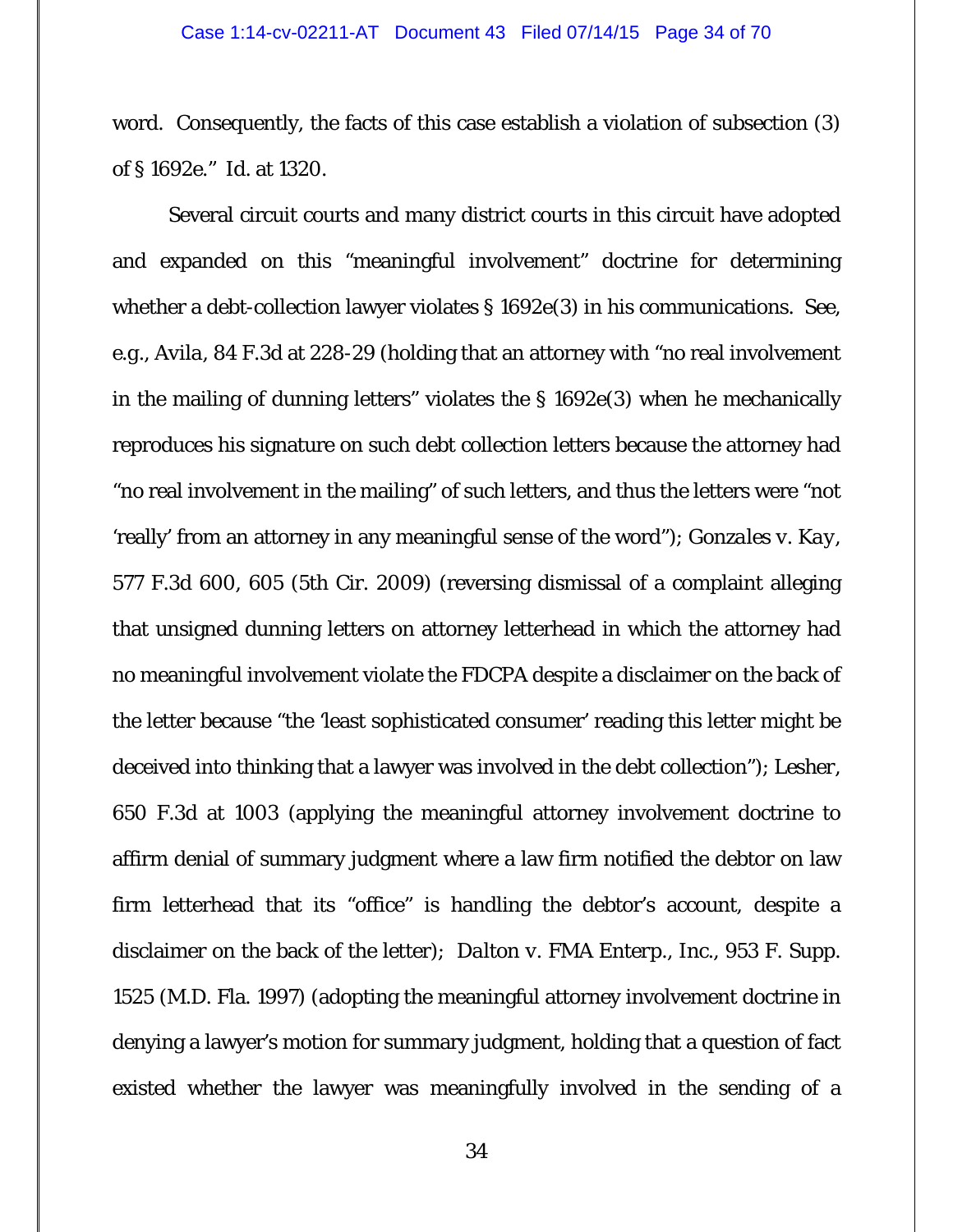word. Consequently, the facts of this case establish a violation of subsection (3) of § 1692e." *Id.* at 1320.

Several circuit courts and many district courts in this circuit have adopted and expanded on this "meaningful involvement" doctrine for determining whether a debt-collection lawyer violates § 1692e(3) in his communications. *See, e.g.*, *Avila*, 84 F.3d at 228-29 (holding that an attorney with "no real involvement in the mailing of dunning letters" violates the § 1692e(3) when he mechanically reproduces his signature on such debt collection letters because the attorney had "no real involvement in the mailing" of such letters, and thus the letters were "not 'really' from an attorney in any meaningful sense of the word"); *Gonzales v. Kay*, 577 F.3d 600, 605 (5th Cir. 2009) (reversing dismissal of a complaint alleging that unsigned dunning letters on attorney letterhead in which the attorney had no meaningful involvement violate the FDCPA despite a disclaimer on the back of the letter because "the 'least sophisticated consumer' reading this letter might be deceived into thinking that a lawyer was involved in the debt collection"); *Lesher*, 650 F.3d at 1003 (applying the meaningful attorney involvement doctrine to affirm denial of summary judgment where a law firm notified the debtor on law firm letterhead that its "office" is handling the debtor's account, despite a disclaimer on the back of the letter); *Dalton v. FMA Enterp., Inc.*, 953 F. Supp. 1525 (M.D. Fla. 1997) (adopting the meaningful attorney involvement doctrine in denying a lawyer's motion for summary judgment, holding that a question of fact existed whether the lawyer was meaningfully involved in the sending of a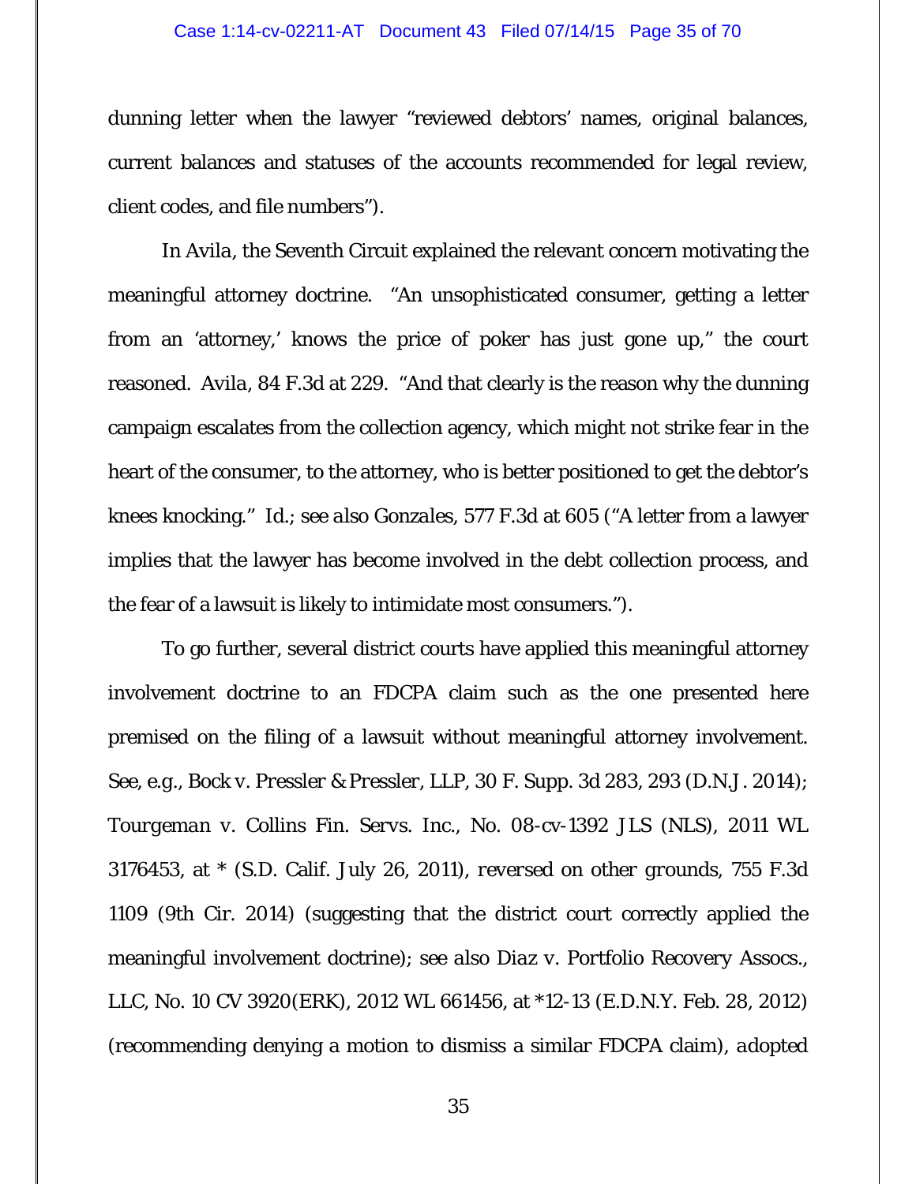dunning letter when the lawyer "reviewed debtors' names, original balances, current balances and statuses of the accounts recommended for legal review, client codes, and file numbers").

In *Avila*, the Seventh Circuit explained the relevant concern motivating the meaningful attorney doctrine. "An unsophisticated consumer, getting a letter from an 'attorney,' knows the price of poker has just gone up," the court reasoned. *Avila*, 84 F.3d at 229. "And that clearly is the reason why the dunning campaign escalates from the collection agency, which might not strike fear in the heart of the consumer, to the attorney, who is better positioned to get the debtor's knees knocking." *Id.*; *see also Gonzales*, 577 F.3d at 605 ("A letter from a lawyer implies that the lawyer has become involved in the debt collection process, and the fear of a lawsuit is likely to intimidate most consumers.").

To go further, several district courts have applied this meaningful attorney involvement doctrine to an FDCPA claim such as the one presented here premised on the filing of a lawsuit without meaningful attorney involvement. *See, e.g.*, *Bock v. Pressler & Pressler, LLP*, 30 F. Supp. 3d 283, 293 (D.N.J. 2014); *Tourgeman v. Collins Fin. Servs. Inc.*, No. 08-cv-1392 JLS (NLS), 2011 WL 3176453, at * (S.D. Calif. July 26, 2011), *reversed on other grounds*, 755 F.3d 1109 (9th Cir. 2014) (suggesting that the district court correctly applied the meaningful involvement doctrine); *see also Diaz v. Portfolio Recovery Assocs., LLC*, No. 10 CV 3920(ERK), 2012 WL 661456, at *12-13 (E.D.N.Y. Feb. 28, 2012) (recommending denying a motion to dismiss a similar FDCPA claim), *adopted*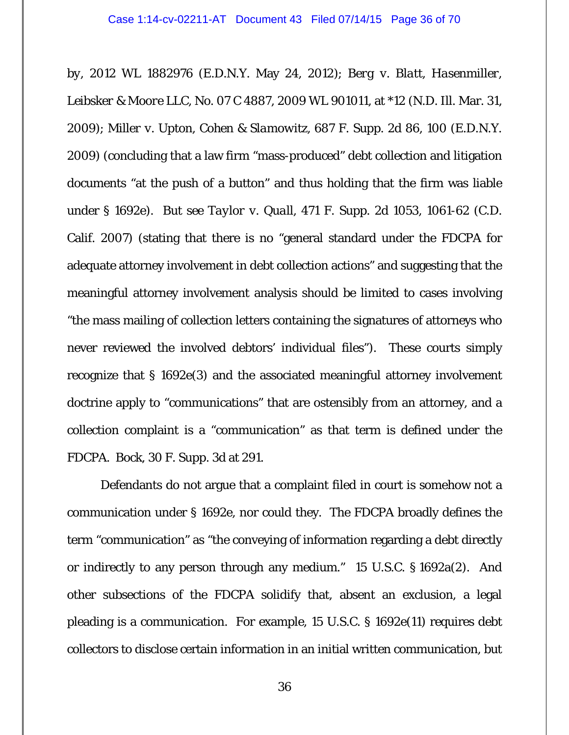by, 2012 WL 1882976 (E.D.N.Y. May 24, 2012); *Berg v. Blatt, Hasenmiller, Leibsker & Moore LLC*, No. 07 C 4887, 2009 WL 901011, at *12 (N.D. Ill. Mar. 31, 2009); *Miller v. Upton, Cohen & Slamowitz*, 687 F. Supp. 2d 86, 100 (E.D.N.Y. 2009) (concluding that a law firm "mass-produced" debt collection and litigation documents "at the push of a button" and thus holding that the firm was liable under § 1692e). *But see Taylor v. Quall*, 471 F. Supp. 2d 1053, 1061-62 (C.D. Calif. 2007) (stating that there is no "general standard under the FDCPA for adequate attorney involvement in debt collection actions" and suggesting that the meaningful attorney involvement analysis should be limited to cases involving "the mass mailing of collection letters containing the signatures of attorneys who never reviewed the involved debtors' individual files"). These courts simply recognize that § 1692e(3) and the associated meaningful attorney involvement doctrine apply to "communications" that are ostensibly from an attorney, and a collection complaint is a "communication" as that term is defined under the FDCPA. *Bock*, 30 F. Supp. 3d at 291.

Defendants do not argue that a complaint filed in court is somehow not a communication under § 1692e, nor could they. The FDCPA broadly defines the term "communication" as "the conveying of information regarding a debt directly or indirectly to any person through any medium." 15 U.S.C. § 1692a(2). And other subsections of the FDCPA solidify that, absent an exclusion, a legal pleading is a communication. For example, 15 U.S.C. § 1692e(11) requires debt collectors to disclose certain information in an initial written communication, but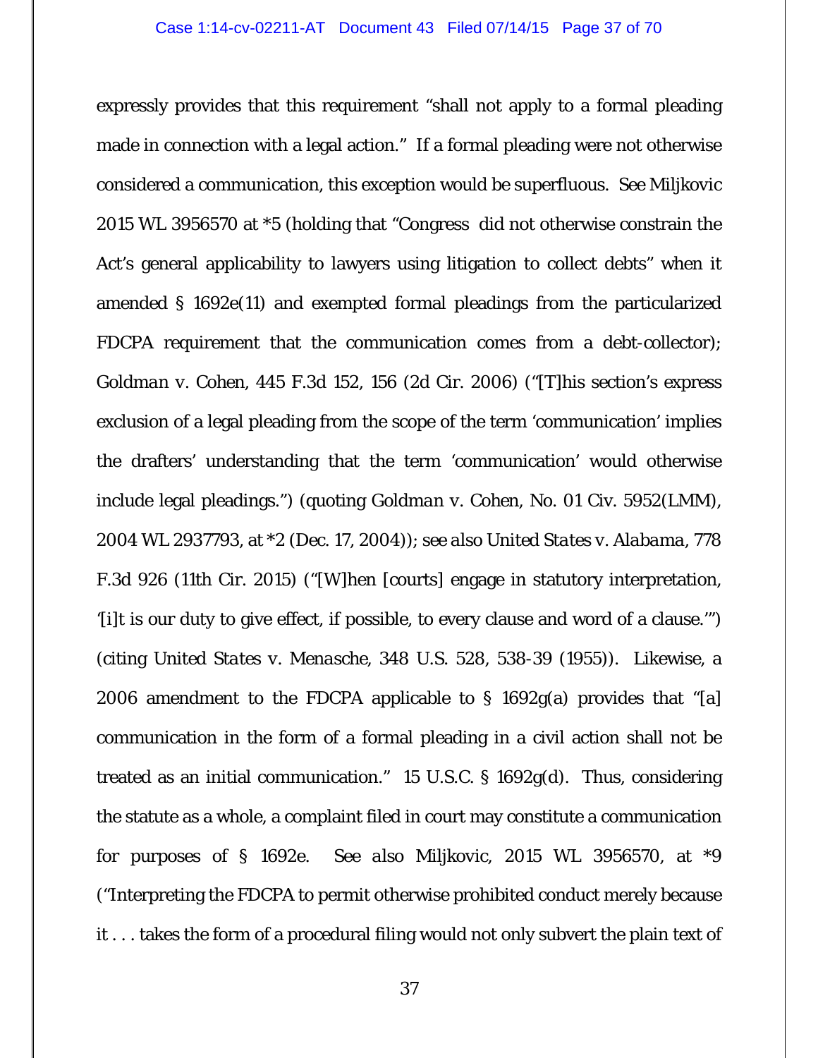expressly provides that this requirement "shall not apply to a formal pleading made in connection with a legal action." If a formal pleading were not otherwise considered a communication, this exception would be superfluous. See Miljkovic 2015 WL 3956570 at *5 (holding that "Congress did not otherwise constrain the Act's general applicability to lawyers using litigation to collect debts" when it amended § 1692e(11) and exempted formal pleadings from the particularized FDCPA requirement that the communication comes from a debt-collector); *Goldman v. Cohen*, 445 F.3d 152, 156 (2d Cir. 2006) ("[T]his section's express exclusion of a legal pleading from the scope of the term 'communication' implies the drafters' understanding that the term 'communication' would otherwise include legal pleadings.") (quoting *Goldman v. Cohen*, No. 01 Civ. 5952(LMM), 2004 WL 2937793, at *2 (Dec. 17, 2004)); *see also United States v. Alabama*, 778 F.3d 926 (11th Cir. 2015) ("[W]hen [courts] engage in statutory interpretation, '[i]t is our duty to give effect, if possible, to every clause and word of a clause.'") (citing *United States v. Menasche*, 348 U.S. 528, 538-39 (1955)). Likewise, a 2006 amendment to the FDCPA applicable to § 1692g(a) provides that "[a] communication in the form of a formal pleading in a civil action shall not be treated as an initial communication." 15 U.S.C. § 1692g(d). Thus, considering the statute as a whole, a complaint filed in court may constitute a communication for purposes of § 1692e. *See also* Miljkovic, 2015 WL 3956570, at *9 ("Interpreting the FDCPA to permit otherwise prohibited conduct merely because it . . . takes the form of a procedural filing would not only subvert the plain text of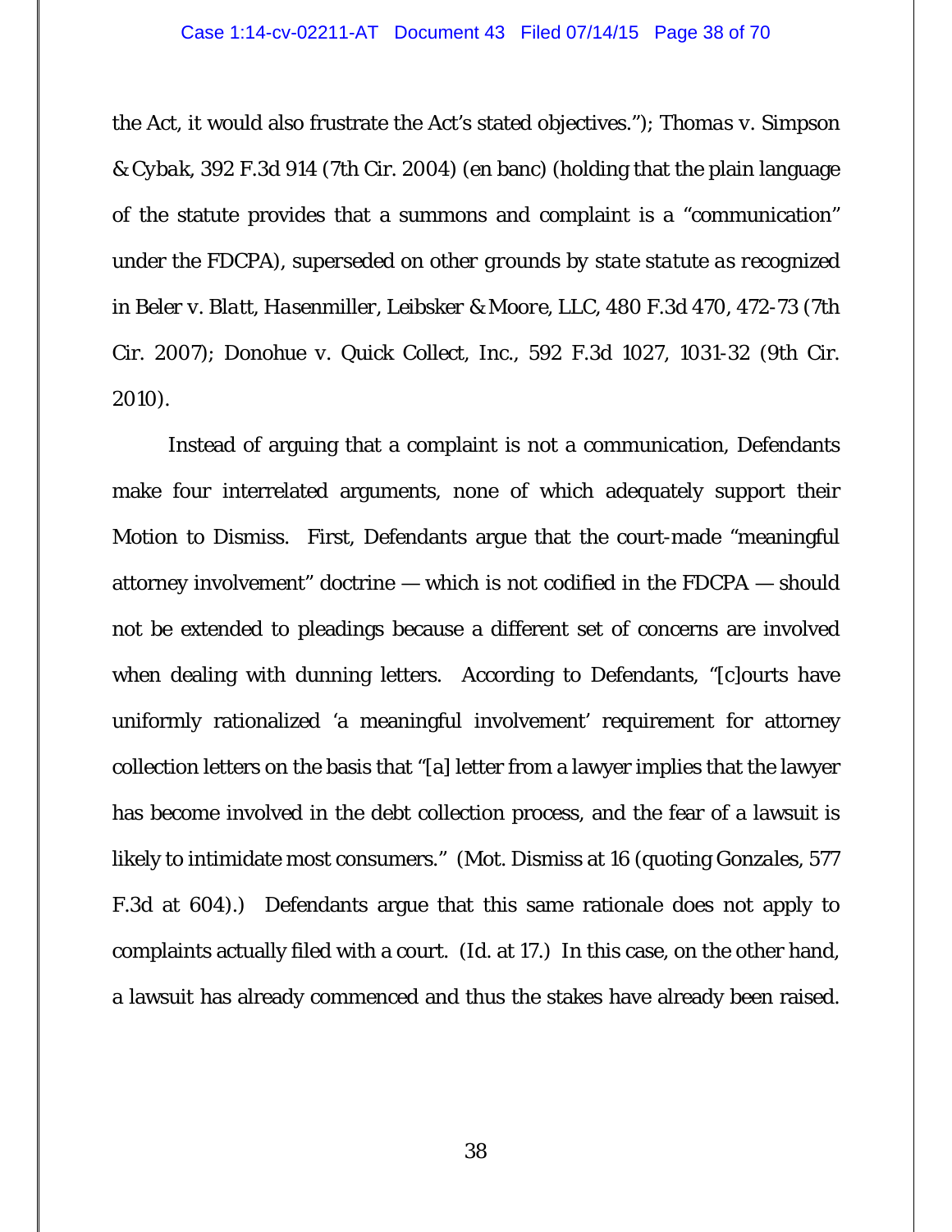the Act, it would also frustrate the Act's stated objectives."); *Thomas v. Simpson & Cybak*, 392 F.3d 914 (7th Cir. 2004) (en banc) (holding that the plain language of the statute provides that a summons and complaint is a "communication" under the FDCPA), *superseded on other grounds by state statute as recognized in Beler v. Blatt, Hasenmiller, Leibsker & Moore, LLC*, 480 F.3d 470, 472-73 (7th Cir. 2007); *Donohue v. Quick Collect, Inc.*, 592 F.3d 1027, 1031-32 (9th Cir. 2010).

Instead of arguing that a complaint is not a communication, Defendants make four interrelated arguments, none of which adequately support their Motion to Dismiss. First, Defendants argue that the court-made "meaningful attorney involvement" doctrine — which is not codified in the FDCPA — should not be extended to pleadings because a different set of concerns are involved when dealing with dunning letters. According to Defendants, "[c]ourts have uniformly rationalized 'a meaningful involvement' requirement for attorney collection letters on the basis that "[a] letter from a lawyer implies that the lawyer has become involved in the debt collection process, and the fear of a lawsuit is likely to intimidate most consumers." (Mot. Dismiss at 16 (quoting *Gonzales*, 577 F.3d at 604).) Defendants argue that this same rationale does not apply to complaints actually filed with a court. (*Id.* at 17.) In this case, on the other hand, a lawsuit has already commenced and thus the stakes have already been raised.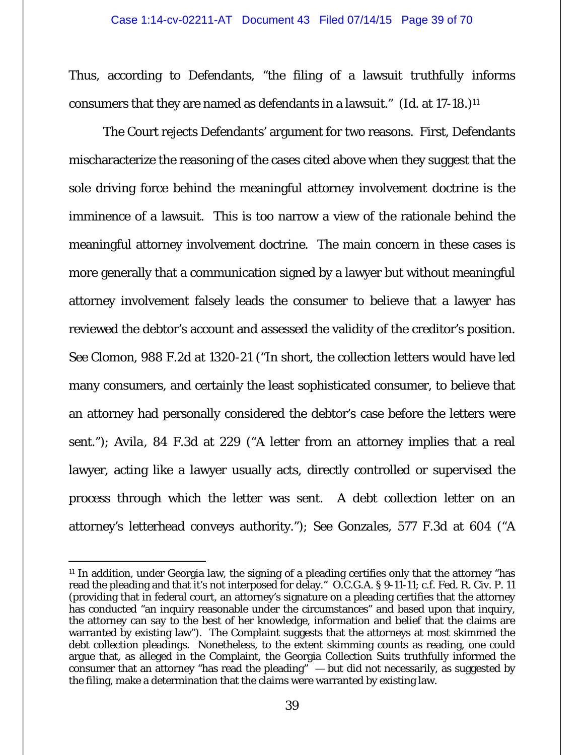Thus, according to Defendants, "the filing of a lawsuit truthfully informs consumers that they are named as defendants in a lawsuit." (Id. at 17-18.)[11]

The Court rejects Defendants' argument for two reasons. First, Defendants mischaracterize the reasoning of the cases cited above when they suggest that the sole driving force behind the meaningful attorney involvement doctrine is the imminence of a lawsuit. This is too narrow a view of the rationale behind the meaningful attorney involvement doctrine. The main concern in these cases is more generally that a communication signed by a lawyer but without meaningful attorney involvement falsely leads the consumer to believe that a lawyer has reviewed the debtor's account and assessed the validity of the creditor's position. See Clomon, 988 F.2d at 1320-21 ("In short, the collection letters would have led many consumers, and certainly the least sophisticated consumer, to believe that an attorney had personally considered the debtor's case before the letters were sent."); Avila, 84 F.3d at 229 ("A letter from an attorney implies that a real lawyer, acting like a lawyer usually acts, directly controlled or supervised the process through which the letter was sent. A debt collection letter on an attorney's letterhead conveys authority."); See Gonzales, 577 F.3d at 604 ("A

---

[11] In addition, under Georgia law, the signing of a pleading certifies only that the attorney "has read the pleading and that it's not interposed for delay." O.C.G.A. § 9-11-11; c.f. Fed. R. Civ. P. 11 (providing that in federal court, an attorney's signature on a pleading certifies that the attorney has conducted "an inquiry reasonable under the circumstances" and based upon that inquiry, the attorney can say to the best of her knowledge, information and belief that the claims are warranted by existing law"). The Complaint suggests that the attorneys at most skimmed the debt collection pleadings. Nonetheless, to the extent skimming counts as reading, one could argue that, as alleged in the Complaint, the Georgia Collection Suits truthfully informed the consumer that an attorney "has read the pleading" — but did not necessarily, as suggested by the filing, make a determination that the claims were warranted by existing law.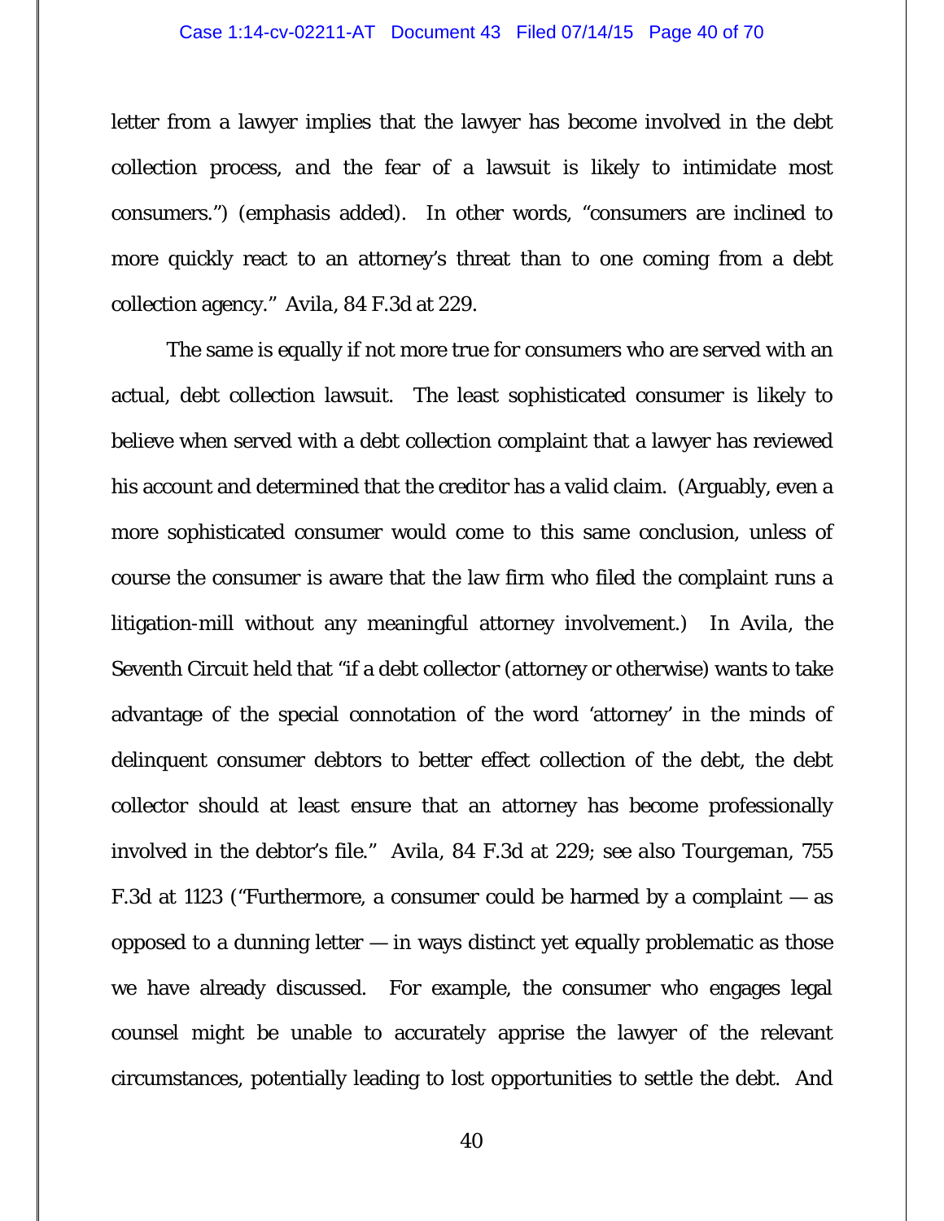letter from a lawyer implies that the lawyer has become involved in the debt collection process, *and the fear of a lawsuit is likely to intimidate most consumers*.") (emphasis added). In other words, "consumers are inclined to more quickly react to an attorney's threat than to one coming from a debt collection agency." *Avila*, 84 F.3d at 229.

The same is equally if not more true for consumers who are served with an actual, debt collection lawsuit. The least sophisticated consumer is likely to believe when served with a debt collection complaint that a lawyer has reviewed his account and determined that the creditor has a valid claim. (Arguably, even a more sophisticated consumer would come to this same conclusion, unless of course the consumer is aware that the law firm who filed the complaint runs a litigation-mill without any meaningful attorney involvement.) In *Avila*, the Seventh Circuit held that "if a debt collector (attorney or otherwise) wants to take advantage of the special connotation of the word 'attorney' in the minds of delinquent consumer debtors to better effect collection of the debt, the debt collector should at least ensure that an attorney has become professionally involved in the debtor's file." *Avila*, 84 F.3d at 229; *see also Tourgeman*, 755 F.3d at 1123 ("Furthermore, a consumer could be harmed by a complaint — as opposed to a dunning letter — in ways distinct yet equally problematic as those we have already discussed. For example, the consumer who engages legal counsel might be unable to accurately apprise the lawyer of the relevant circumstances, potentially leading to lost opportunities to settle the debt. And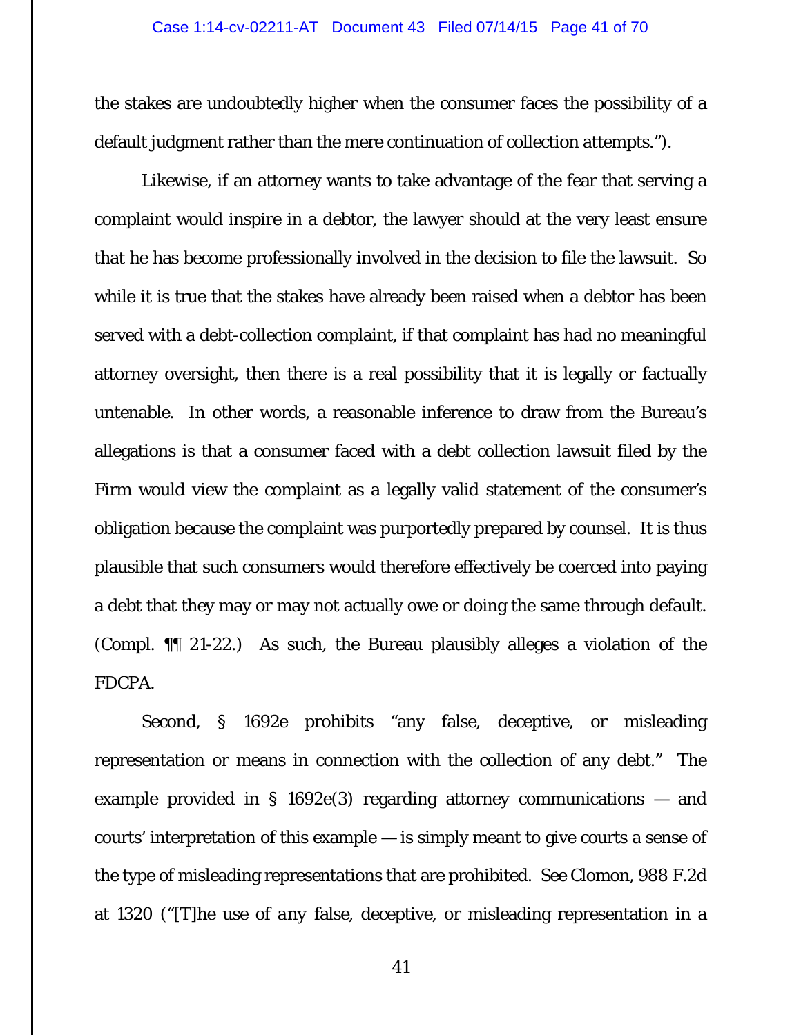the stakes are undoubtedly higher when the consumer faces the possibility of a default judgment rather than the mere continuation of collection attempts.").

Likewise, if an attorney wants to take advantage of the fear that serving a complaint would inspire in a debtor, the lawyer should at the very least ensure that he has become professionally involved in the decision to file the lawsuit. So while it is true that the stakes have already been raised when a debtor has been served with a debt-collection complaint, if that complaint has had no meaningful attorney oversight, then there is a real possibility that it is legally or factually untenable. In other words, a reasonable inference to draw from the Bureau's allegations is that a consumer faced with a debt collection lawsuit filed by the Firm would view the complaint as a legally valid statement of the consumer's obligation because the complaint was purportedly prepared by counsel. It is thus plausible that such consumers would therefore effectively be coerced into paying a debt that they may or may not actually owe or doing the same through default. (Compl. ¶¶ 21-22.) As such, the Bureau plausibly alleges a violation of the FDCPA.

Second, § 1692e prohibits "any false, deceptive, or misleading representation or means in connection with the collection of any debt." The example provided in § 1692e(3) regarding attorney communications — and courts' interpretation of this example — is simply meant to give courts a sense of the type of misleading representations that are prohibited. See Clomon, 988 F.2d at 1320 ("[T]he use of *any* false, deceptive, or misleading representation in a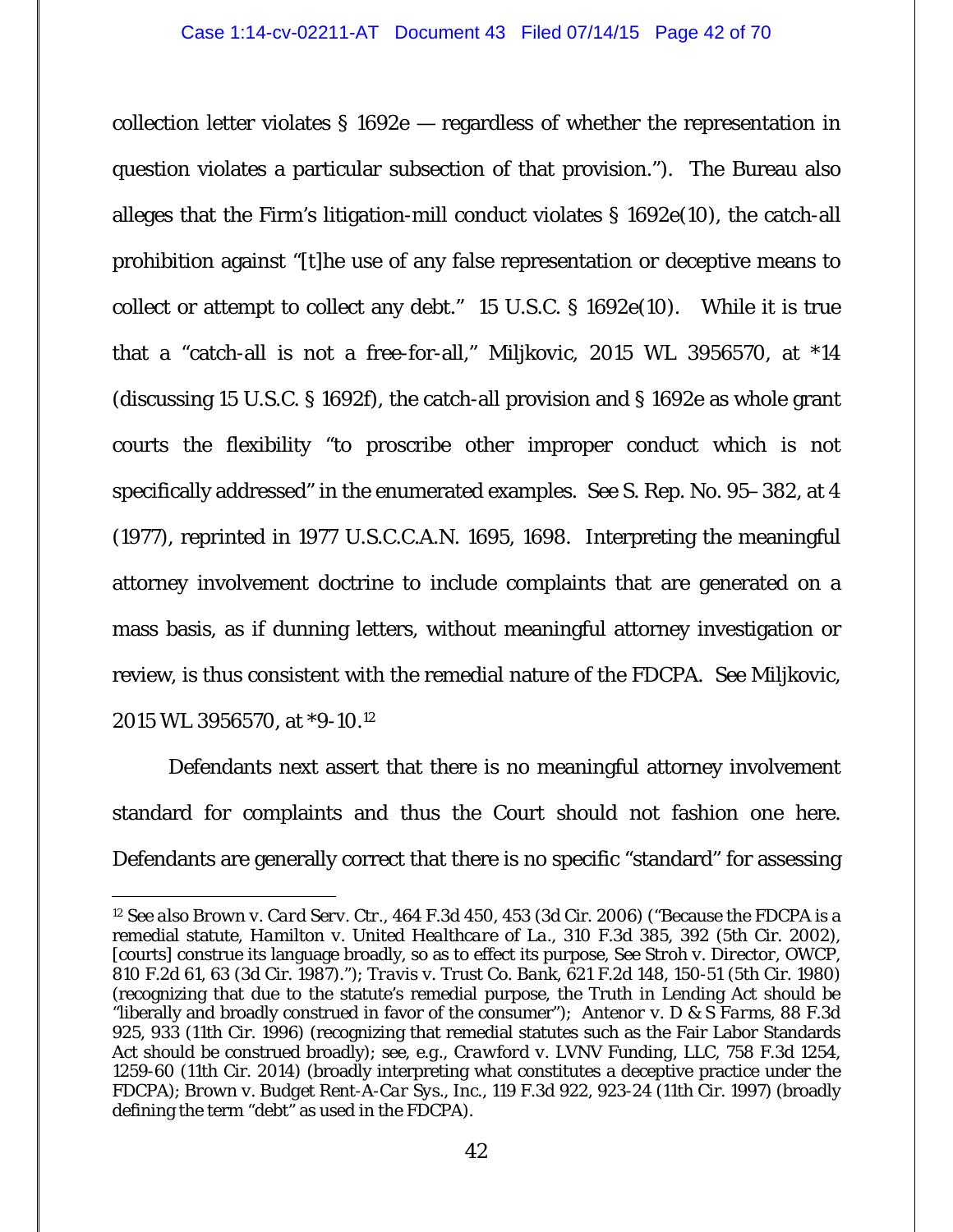collection letter violates § 1692e — regardless of whether the representation in question violates a particular subsection of that provision."). The Bureau also alleges that the Firm's litigation-mill conduct violates § 1692e(10), the catch-all prohibition against "[t]he use of any false representation or deceptive means to collect or attempt to collect any debt." 15 U.S.C. § 1692e(10). While it is true that a "catch-all is not a free-for-all," Miljkovic, 2015 WL 3956570, at *14 (discussing 15 U.S.C. § 1692f), the catch-all provision and § 1692e as whole grant courts the flexibility "to proscribe other improper conduct which is not specifically addressed" in the enumerated examples. See S. Rep. No. 95–382, at 4 (1977), reprinted in 1977 U.S.C.C.A.N. 1695, 1698. Interpreting the meaningful attorney involvement doctrine to include complaints that are generated on a mass basis, as if dunning letters, without meaningful attorney investigation or review, is thus consistent with the remedial nature of the FDCPA. See Miljkovic, 2015 WL 3956570, at *9-10.[12]

Defendants next assert that there is no meaningful attorney involvement standard for complaints and thus the Court should not fashion one here. Defendants are generally correct that there is no specific "standard" for assessing

---

[12] *See also Brown v. Card Serv. Ctr.*, 464 F.3d 450, 453 (3d Cir. 2006) ("Because the FDCPA is a remedial statute, *Hamilton v. United Healthcare of La.*, 310 F.3d 385, 392 (5th Cir. 2002), [courts] construe its language broadly, so as to effect its purpose, *See Stroh v. Director, OWCP*, 810 F.2d 61, 63 (3d Cir. 1987)."); *Travis v. Trust Co. Bank*, 621 F.2d 148, 150-51 (5th Cir. 1980) (recognizing that due to the statute's remedial purpose, the Truth in Lending Act should be "liberally and broadly construed in favor of the consumer"); *Antenor v. D & S Farms*, 88 F.3d 925, 933 (11th Cir. 1996) (recognizing that remedial statutes such as the Fair Labor Standards Act should be construed broadly); *see, e.g.*, *Crawford v. LVNV Funding, LLC*, 758 F.3d 1254, 1259-60 (11th Cir. 2014) (broadly interpreting what constitutes a deceptive practice under the FDCPA); *Brown v. Budget Rent-A-Car Sys., Inc.*, 119 F.3d 922, 923-24 (11th Cir. 1997) (broadly defining the term "debt" as used in the FDCPA).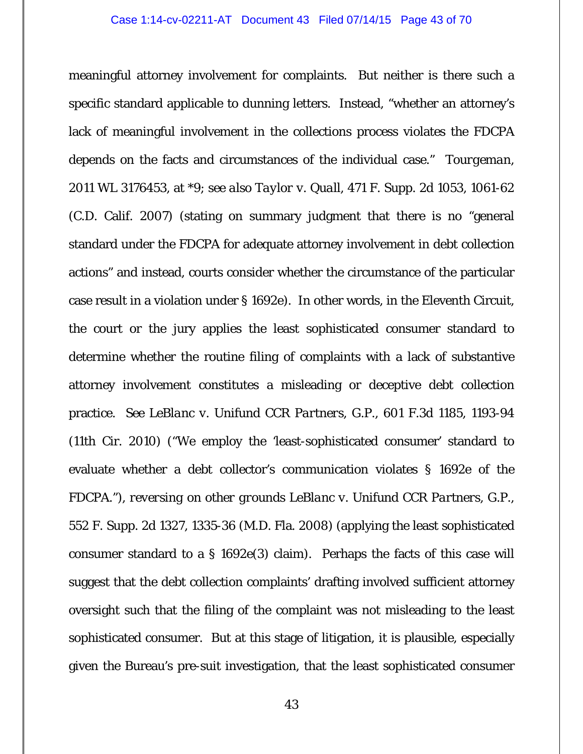meaningful attorney involvement for complaints. But neither is there such a specific standard applicable to dunning letters. Instead, "whether an attorney's lack of meaningful involvement in the collections process violates the FDCPA depends on the facts and circumstances of the individual case." *Tourgeman*, 2011 WL 3176453, at *9; *see also Taylor v. Quall*, 471 F. Supp. 2d 1053, 1061-62 (C.D. Calif. 2007) (stating on summary judgment that there is no "general standard under the FDCPA for adequate attorney involvement in debt collection actions" and instead, courts consider whether the circumstance of the particular case result in a violation under § 1692e). In other words, in the Eleventh Circuit, the court or the jury applies the least sophisticated consumer standard to determine whether the routine filing of complaints with a lack of substantive attorney involvement constitutes a misleading or deceptive debt collection practice. *See LeBlanc v. Unifund CCR Partners, G.P.*, 601 F.3d 1185, 1193-94 (11th Cir. 2010) ("We employ the 'least-sophisticated consumer' standard to evaluate whether a debt collector's communication violates § 1692e of the FDCPA."), *reversing on other grounds LeBlanc v. Unifund CCR Partners, G.P.*, 552 F. Supp. 2d 1327, 1335-36 (M.D. Fla. 2008) (applying the least sophisticated consumer standard to a § 1692e(3) claim). Perhaps the facts of this case will suggest that the debt collection complaints' drafting involved sufficient attorney oversight such that the filing of the complaint was not misleading to the least sophisticated consumer. But at this stage of litigation, it is plausible, especially given the Bureau's pre-suit investigation, that the least sophisticated consumer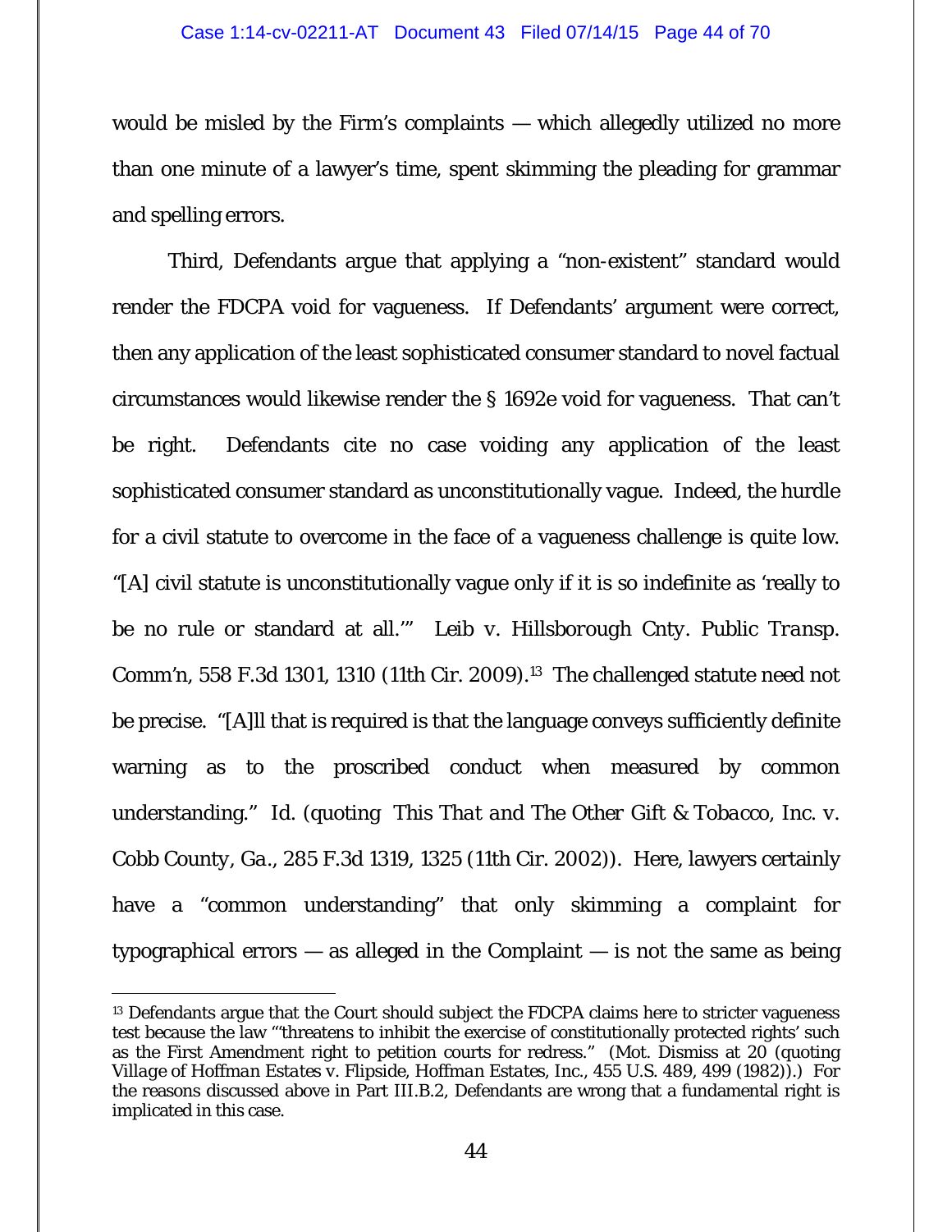would be misled by the Firm's complaints — which allegedly utilized no more than one minute of a lawyer's time, spent skimming the pleading for grammar and spelling errors.

Third, Defendants argue that applying a "non-existent" standard would render the FDCPA void for vagueness. If Defendants' argument were correct, then any application of the least sophisticated consumer standard to novel factual circumstances would likewise render the § 1692e void for vagueness. That can't be right. Defendants cite no case voiding any application of the least sophisticated consumer standard as unconstitutionally vague. Indeed, the hurdle for a civil statute to overcome in the face of a vagueness challenge is quite low. "[A] civil statute is unconstitutionally vague only if it is so indefinite as 'really to be no rule or standard at all.'" *Leib v. Hillsborough Cnty. Public Transp. Comm'n*, 558 F.3d 1301, 1310 (11th Cir. 2009).[13] The challenged statute need not be precise. "[A]ll that is required is that the language conveys sufficiently definite warning as to the proscribed conduct when measured by common understanding." *Id.* (quoting *This That and The Other Gift & Tobacco, Inc. v. Cobb County, Ga.*, 285 F.3d 1319, 1325 (11th Cir. 2002)). Here, lawyers certainly have a "common understanding" that only skimming a complaint for typographical errors — as alleged in the Complaint — is not the same as being

---

[13] Defendants argue that the Court should subject the FDCPA claims here to stricter vagueness test because the law "'threatens to inhibit the exercise of constitutionally protected rights' such as the First Amendment right to petition courts for redress." (Mot. Dismiss at 20 (quoting *Village of Hoffman Estates v. Flipside, Hoffman Estates, Inc.*, 455 U.S. 489, 499 (1982)).) For the reasons discussed above in Part III.B.2, Defendants are wrong that a fundamental right is implicated in this case.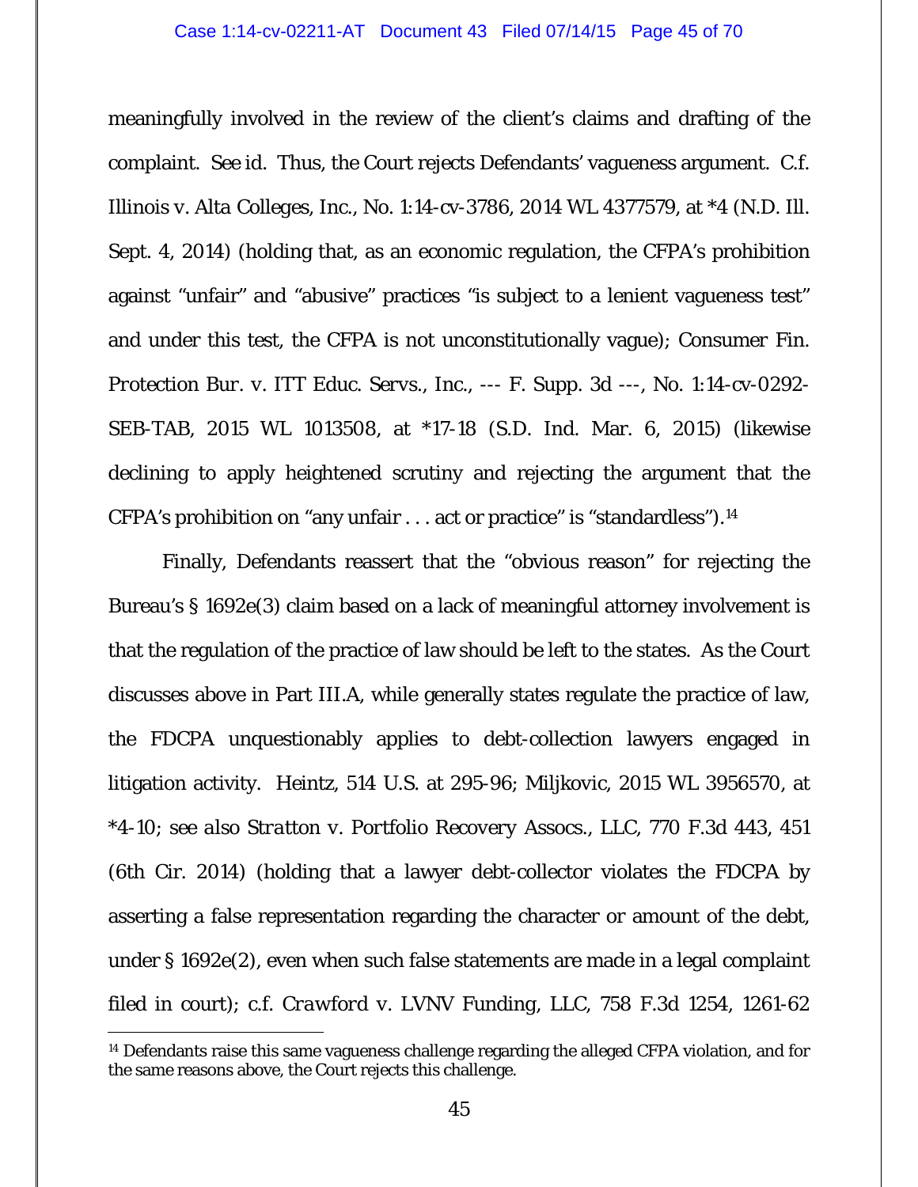meaningfully involved in the review of the client's claims and drafting of the complaint. *See id.* Thus, the Court rejects Defendants' vagueness argument. *C.f. Illinois v. Alta Colleges, Inc.*, No. 1:14-cv-3786, 2014 WL 4377579, at *4 (N.D. Ill. Sept. 4, 2014) (holding that, as an economic regulation, the CFPA's prohibition against "unfair" and "abusive" practices "is subject to a lenient vagueness test" and under this test, the CFPA is not unconstitutionally vague); *Consumer Fin. Protection Bur. v. ITT Educ. Servs., Inc.*, --- F. Supp. 3d ---, No. 1:14-cv-0292-SEB-TAB, 2015 WL 1013508, at *17-18 (S.D. Ind. Mar. 6, 2015) (likewise declining to apply heightened scrutiny and rejecting the argument that the CFPA's prohibition on "any unfair . . . act or practice" is "standardless").[14]

Finally, Defendants reassert that the "obvious reason" for rejecting the Bureau's § 1692e(3) claim based on a lack of meaningful attorney involvement is that the regulation of the practice of law should be left to the states. As the Court discusses above in Part III.A, while generally states regulate the practice of law, the FDCPA unquestionably applies to debt-collection lawyers engaged in litigation activity. *Heintz*, 514 U.S. at 295-96; *Miljkovic*, 2015 WL 3956570, at *4-10; *see also Stratton v. Portfolio Recovery Assocs., LLC*, 770 F.3d 443, 451 (6th Cir. 2014) (holding that a lawyer debt-collector violates the FDCPA by asserting a false representation regarding the character or amount of the debt, under § 1692e(2), even when such false statements are made in a legal complaint filed in court); *c.f. Crawford v. LVNV Funding, LLC*, 758 F.3d 1254, 1261-62

---

[14] Defendants raise this same vagueness challenge regarding the alleged CFPA violation, and for the same reasons above, the Court rejects this challenge.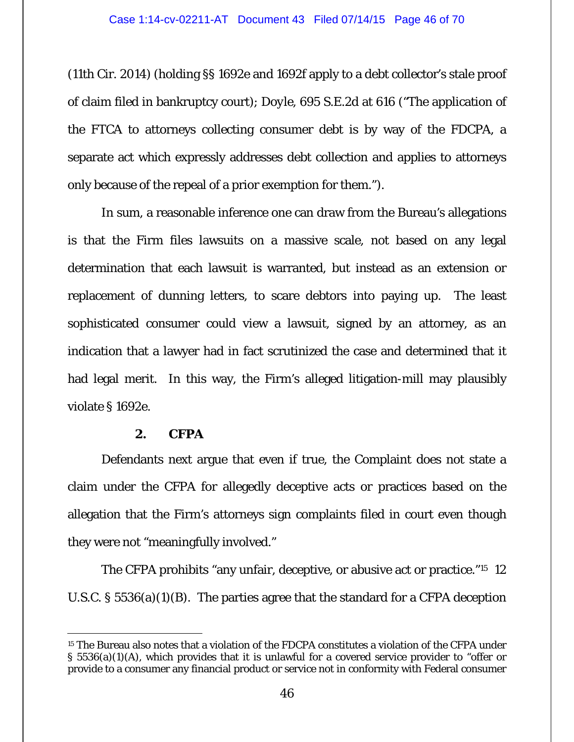(11th Cir. 2014) (holding §§ 1692e and 1692f apply to a debt collector's stale proof of claim filed in bankruptcy court); Doyle, 695 S.E.2d at 616 ("The application of the FTCA to attorneys collecting consumer debt is by way of the FDCPA, a separate act which expressly addresses debt collection and applies to attorneys only because of the repeal of a prior exemption for them.").

In sum, a reasonable inference one can draw from the Bureau's allegations is that the Firm files lawsuits on a massive scale, not based on any legal determination that each lawsuit is warranted, but instead as an extension or replacement of dunning letters, to scare debtors into paying up. The least sophisticated consumer could view a lawsuit, signed by an attorney, as an indication that a lawyer had in fact scrutinized the case and determined that it had legal merit. In this way, the Firm's alleged litigation-mill may plausibly violate § 1692e.

### 2. CFPA

Defendants next argue that even if true, the Complaint does not state a claim under the CFPA for allegedly deceptive acts or practices based on the allegation that the Firm's attorneys sign complaints filed in court even though they were not "meaningfully involved."

The CFPA prohibits "any unfair, deceptive, or abusive act or practice."[15] 12 U.S.C. § 5536(a)(1)(B). The parties agree that the standard for a CFPA deception

[15] The Bureau also notes that a violation of the FDCPA constitutes a violation of the CFPA under § 5536(a)(1)(A), which provides that it is unlawful for a covered service provider to "offer or provide to a consumer any financial product or service not in conformity with Federal consumer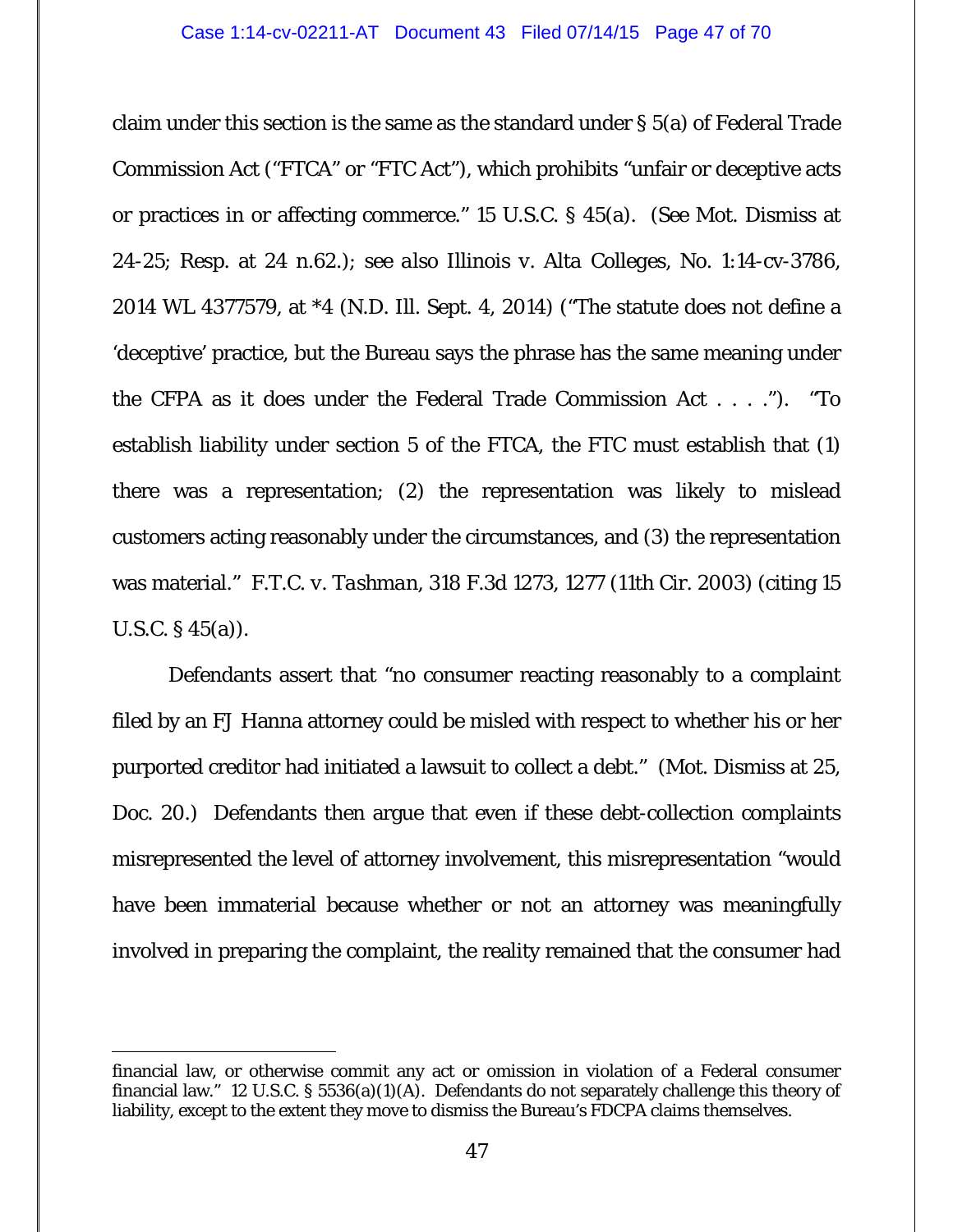claim under this section is the same as the standard under § 5(a) of Federal Trade Commission Act ("FTCA" or "FTC Act"), which prohibits "unfair or deceptive acts or practices in or affecting commerce." 15 U.S.C. § 45(a). (*See* Mot. Dismiss at 24-25; Resp. at 24 n.62.); *see also Illinois v. Alta Colleges*, No. 1:14-cv-3786, 2014 WL 4377579, at *4 (N.D. Ill. Sept. 4, 2014) ("The statute does not define a 'deceptive' practice, but the Bureau says the phrase has the same meaning under the CFPA as it does under the Federal Trade Commission Act . . . ."). "To establish liability under section 5 of the FTCA, the FTC must establish that (1) there was a representation; (2) the representation was likely to mislead customers acting reasonably under the circumstances, and (3) the representation was material." *F.T.C. v. Tashman*, 318 F.3d 1273, 1277 (11th Cir. 2003) (citing 15 U.S.C. § 45(a)).

Defendants assert that "no consumer reacting reasonably to a complaint filed by an FJ Hanna attorney could be misled with respect to whether his or her purported creditor had initiated a lawsuit to collect a debt." (Mot. Dismiss at 25, Doc. 20.) Defendants then argue that even if these debt-collection complaints misrepresented the level of attorney involvement, this misrepresentation "would have been immaterial because whether or not an attorney was meaningfully involved in preparing the complaint, the reality remained that the consumer had

---

financial law, or otherwise commit any act or omission in violation of a Federal consumer financial law." 12 U.S.C. § 5536(a)(1)(A). Defendants do not separately challenge this theory of liability, except to the extent they move to dismiss the Bureau's FDCPA claims themselves.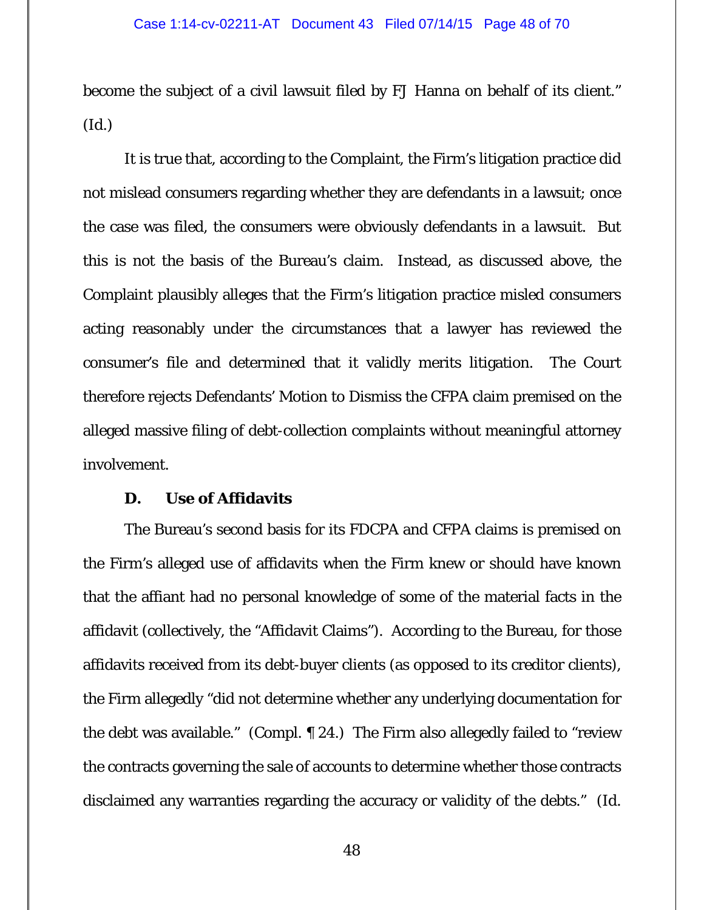become the subject of a civil lawsuit filed by FJ Hanna on behalf of its client." (Id.)

It is true that, according to the Complaint, the Firm's litigation practice did not mislead consumers regarding whether they are defendants in a lawsuit; once the case was filed, the consumers were obviously defendants in a lawsuit. But this is not the basis of the Bureau's claim. Instead, as discussed above, the Complaint plausibly alleges that the Firm's litigation practice misled consumers acting reasonably under the circumstances that a lawyer has reviewed the consumer's file and determined that it validly merits litigation. The Court therefore rejects Defendants' Motion to Dismiss the CFPA claim premised on the alleged massive filing of debt-collection complaints without meaningful attorney involvement.

**D. Use of Affidavits**

The Bureau's second basis for its FDCPA and CFPA claims is premised on the Firm's alleged use of affidavits when the Firm knew or should have known that the affiant had no personal knowledge of some of the material facts in the affidavit (collectively, the "Affidavit Claims"). According to the Bureau, for those affidavits received from its debt-buyer clients (as opposed to its creditor clients), the Firm allegedly "did not determine whether any underlying documentation for the debt was available." (Compl. ¶ 24.) The Firm also allegedly failed to "review the contracts governing the sale of accounts to determine whether those contracts disclaimed any warranties regarding the accuracy or validity of the debts." (Id.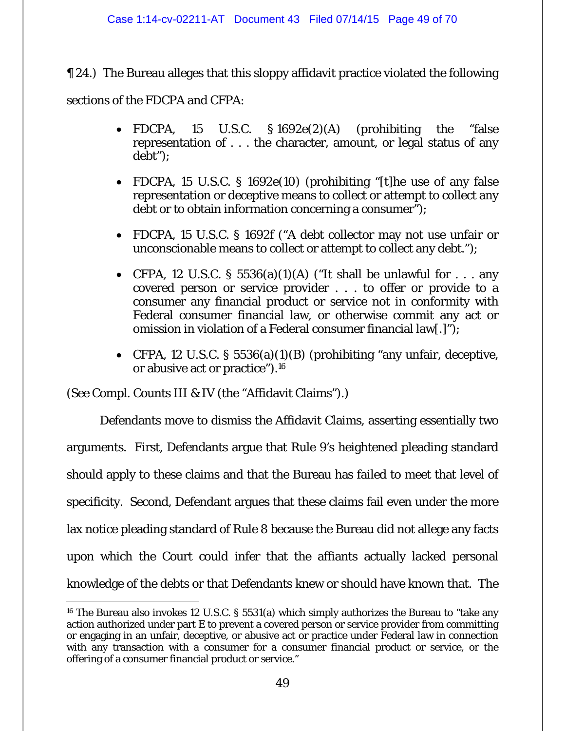¶ 24.) The Bureau alleges that this sloppy affidavit practice violated the following sections of the FDCPA and CFPA:

- FDCPA, 15 U.S.C. § 1692e(2)(A) (prohibiting the "false representation of . . . the character, amount, or legal status of any debt");
- FDCPA, 15 U.S.C. § 1692e(10) (prohibiting "[t]he use of any false representation or deceptive means to collect or attempt to collect any debt or to obtain information concerning a consumer");
- FDCPA, 15 U.S.C. § 1692f ("A debt collector may not use unfair or unconscionable means to collect or attempt to collect any debt.");
- CFPA, 12 U.S.C. § 5536(a)(1)(A) ("It shall be unlawful for . . . any covered person or service provider . . . to offer or provide to a consumer any financial product or service not in conformity with Federal consumer financial law, or otherwise commit any act or omission in violation of a Federal consumer financial law[.]");
- CFPA, 12 U.S.C. § 5536(a)(1)(B) (prohibiting "any unfair, deceptive, or abusive act or practice").[16]

(*See* Compl. Counts III & IV (the "Affidavit Claims").)

Defendants move to dismiss the Affidavit Claims, asserting essentially two arguments. First, Defendants argue that Rule 9's heightened pleading standard should apply to these claims and that the Bureau has failed to meet that level of specificity. Second, Defendant argues that these claims fail even under the more lax notice pleading standard of Rule 8 because the Bureau did not allege any facts upon which the Court could infer that the affiants actually lacked personal knowledge of the debts or that Defendants knew or should have known that. The

---

[16] The Bureau also invokes 12 U.S.C. § 5531(a) which simply authorizes the Bureau to "take any action authorized under part E to prevent a covered person or service provider from committing or engaging in an unfair, deceptive, or abusive act or practice under Federal law in connection with any transaction with a consumer for a consumer financial product or service, or the offering of a consumer financial product or service."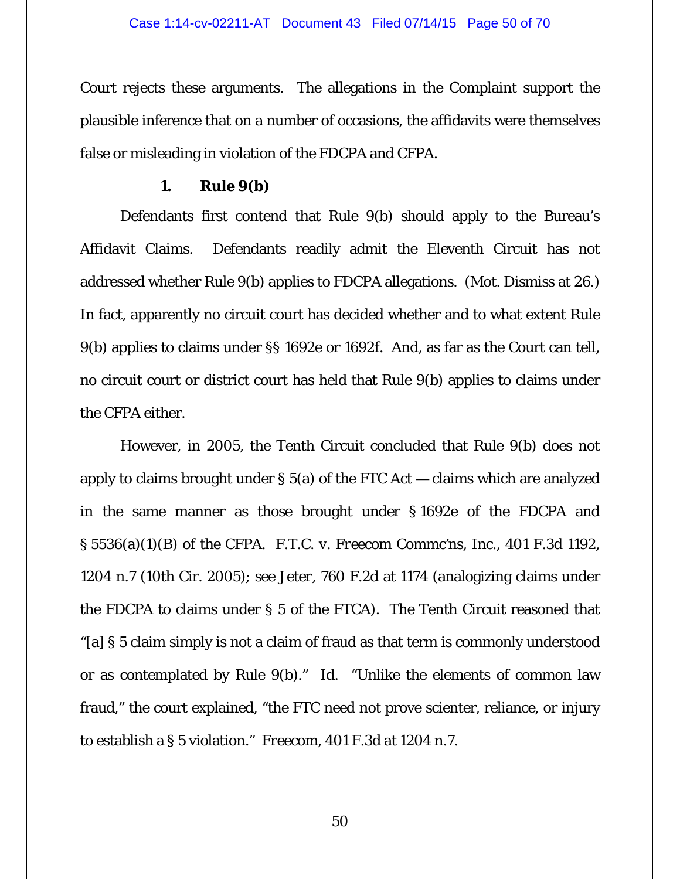Court rejects these arguments. The allegations in the Complaint support the plausible inference that on a number of occasions, the affidavits were themselves false or misleading in violation of the FDCPA and CFPA.

### 1. Rule 9(b)

Defendants first contend that Rule 9(b) should apply to the Bureau's Affidavit Claims. Defendants readily admit the Eleventh Circuit has not addressed whether Rule 9(b) applies to FDCPA allegations. (Mot. Dismiss at 26.) In fact, apparently no circuit court has decided whether and to what extent Rule 9(b) applies to claims under §§ 1692e or 1692f. And, as far as the Court can tell, no circuit court or district court has held that Rule 9(b) applies to claims under the CFPA either.

However, in 2005, the Tenth Circuit concluded that Rule 9(b) does not apply to claims brought under § 5(a) of the FTC Act — claims which are analyzed in the same manner as those brought under § 1692e of the FDCPA and § 5536(a)(1)(B) of the CFPA. *F.T.C. v. Freecom Commc'ns, Inc.*, 401 F.3d 1192, 1204 n.7 (10th Cir. 2005); *see Jeter*, 760 F.2d at 1174 (analogizing claims under the FDCPA to claims under § 5 of the FTCA). The Tenth Circuit reasoned that "[a] § 5 claim simply is not a claim of fraud as that term is commonly understood or as contemplated by Rule 9(b)." *Id.* "Unlike the elements of common law fraud," the court explained, "the FTC need not prove scienter, reliance, or injury to establish a § 5 violation." *Freecom*, 401 F.3d at 1204 n.7.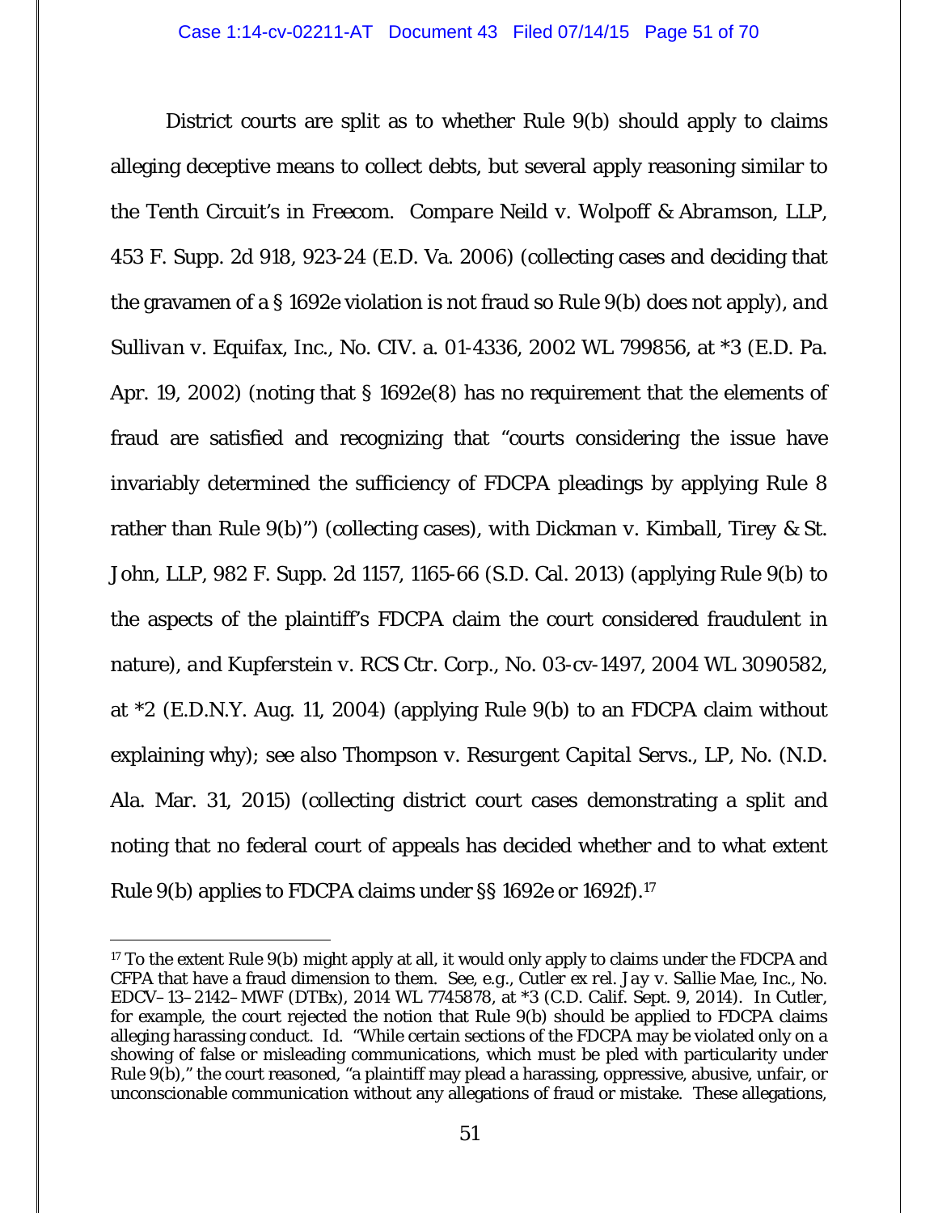District courts are split as to whether Rule 9(b) should apply to claims alleging deceptive means to collect debts, but several apply reasoning similar to the Tenth Circuit's in *Freecom*. *Compare* *Neild v. Wolpoff & Abramson, LLP*, 453 F. Supp. 2d 918, 923-24 (E.D. Va. 2006) (collecting cases and deciding that the gravamen of a § 1692e violation is not fraud so Rule 9(b) does not apply), *and* *Sullivan v. Equifax, Inc.*, No. CIV. a. 01-4336, 2002 WL 799856, at *3 (E.D. Pa. Apr. 19, 2002) (noting that § 1692e(8) has no requirement that the elements of fraud are satisfied and recognizing that "courts considering the issue have invariably determined the sufficiency of FDCPA pleadings by applying Rule 8 rather than Rule 9(b)") (collecting cases), *with* *Dickman v. Kimball, Tirey & St. John, LLP*, 982 F. Supp. 2d 1157, 1165-66 (S.D. Cal. 2013) (applying Rule 9(b) to the aspects of the plaintiff's FDCPA claim the court considered fraudulent in nature), *and* *Kupferstein v. RCS Ctr. Corp.*, No. 03-cv-1497, 2004 WL 3090582, at *2 (E.D.N.Y. Aug. 11, 2004) (applying Rule 9(b) to an FDCPA claim without explaining why); *see also* *Thompson v. Resurgent Capital Servs., LP*, No. (N.D. Ala. Mar. 31, 2015) (collecting district court cases demonstrating a split and noting that no federal court of appeals has decided whether and to what extent Rule 9(b) applies to FDCPA claims under §§ 1692e or 1692f).[17]

---

[17] To the extent Rule 9(b) might apply at all, it would only apply to claims under the FDCPA and CFPA that have a fraud dimension to them. *See, e.g.*, *Cutler ex rel. Jay v. Sallie Mae, Inc.*, No. EDCV–13–2142–MWF (DTBx), 2014 WL 7745878, at *3 (C.D. Calif. Sept. 9, 2014). In *Cutler*, for example, the court rejected the notion that Rule 9(b) should be applied to FDCPA claims alleging harassing conduct. *Id.* "While certain sections of the FDCPA may be violated only on a showing of false or misleading communications, which must be pled with particularity under Rule 9(b)," the court reasoned, "a plaintiff may plead a harassing, oppressive, abusive, unfair, or unconscionable communication without any allegations of fraud or mistake. These allegations,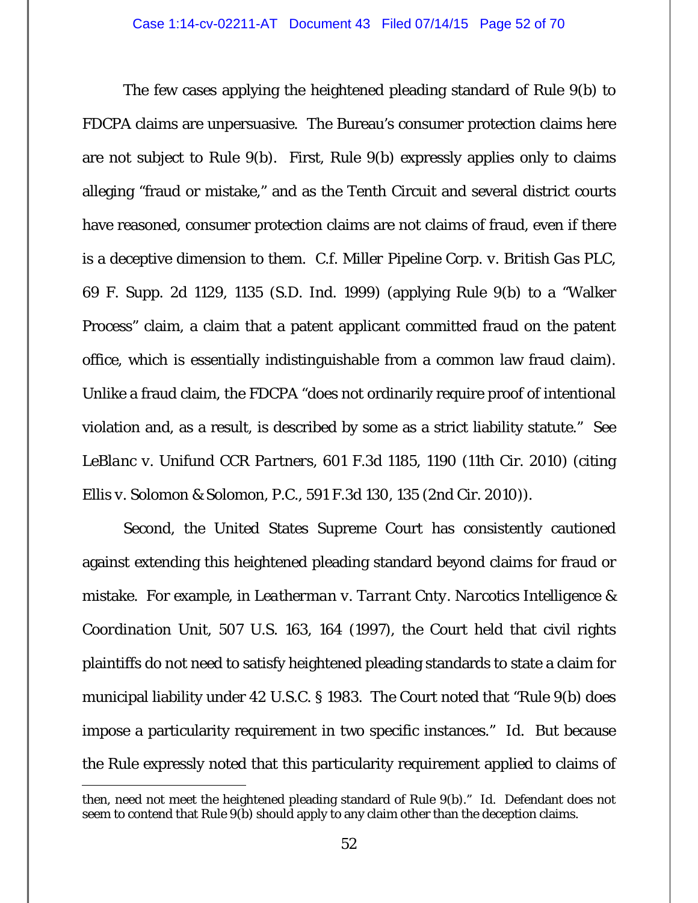The few cases applying the heightened pleading standard of Rule 9(b) to FDCPA claims are unpersuasive. The Bureau's consumer protection claims here are not subject to Rule 9(b). First, Rule 9(b) expressly applies only to claims alleging "fraud or mistake," and as the Tenth Circuit and several district courts have reasoned, consumer protection claims are not claims of fraud, even if there is a deceptive dimension to them. C.f. *Miller Pipeline Corp. v. British Gas PLC*, 69 F. Supp. 2d 1129, 1135 (S.D. Ind. 1999) (applying Rule 9(b) to a "Walker Process" claim, a claim that a patent applicant committed fraud on the patent office, which is essentially indistinguishable from a common law fraud claim). Unlike a fraud claim, the FDCPA "does not ordinarily require proof of intentional violation and, as a result, is described by some as a strict liability statute." See *LeBlanc v. Unifund CCR Partners*, 601 F.3d 1185, 1190 (11th Cir. 2010) (citing *Ellis v. Solomon & Solomon, P.C.*, 591 F.3d 130, 135 (2nd Cir. 2010)).

Second, the United States Supreme Court has consistently cautioned against extending this heightened pleading standard beyond claims for fraud or mistake. For example, in *Leatherman v. Tarrant Cnty. Narcotics Intelligence & Coordination Unit*, 507 U.S. 163, 164 (1997), the Court held that civil rights plaintiffs do not need to satisfy heightened pleading standards to state a claim for municipal liability under 42 U.S.C. § 1983. The Court noted that "Rule 9(b) does impose a particularity requirement in two specific instances." *Id.* But because the Rule expressly noted that this particularity requirement applied to claims of

---

then, need not meet the heightened pleading standard of Rule 9(b)." *Id.* Defendant does not seem to contend that Rule 9(b) should apply to any claim other than the deception claims.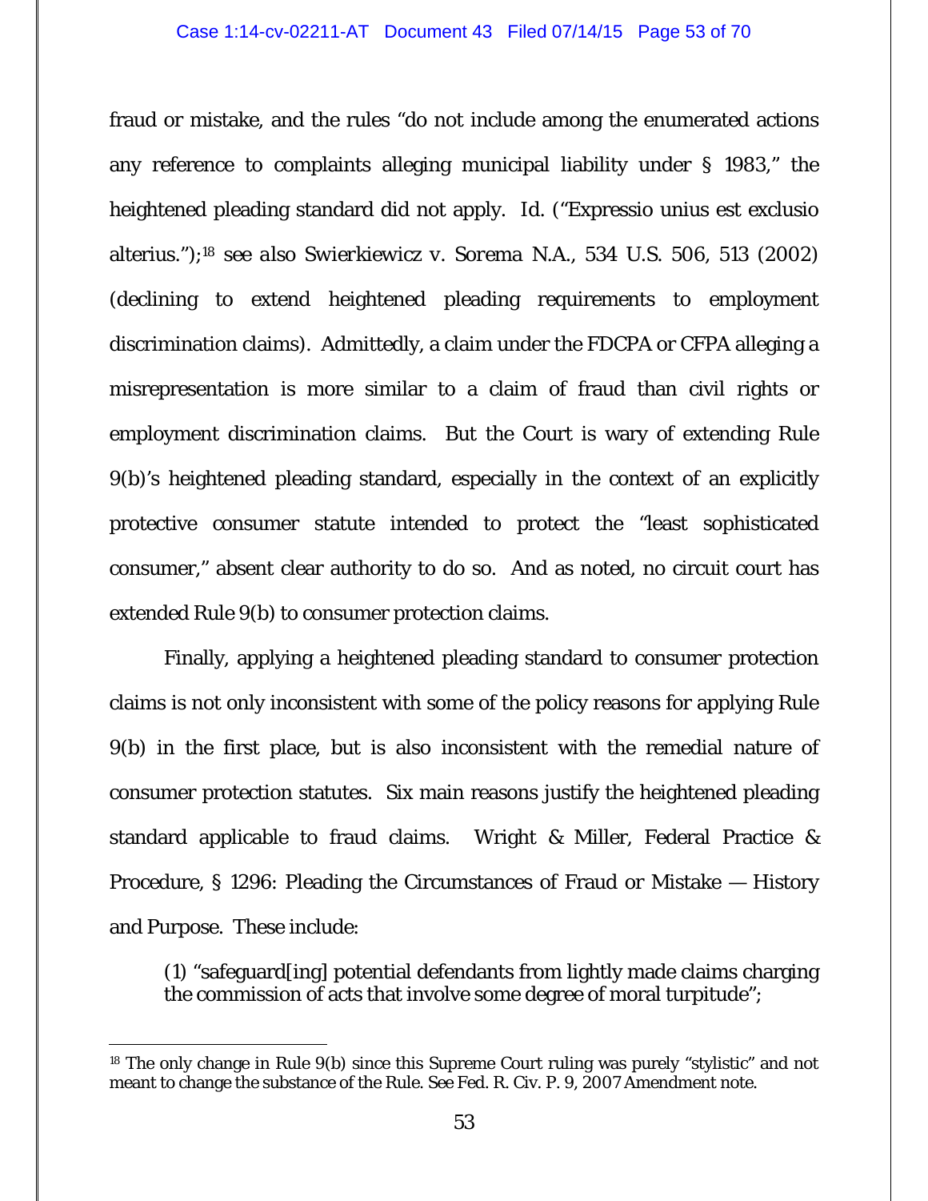fraud or mistake, and the rules "do not include among the enumerated actions any reference to complaints alleging municipal liability under § 1983," the heightened pleading standard did not apply. Id. ("Expressio unius est exclusio alterius.");[18] *see also* Swierkiewicz v. Sorema N.A., 534 U.S. 506, 513 (2002) (declining to extend heightened pleading requirements to employment discrimination claims). Admittedly, a claim under the FDCPA or CFPA alleging a misrepresentation is more similar to a claim of fraud than civil rights or employment discrimination claims. But the Court is wary of extending Rule 9(b)'s heightened pleading standard, especially in the context of an explicitly protective consumer statute intended to protect the "least sophisticated consumer," absent clear authority to do so. And as noted, no circuit court has extended Rule 9(b) to consumer protection claims.

Finally, applying a heightened pleading standard to consumer protection claims is not only inconsistent with some of the policy reasons for applying Rule 9(b) in the first place, but is also inconsistent with the remedial nature of consumer protection statutes. Six main reasons justify the heightened pleading standard applicable to fraud claims. Wright & Miller, Federal Practice & Procedure, § 1296: Pleading the Circumstances of Fraud or Mistake — History and Purpose. These include:

> (1) "safeguard[ing] potential defendants from lightly made claims charging the commission of acts that involve some degree of moral turpitude";

---

[18] The only change in Rule 9(b) since this Supreme Court ruling was purely "stylistic" and not meant to change the substance of the Rule. See Fed. R. Civ. P. 9, 2007 Amendment note.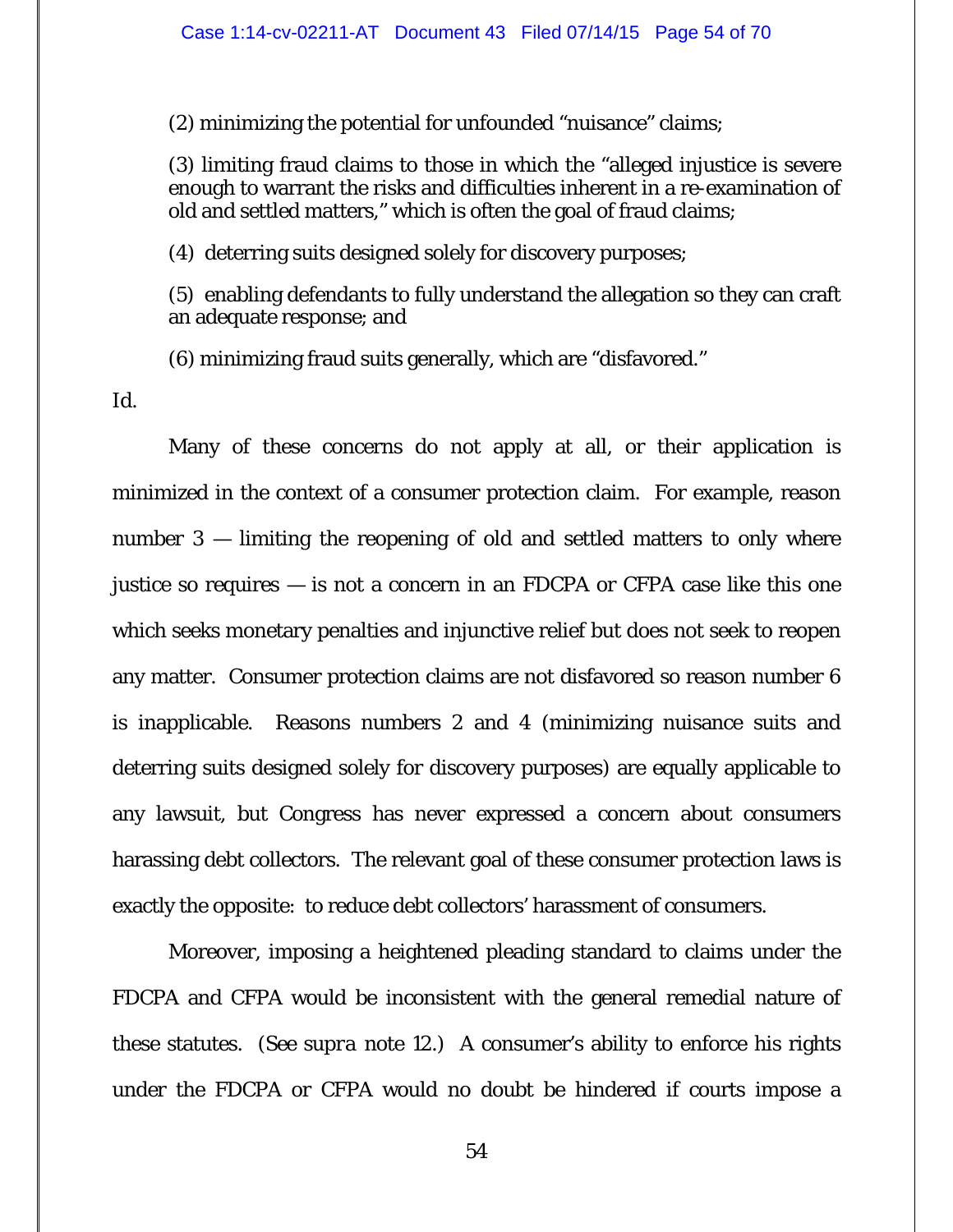(2) minimizing the potential for unfounded "nuisance" claims;

(3) limiting fraud claims to those in which the "alleged injustice is severe enough to warrant the risks and difficulties inherent in a re-examination of old and settled matters," which is often the goal of fraud claims;

(4) deterring suits designed solely for discovery purposes;

(5) enabling defendants to fully understand the allegation so they can craft an adequate response; and

(6) minimizing fraud suits generally, which are "disfavored."

*Id.*

Many of these concerns do not apply at all, or their application is minimized in the context of a consumer protection claim. For example, reason number 3 — limiting the reopening of old and settled matters to only where justice so requires — is not a concern in an FDCPA or CFPA case like this one which seeks monetary penalties and injunctive relief but does not seek to reopen any matter. Consumer protection claims are not disfavored so reason number 6 is inapplicable. Reasons numbers 2 and 4 (minimizing nuisance suits and deterring suits designed solely for discovery purposes) are equally applicable to any lawsuit, but Congress has never expressed a concern about consumers harassing debt collectors. The relevant goal of these consumer protection laws is exactly the opposite: to reduce debt collectors' harassment of consumers.

Moreover, imposing a heightened pleading standard to claims under the FDCPA and CFPA would be inconsistent with the general remedial nature of these statutes. (See *supra* note 12.) A consumer's ability to enforce his rights under the FDCPA or CFPA would no doubt be hindered if courts impose a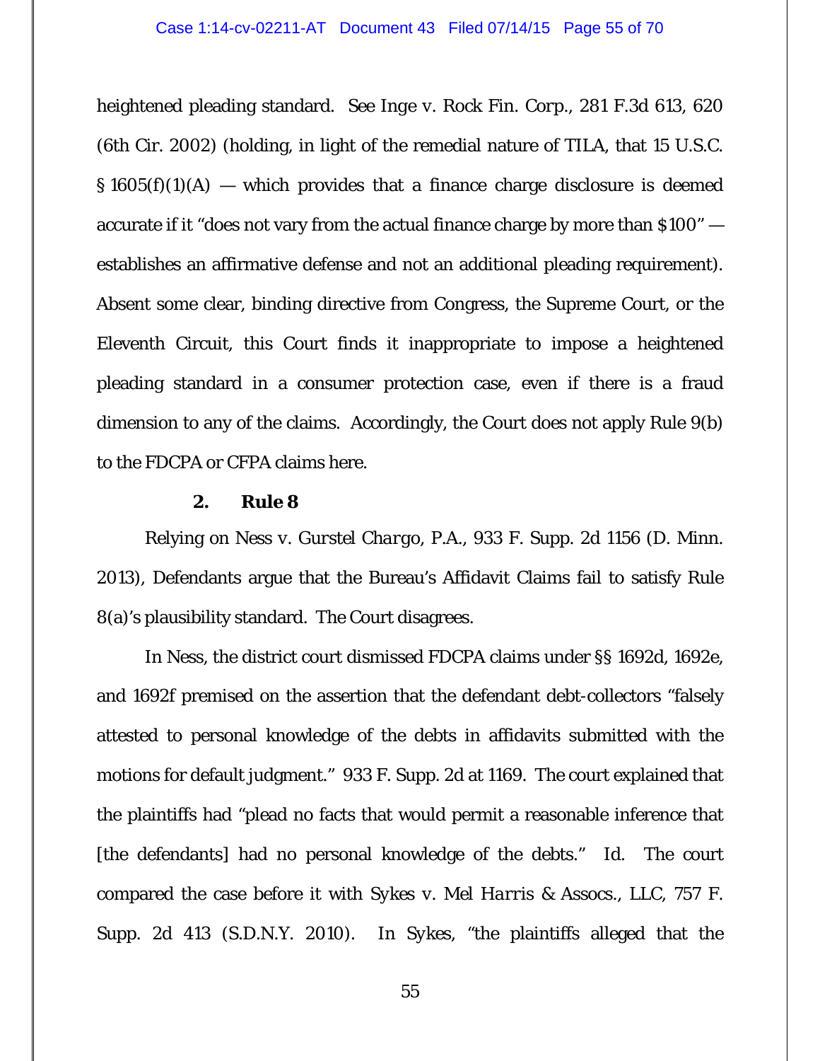heightened pleading standard. See *Inge v. Rock Fin. Corp.*, 281 F.3d 613, 620 (6th Cir. 2002) (holding, in light of the remedial nature of TILA, that 15 U.S.C. § 1605(f)(1)(A) — which provides that a finance charge disclosure is deemed accurate if it "does not vary from the actual finance charge by more than $100" — establishes an affirmative defense and not an additional pleading requirement). Absent some clear, binding directive from Congress, the Supreme Court, or the Eleventh Circuit, this Court finds it inappropriate to impose a heightened pleading standard in a consumer protection case, even if there is a fraud dimension to any of the claims. Accordingly, the Court does not apply Rule 9(b) to the FDCPA or CFPA claims here.

**2. Rule 8**

Relying on *Ness v. Gurstel Chargo, P.A.*, 933 F. Supp. 2d 1156 (D. Minn. 2013), Defendants argue that the Bureau's Affidavit Claims fail to satisfy Rule 8(a)'s plausibility standard. The Court disagrees.

In *Ness*, the district court dismissed FDCPA claims under §§ 1692d, 1692e, and 1692f premised on the assertion that the defendant debt-collectors "falsely attested to personal knowledge of the debts in affidavits submitted with the motions for default judgment." 933 F. Supp. 2d at 1169. The court explained that the plaintiffs had "plead no facts that would permit a reasonable inference that [the defendants] had no personal knowledge of the debts." *Id.* The court compared the case before it with *Sykes v. Mel Harris & Assocs., LLC*, 757 F. Supp. 2d 413 (S.D.N.Y. 2010). In *Sykes*, "the plaintiffs alleged that the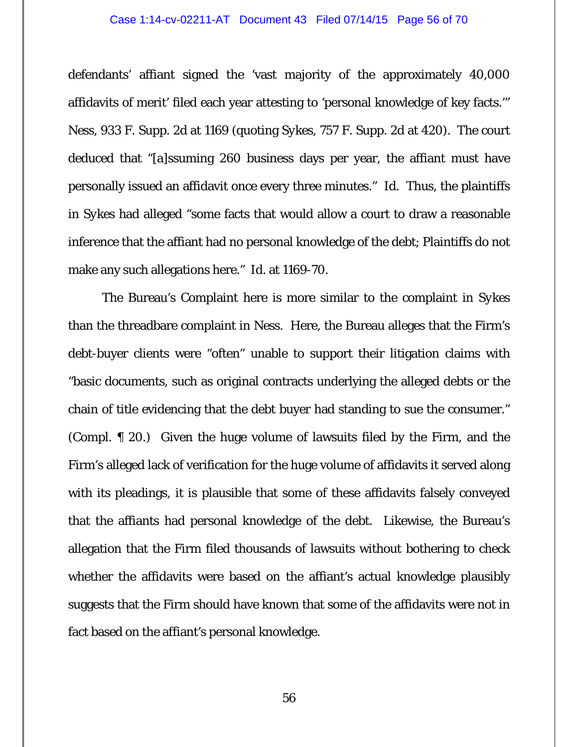defendants' affiant signed the 'vast majority of the approximately 40,000 affidavits of merit' filed each year attesting to 'personal knowledge of key facts.'" Ness, 933 F. Supp. 2d at 1169 (quoting Sykes, 757 F. Supp. 2d at 420). The court deduced that "[a]ssuming 260 business days per year, the affiant must have personally issued an affidavit once every three minutes." Id. Thus, the plaintiffs in Sykes had alleged "some facts that would allow a court to draw a reasonable inference that the affiant had no personal knowledge of the debt; Plaintiffs do not make any such allegations here." Id. at 1169-70.

The Bureau's Complaint here is more similar to the complaint in Sykes than the threadbare complaint in Ness. Here, the Bureau alleges that the Firm's debt-buyer clients were "often" unable to support their litigation claims with "basic documents, such as original contracts underlying the alleged debts or the chain of title evidencing that the debt buyer had standing to sue the consumer." (Compl. ¶ 20.) Given the huge volume of lawsuits filed by the Firm, and the Firm's alleged lack of verification for the huge volume of affidavits it served along with its pleadings, it is plausible that some of these affidavits falsely conveyed that the affiants had personal knowledge of the debt. Likewise, the Bureau's allegation that the Firm filed thousands of lawsuits without bothering to check whether the affidavits were based on the affiant's actual knowledge plausibly suggests that the Firm should have known that some of the affidavits were not in fact based on the affiant's personal knowledge.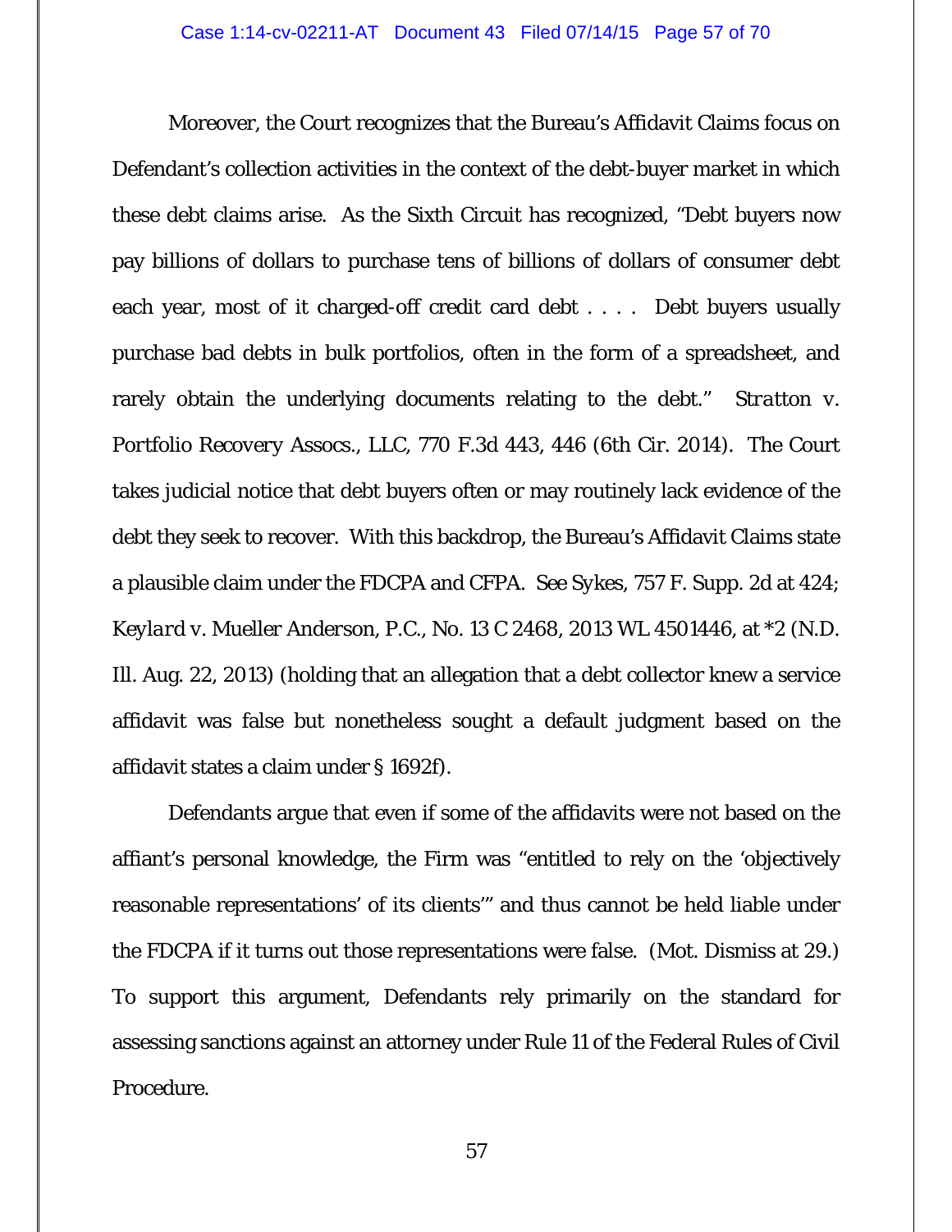Moreover, the Court recognizes that the Bureau's Affidavit Claims focus on Defendant's collection activities in the context of the debt-buyer market in which these debt claims arise. As the Sixth Circuit has recognized, "Debt buyers now pay billions of dollars to purchase tens of billions of dollars of consumer debt each year, most of it charged-off credit card debt . . . . Debt buyers usually purchase bad debts in bulk portfolios, often in the form of a spreadsheet, and rarely obtain the underlying documents relating to the debt." *Stratton v. Portfolio Recovery Assocs., LLC*, 770 F.3d 443, 446 (6th Cir. 2014). The Court takes judicial notice that debt buyers often or may routinely lack evidence of the debt they seek to recover. With this backdrop, the Bureau's Affidavit Claims state a plausible claim under the FDCPA and CFPA. *See Sykes*, 757 F. Supp. 2d at 424; *Keylard v. Mueller Anderson, P.C.*, No. 13 C 2468, 2013 WL 4501446, at *2 (N.D. Ill. Aug. 22, 2013) (holding that an allegation that a debt collector knew a service affidavit was false but nonetheless sought a default judgment based on the affidavit states a claim under § 1692f).

Defendants argue that even if some of the affidavits were not based on the affiant's personal knowledge, the Firm was "entitled to rely on the 'objectively reasonable representations' of its clients'" and thus cannot be held liable under the FDCPA if it turns out those representations were false. (Mot. Dismiss at 29.) To support this argument, Defendants rely primarily on the standard for assessing sanctions against an attorney under Rule 11 of the Federal Rules of Civil Procedure.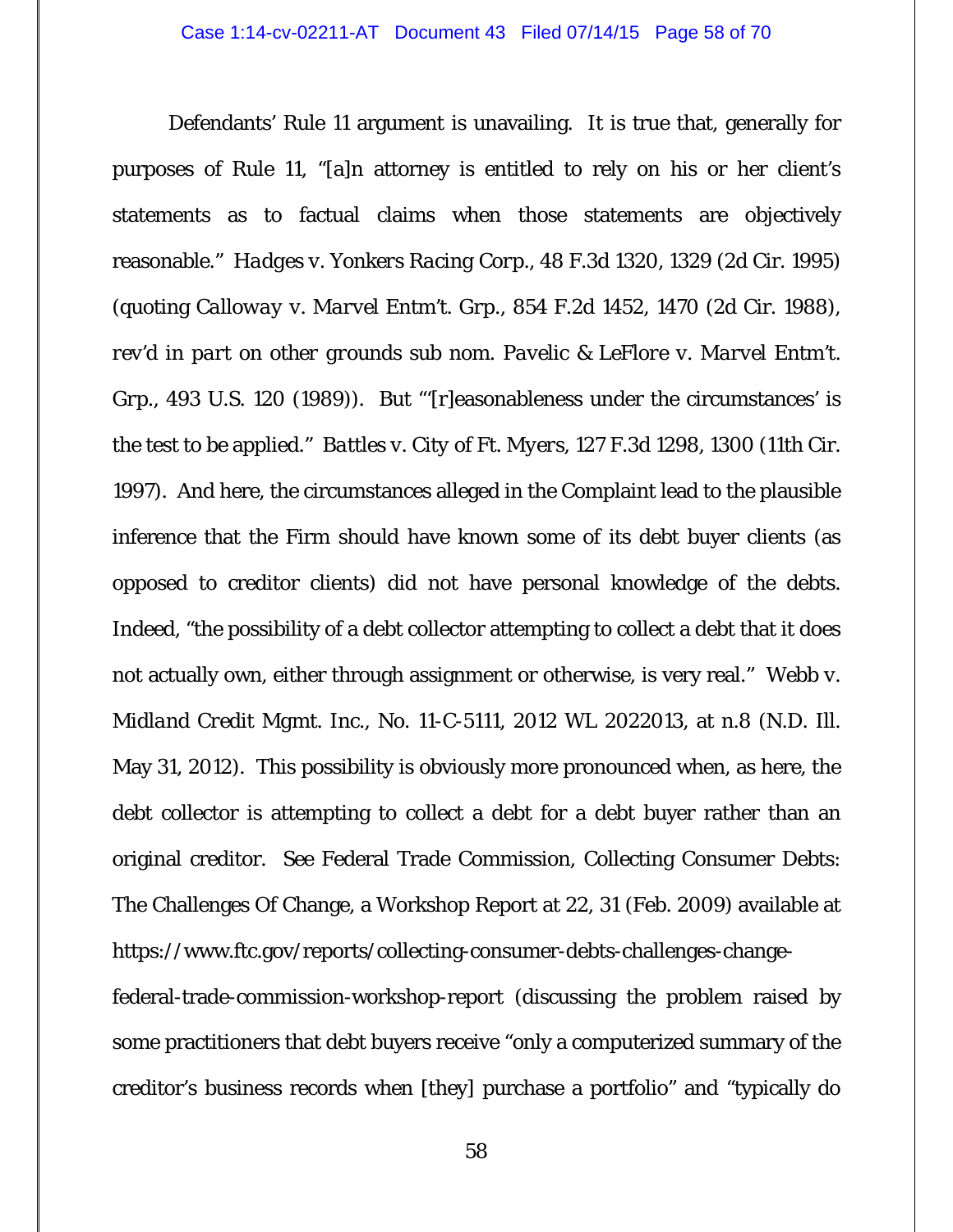Defendants' Rule 11 argument is unavailing. It is true that, generally for purposes of Rule 11, "[a]n attorney is entitled to rely on his or her client's statements as to factual claims when those statements are objectively reasonable." *Hadges v. Yonkers Racing Corp.*, 48 F.3d 1320, 1329 (2d Cir. 1995) (quoting *Calloway v. Marvel Entm't. Grp.*, 854 F.2d 1452, 1470 (2d Cir. 1988), *rev'd in part on other grounds sub nom. Pavelic & LeFlore v. Marvel Entm't. Grp.*, 493 U.S. 120 (1989)). But "'[r]easonableness under the circumstances' is the test to be applied." *Battles v. City of Ft. Myers*, 127 F.3d 1298, 1300 (11th Cir. 1997). And here, the circumstances alleged in the Complaint lead to the plausible inference that the Firm should have known some of its debt buyer clients (as opposed to creditor clients) did not have personal knowledge of the debts. Indeed, "the possibility of a debt collector attempting to collect a debt that it does not actually own, either through assignment or otherwise, is very real." *Webb v. Midland Credit Mgmt. Inc.*, No. 11-C-5111, 2012 WL 2022013, at n.8 (N.D. Ill. May 31, 2012). This possibility is obviously more pronounced when, as here, the debt collector is attempting to collect a debt for a debt buyer rather than an original creditor. *See* Federal Trade Commission, Collecting Consumer Debts: The Challenges Of Change, a Workshop Report at 22, 31 (Feb. 2009) available at https://www.ftc.gov/reports/collecting-consumer-debts-challenges-change-federal-trade-commission-workshop-report (discussing the problem raised by some practitioners that debt buyers receive "only a computerized summary of the creditor's business records when [they] purchase a portfolio" and "typically do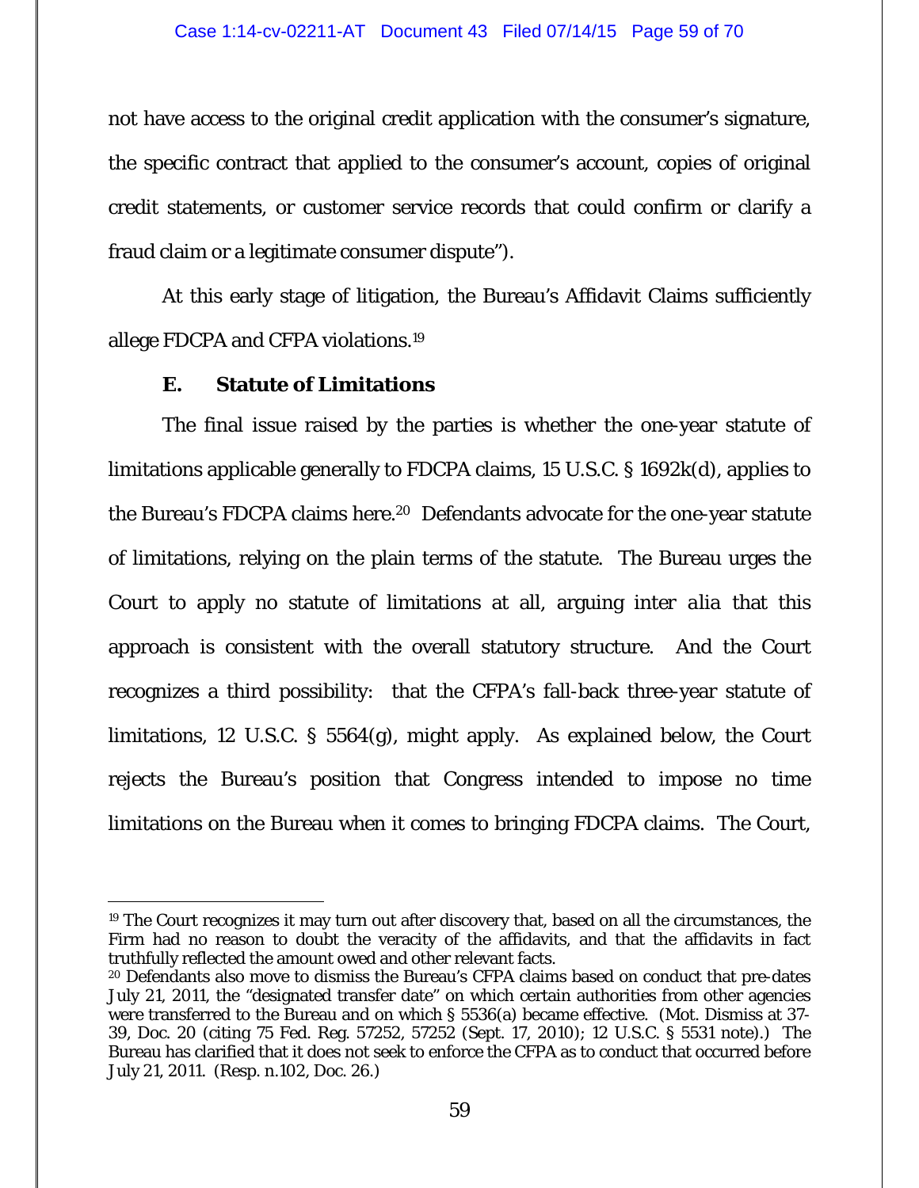not have access to the original credit application with the consumer's signature, the specific contract that applied to the consumer's account, copies of original credit statements, or customer service records that could confirm or clarify a fraud claim or a legitimate consumer dispute").

At this early stage of litigation, the Bureau's Affidavit Claims sufficiently allege FDCPA and CFPA violations.[19]

### E. Statute of Limitations

The final issue raised by the parties is whether the one-year statute of limitations applicable generally to FDCPA claims, 15 U.S.C. § 1692k(d), applies to the Bureau's FDCPA claims here.[20] Defendants advocate for the one-year statute of limitations, relying on the plain terms of the statute. The Bureau urges the Court to apply no statute of limitations at all, arguing *inter alia* that this approach is consistent with the overall statutory structure. And the Court recognizes a third possibility: that the CFPA's fall-back three-year statute of limitations, 12 U.S.C. § 5564(g), might apply. As explained below, the Court rejects the Bureau's position that Congress intended to impose no time limitations on the Bureau when it comes to bringing FDCPA claims. The Court,

---

[19] The Court recognizes it may turn out after discovery that, based on all the circumstances, the Firm had no reason to doubt the veracity of the affidavits, and that the affidavits in fact truthfully reflected the amount owed and other relevant facts.

[20] Defendants also move to dismiss the Bureau's CFPA claims based on conduct that pre-dates July 21, 2011, the "designated transfer date" on which certain authorities from other agencies were transferred to the Bureau and on which § 5536(a) became effective. (Mot. Dismiss at 37-39, Doc. 20 (citing 75 Fed. Reg. 57252, 57252 (Sept. 17, 2010); 12 U.S.C. § 5531 note).) The Bureau has clarified that it does not seek to enforce the CFPA as to conduct that occurred before July 21, 2011. (Resp. n.102, Doc. 26.)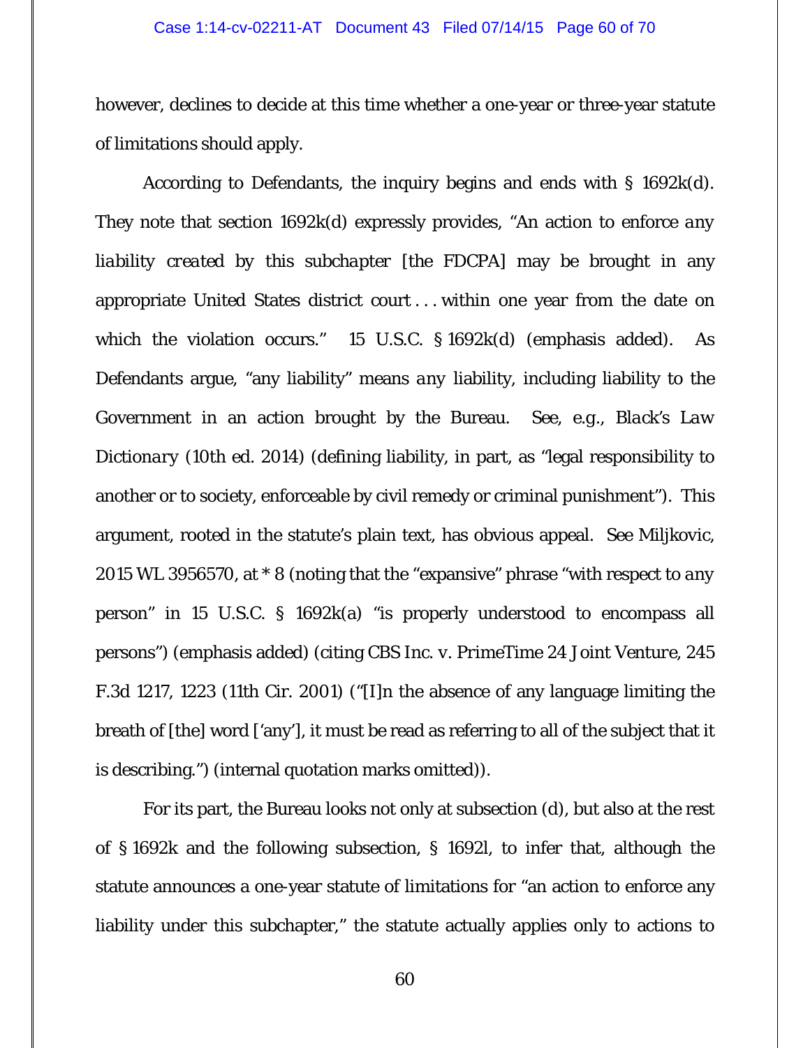however, declines to decide at this time whether a one-year or three-year statute of limitations should apply.

According to Defendants, the inquiry begins and ends with § 1692k(d). They note that section 1692k(d) expressly provides, "An action to enforce *any liability created by this subchapter* [the FDCPA] may be brought in any appropriate United States district court . . . within one year from the date on which the violation occurs." 15 U.S.C. § 1692k(d) (emphasis added). As Defendants argue, "any liability" means *any* liability, including liability to the Government in an action brought by the Bureau. *See, e.g.*, *Black's Law Dictionary* (10th ed. 2014) (defining liability, in part, as "legal responsibility to another or to society, enforceable by civil remedy or criminal punishment"). This argument, rooted in the statute's plain text, has obvious appeal. *See* Miljkovic, 2015 WL 3956570, at * 8 (noting that the "expansive" phrase "with respect to *any* person" in 15 U.S.C. § 1692k(a) "is properly understood to encompass all persons") (emphasis added) (citing *CBS Inc. v. PrimeTime 24 Joint Venture*, 245 F.3d 1217, 1223 (11th Cir. 2001) ("[I]n the absence of any language limiting the breath of [the] word ['any'], it must be read as referring to all of the subject that it is describing.") (internal quotation marks omitted)).

For its part, the Bureau looks not only at subsection (d), but also at the rest of § 1692k and the following subsection, § 1692l, to infer that, although the statute announces a one-year statute of limitations for "an action to enforce any liability under this subchapter," the statute actually applies only to actions to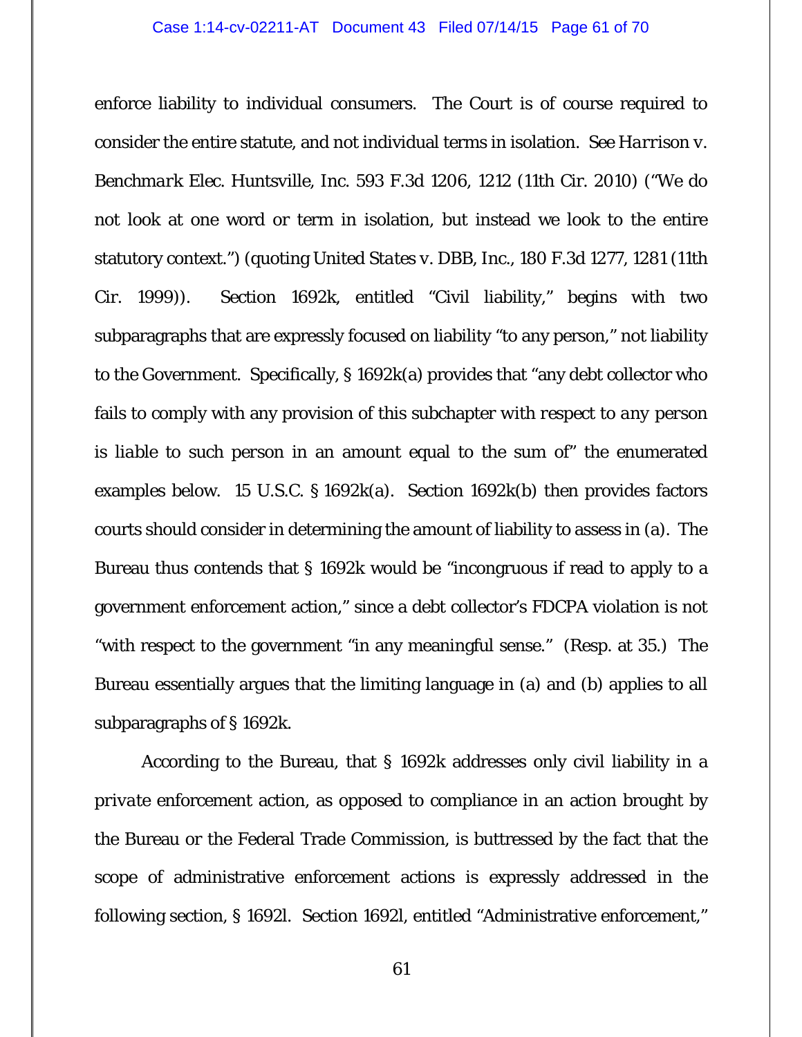enforce liability to individual consumers. The Court is of course required to consider the entire statute, and not individual terms in isolation. See *Harrison v. Benchmark Elec. Huntsville, Inc.* 593 F.3d 1206, 1212 (11th Cir. 2010) ("We do not look at one word or term in isolation, but instead we look to the entire statutory context.") (quoting *United States v. DBB, Inc.*, 180 F.3d 1277, 1281 (11th Cir. 1999)). Section 1692k, entitled "Civil liability," begins with two subparagraphs that are expressly focused on liability "to any person," not liability to the Government. Specifically, § 1692k(a) provides that "any debt collector who fails to comply with any provision of this subchapter *with respect to any person is liable to such person* in an amount equal to the sum of" the enumerated examples below. 15 U.S.C. § 1692k(a). Section 1692k(b) then provides factors courts should consider in determining the amount of liability to assess in (a). The Bureau thus contends that § 1692k would be "incongruous if read to apply to a government enforcement action," since a debt collector's FDCPA violation is not "with respect to the government "in any meaningful sense." (Resp. at 35.) The Bureau essentially argues that the limiting language in (a) and (b) applies to all subparagraphs of § 1692k.

According to the Bureau, that § 1692k addresses only civil liability in a *private* enforcement action, as opposed to compliance in an action brought by the Bureau or the Federal Trade Commission, is buttressed by the fact that the scope of administrative enforcement actions is expressly addressed in the following section, § 1692l. Section 1692l, entitled "Administrative enforcement,"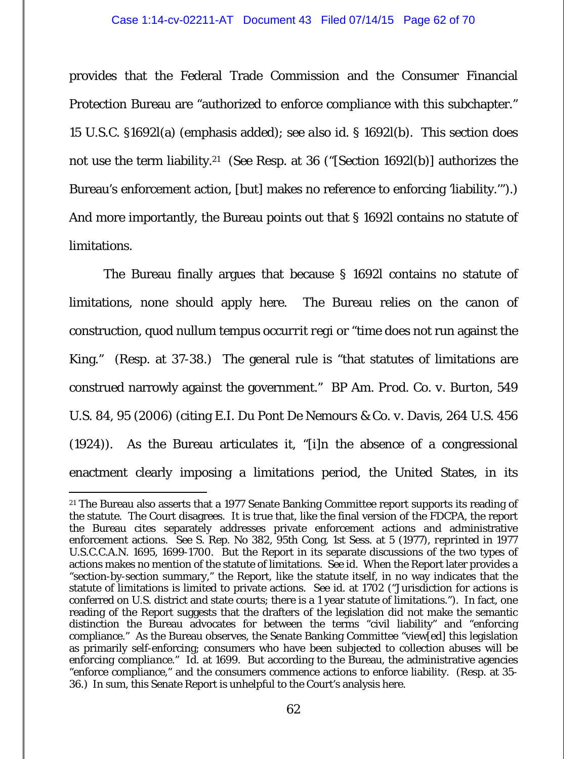provides that the Federal Trade Commission and the Consumer Financial Protection Bureau are "authorized to *enforce compliance* with this subchapter." 15 U.S.C. §1692l(a) (emphasis added); *see also id.* § 1692l(b). This section does not use the term liability.[21] (*See* Resp. at 36 ("[Section 1692l(b)] authorizes the Bureau's enforcement action, [but] makes no reference to enforcing 'liability.'").) And more importantly, the Bureau points out that § 1692l contains no statute of limitations.

The Bureau finally argues that because § 1692l contains no statute of limitations, none should apply here. The Bureau relies on the canon of construction, *quod nullum tempus occurrit regi* or "time does not run against the King." (Resp. at 37-38.) The general rule is "that statutes of limitations are construed narrowly against the government." *BP Am. Prod. Co. v. Burton*, 549 U.S. 84, 95 (2006) (citing *E.I. Du Pont De Nemours & Co. v. Davis*, 264 U.S. 456 (1924)). As the Bureau articulates it, "[i]n the absence of a congressional enactment clearly imposing a limitations period, the United States, in its

---

[21] The Bureau also asserts that a 1977 Senate Banking Committee report supports its reading of the statute. The Court disagrees. It is true that, like the final version of the FDCPA, the report the Bureau cites separately addresses private enforcement actions and administrative enforcement actions. *See* S. Rep. No 382, 95th Cong, 1st Sess. at 5 (1977), *reprinted in* 1977 U.S.C.C.A.N. 1695, 1699-1700. But the Report in its separate discussions of the two types of actions makes no mention of the statute of limitations. *See id.* When the Report later provides a "section-by-section summary," the Report, like the statute itself, in no way indicates that the statute of limitations is limited to private actions. *See id.* at 1702 ("Jurisdiction for actions is conferred on U.S. district and state courts; there is a 1 year statute of limitations."). In fact, one reading of the Report suggests that the drafters of the legislation did not make the semantic distinction the Bureau advocates for between the terms "civil liability" and "enforcing compliance." As the Bureau observes, the Senate Banking Committee "view[ed] this legislation as primarily self-enforcing; consumers who have been subjected to collection abuses will be *enforcing compliance*." *Id.* at 1699. But according to the Bureau, the administrative agencies "enforce compliance," and the consumers commence actions to enforce liability. (Resp. at 35-36.) In sum, this Senate Report is unhelpful to the Court's analysis here.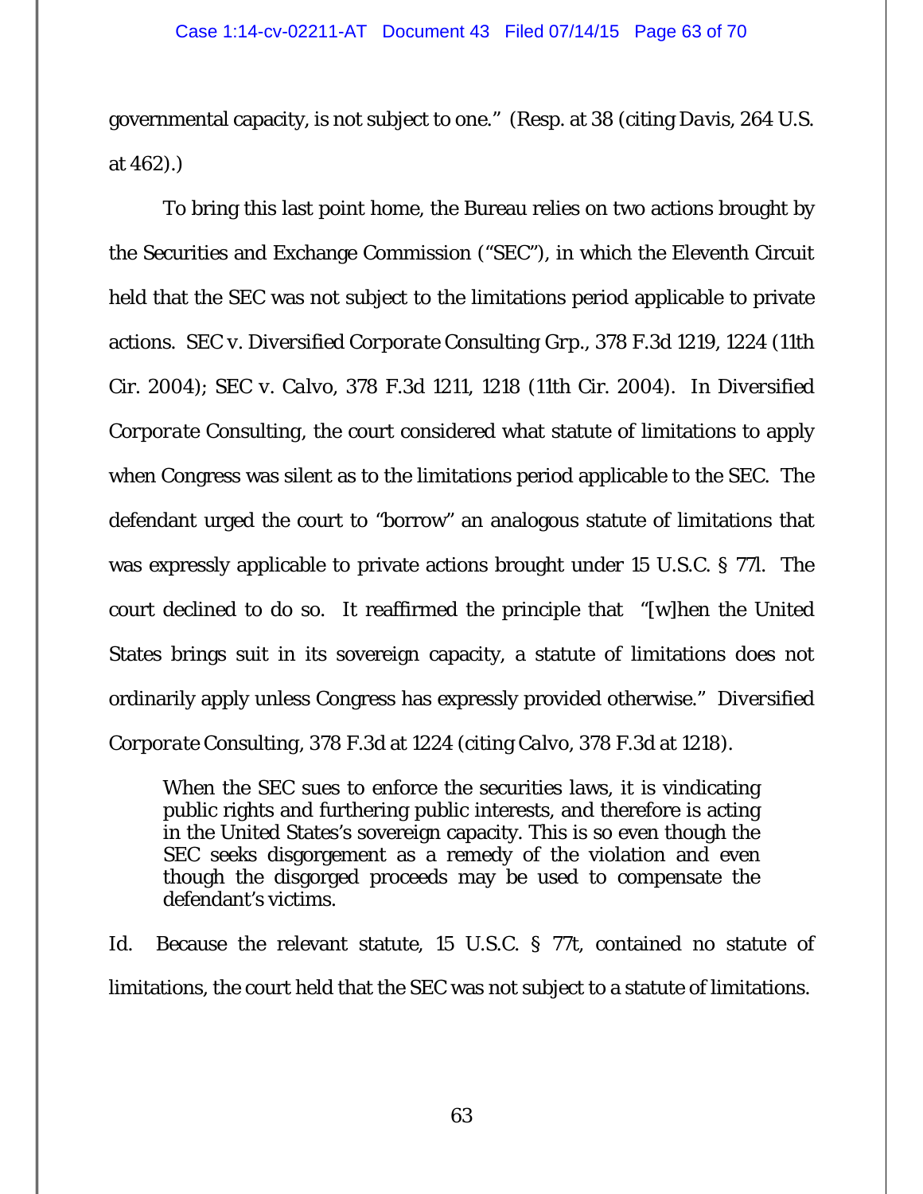governmental capacity, is not subject to one." (Resp. at 38 (citing *Davis*, 264 U.S. at 462).)

To bring this last point home, the Bureau relies on two actions brought by the Securities and Exchange Commission ("SEC"), in which the Eleventh Circuit held that the SEC was not subject to the limitations period applicable to private actions. *SEC v. Diversified Corporate Consulting Grp.*, 378 F.3d 1219, 1224 (11th Cir. 2004); *SEC v. Calvo*, 378 F.3d 1211, 1218 (11th Cir. 2004). In *Diversified Corporate Consulting*, the court considered what statute of limitations to apply when Congress was silent as to the limitations period applicable to the SEC. The defendant urged the court to "borrow" an analogous statute of limitations that was expressly applicable to private actions brought under 15 U.S.C. § 77l. The court declined to do so. It reaffirmed the principle that "[w]hen the United States brings suit in its sovereign capacity, a statute of limitations does not ordinarily apply unless Congress has expressly provided otherwise." *Diversified Corporate Consulting*, 378 F.3d at 1224 (citing *Calvo*, 378 F.3d at 1218).

> When the SEC sues to enforce the securities laws, it is vindicating public rights and furthering public interests, and therefore is acting in the United States's sovereign capacity. This is so even though the SEC seeks disgorgement as a remedy of the violation and even though the disgorged proceeds may be used to compensate the defendant's victims.

*Id.* Because the relevant statute, 15 U.S.C. § 77t, contained no statute of limitations, the court held that the SEC was not subject to a statute of limitations.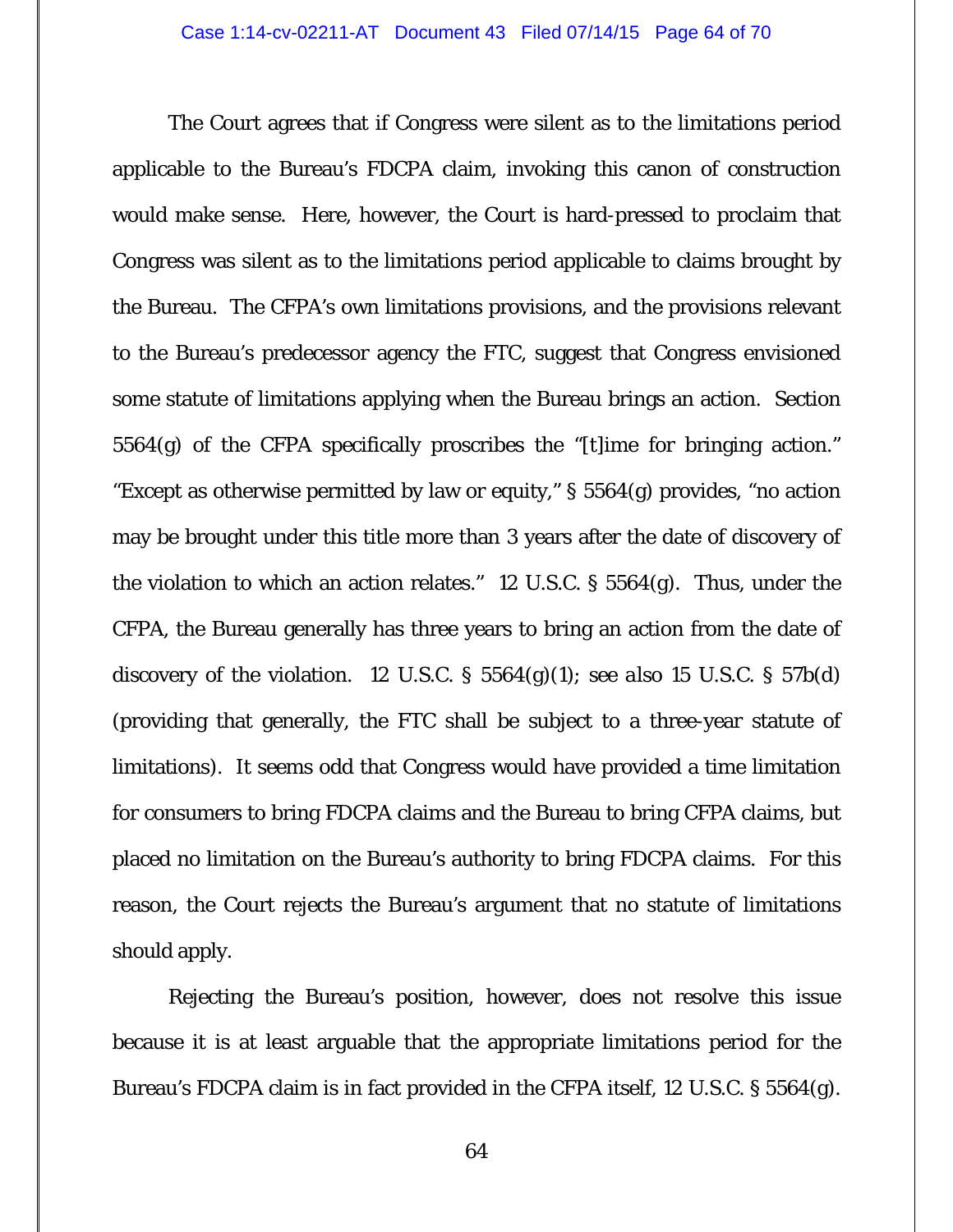The Court agrees that if Congress were silent as to the limitations period applicable to the Bureau's FDCPA claim, invoking this canon of construction would make sense. Here, however, the Court is hard-pressed to proclaim that Congress was silent as to the limitations period applicable to claims brought by the Bureau. The CFPA's own limitations provisions, and the provisions relevant to the Bureau's predecessor agency the FTC, suggest that Congress envisioned some statute of limitations applying when the Bureau brings an action. Section 5564(g) of the CFPA specifically proscribes the "[t]ime for bringing action." "Except as otherwise permitted by law or equity," § 5564(g) provides, "no action may be brought under this title more than 3 years after the date of discovery of the violation to which an action relates." 12 U.S.C. § 5564(g). Thus, under the CFPA, the Bureau generally has three years to bring an action from the date of discovery of the violation. 12 U.S.C. § 5564(g)(1); *see also* 15 U.S.C. § 57b(d) (providing that generally, the FTC shall be subject to a three-year statute of limitations). It seems odd that Congress would have provided a time limitation for consumers to bring FDCPA claims and the Bureau to bring CFPA claims, but placed no limitation on the Bureau's authority to bring FDCPA claims. For this reason, the Court rejects the Bureau's argument that no statute of limitations should apply.

Rejecting the Bureau's position, however, does not resolve this issue because it is at least arguable that the appropriate limitations period for the Bureau's FDCPA claim is in fact provided in the CFPA itself, 12 U.S.C. § 5564(g).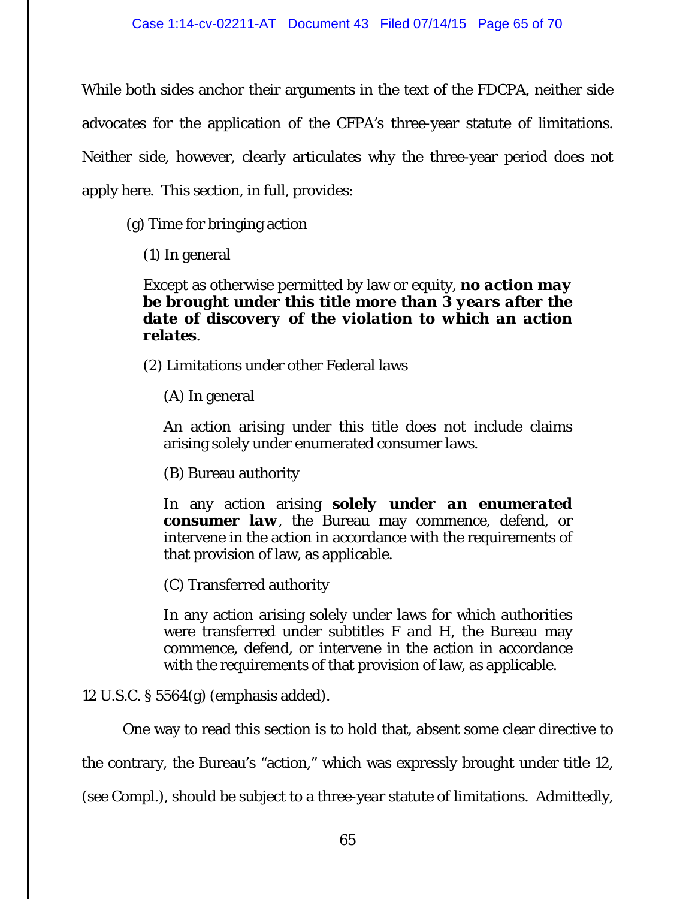While both sides anchor their arguments in the text of the FDCPA, neither side advocates for the application of the CFPA's three-year statute of limitations. Neither side, however, clearly articulates why the three-year period does not apply here. This section, in full, provides:

> (g) Time for bringing action
>
> (1) In general
>
> Except as otherwise permitted by law or equity, ***no action may be brought under this title more than 3 years after the date of discovery of the violation to which an action relates***.
>
> (2) Limitations under other Federal laws
>
> (A) In general
>
> An action arising under this title does not include claims arising solely under enumerated consumer laws.
>
> (B) Bureau authority
>
> In any action arising ***solely under an enumerated consumer law***, the Bureau may commence, defend, or intervene in the action in accordance with the requirements of that provision of law, as applicable.
>
> (C) Transferred authority
>
> In any action arising solely under laws for which authorities were transferred under subtitles F and H, the Bureau may commence, defend, or intervene in the action in accordance with the requirements of that provision of law, as applicable.

12 U.S.C. § 5564(g) (emphasis added).

One way to read this section is to hold that, absent some clear directive to the contrary, the Bureau's "action," which was expressly brought under title 12, (see Compl.), should be subject to a three-year statute of limitations. Admittedly,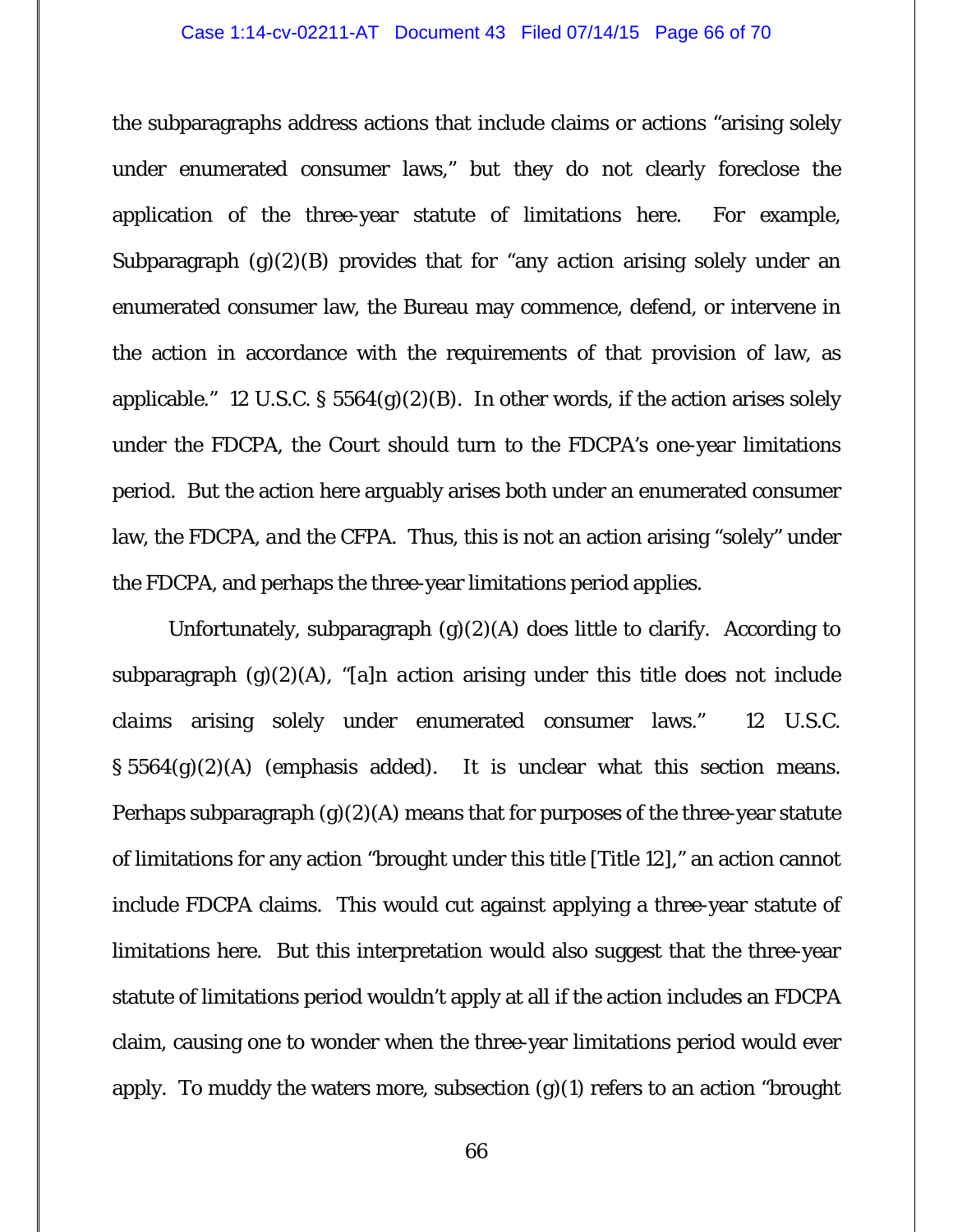the subparagraphs address actions that include claims or actions "arising solely under enumerated consumer laws," but they do not clearly foreclose the application of the three-year statute of limitations here. For example, Subparagraph (g)(2)(B) provides that for "any *action* arising solely under an enumerated consumer law, the Bureau may commence, defend, or intervene in the action in accordance with the requirements of that provision of law, as applicable." 12 U.S.C. § 5564(g)(2)(B). In other words, if the action arises solely under the FDCPA, the Court should turn to the FDCPA's one-year limitations period. But the action here arguably arises both under an enumerated consumer law, the FDCPA, *and* the CFPA. Thus, this is not an action arising "solely" under the FDCPA, and perhaps the three-year limitations period applies.

Unfortunately, subparagraph (g)(2)(A) does little to clarify. According to subparagraph (g)(2)(A), "[a]n *action* arising under this title does not include *claims* arising solely under enumerated consumer laws." 12 U.S.C. § 5564(g)(2)(A) (emphasis added). It is unclear what this section means. Perhaps subparagraph (g)(2)(A) means that for purposes of the three-year statute of limitations for any action "brought under this title [Title 12]," an action cannot include FDCPA claims. This would cut against applying a three-year statute of limitations here. But this interpretation would also suggest that the three-year statute of limitations period wouldn't apply at all if the action includes an FDCPA claim, causing one to wonder when the three-year limitations period would ever apply. To muddy the waters more, subsection (g)(1) refers to an action "brought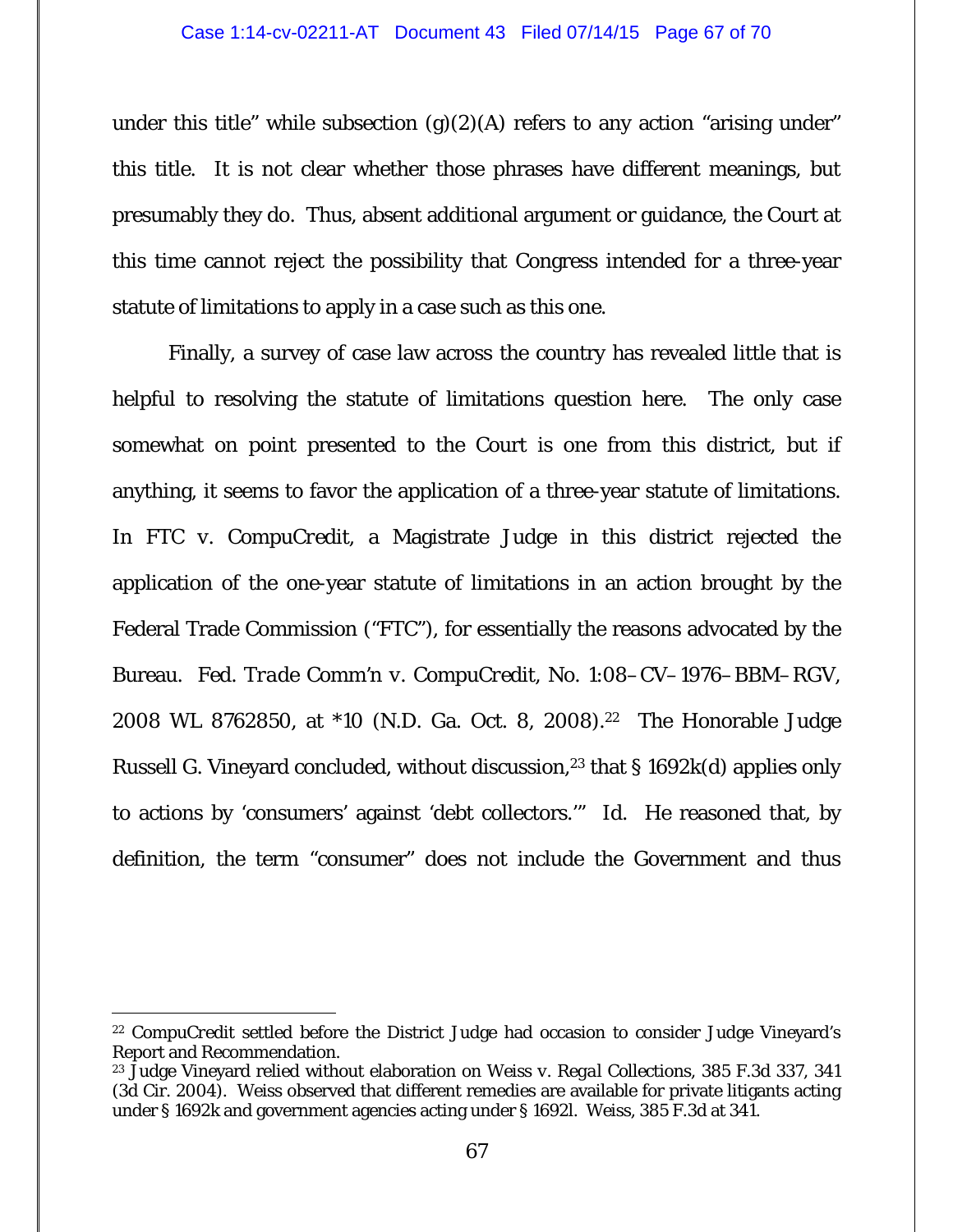under this title" while subsection (g)(2)(A) refers to any action "arising under" this title. It is not clear whether those phrases have different meanings, but presumably they do. Thus, absent additional argument or guidance, the Court at this time cannot reject the possibility that Congress intended for a three-year statute of limitations to apply in a case such as this one.

Finally, a survey of case law across the country has revealed little that is helpful to resolving the statute of limitations question here. The only case somewhat on point presented to the Court is one from this district, but if anything, it seems to favor the application of a three-year statute of limitations. In *FTC v. CompuCredit*, a Magistrate Judge in this district rejected the application of the one-year statute of limitations in an action brought by the Federal Trade Commission ("FTC"), for essentially the reasons advocated by the Bureau. *Fed. Trade Comm'n v. CompuCredit*, No. 1:08–CV–1976–BBM–RGV, 2008 WL 8762850, at *10 (N.D. Ga. Oct. 8, 2008).[22] The Honorable Judge Russell G. Vineyard concluded, without discussion,[23] that § 1692k(d) applies only to actions by 'consumers' against 'debt collectors.'" *Id.* He reasoned that, by definition, the term "consumer" does not include the Government and thus

---

[22] CompuCredit settled before the District Judge had occasion to consider Judge Vineyard's Report and Recommendation.

[23] Judge Vineyard relied without elaboration on *Weiss v. Regal Collections*, 385 F.3d 337, 341 (3d Cir. 2004). Weiss observed that different remedies are available for private litigants acting under § 1692k and government agencies acting under § 1692l. *Weiss*, 385 F.3d at 341.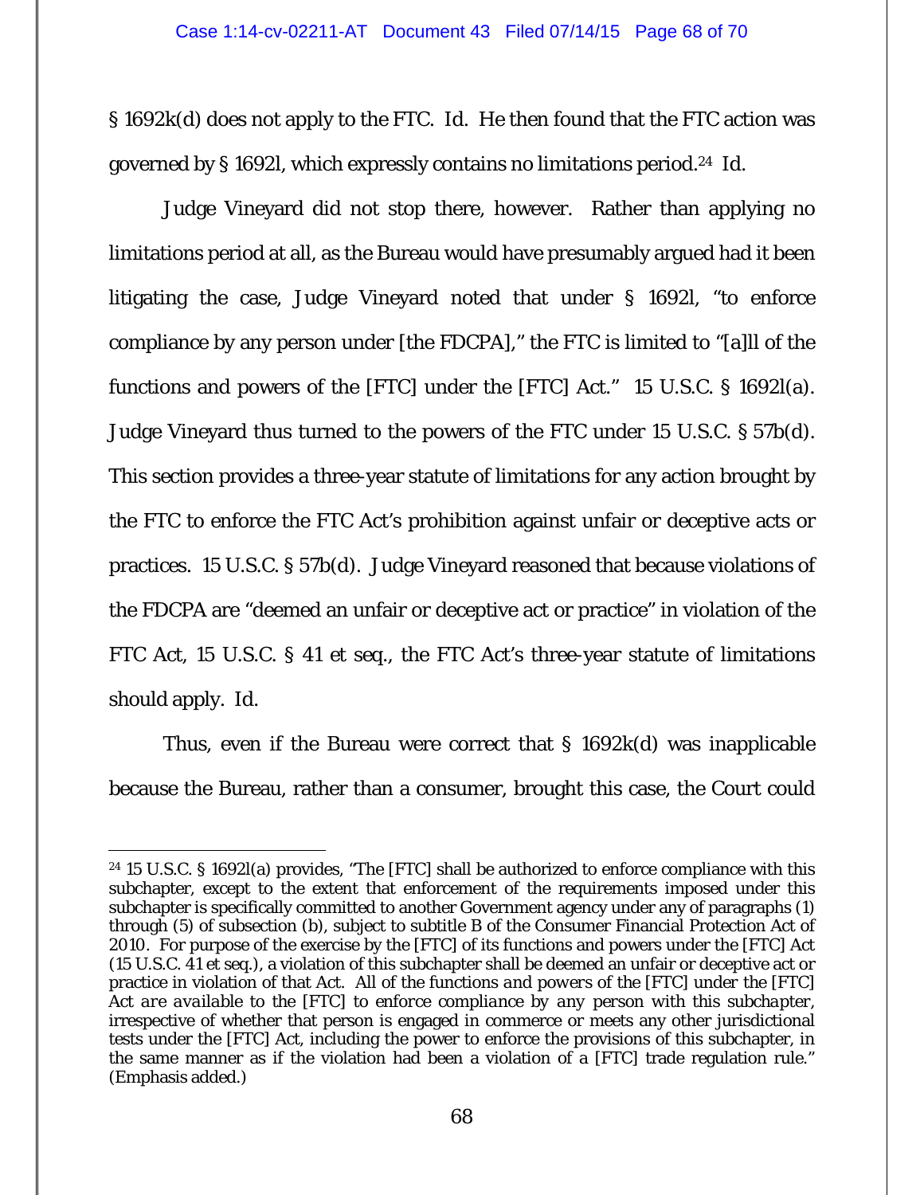§ 1692k(d) does not apply to the FTC. *Id.* He then found that the FTC action was governed by § 1692l, which expressly contains no limitations period.[24] *Id.*

Judge Vineyard did not stop there, however. Rather than applying no limitations period at all, as the Bureau would have presumably argued had it been litigating the case, Judge Vineyard noted that under § 1692l, "to enforce compliance by any person under [the FDCPA]," the FTC is limited to "[a]ll of the functions and powers of the [FTC] under the [FTC] Act." 15 U.S.C. § 1692l(a). Judge Vineyard thus turned to the powers of the FTC under 15 U.S.C. § 57b(d). This section provides a three-year statute of limitations for any action brought by the FTC to enforce the FTC Act's prohibition against unfair or deceptive acts or practices. 15 U.S.C. § 57b(d). Judge Vineyard reasoned that because violations of the FDCPA are "deemed an unfair or deceptive act or practice" in violation of the FTC Act, 15 U.S.C. § 41 *et seq.*, the FTC Act's three-year statute of limitations should apply. *Id.*

Thus, even if the Bureau were correct that § 1692k(d) was inapplicable because the Bureau, rather than a consumer, brought this case, the Court could

---

[24] 15 U.S.C. § 1692l(a) provides, "The [FTC] shall be authorized to enforce compliance with this subchapter, except to the extent that enforcement of the requirements imposed under this subchapter is specifically committed to another Government agency under any of paragraphs (1) through (5) of subsection (b), subject to subtitle B of the Consumer Financial Protection Act of 2010. For purpose of the exercise by the [FTC] of its functions and powers under the [FTC] Act (15 U.S.C. 41 et seq.), a violation of this subchapter shall be deemed an unfair or deceptive act or practice in violation of that Act. *All of the functions and powers of the [FTC] under the [FTC] Act are available to the [FTC] to enforce compliance by any person with this subchapter*, irrespective of whether that person is engaged in commerce or meets any other jurisdictional tests under the [FTC] Act, including the power to enforce the provisions of this subchapter, in the same manner as if the violation had been a violation of a [FTC] trade regulation rule." (Emphasis added.)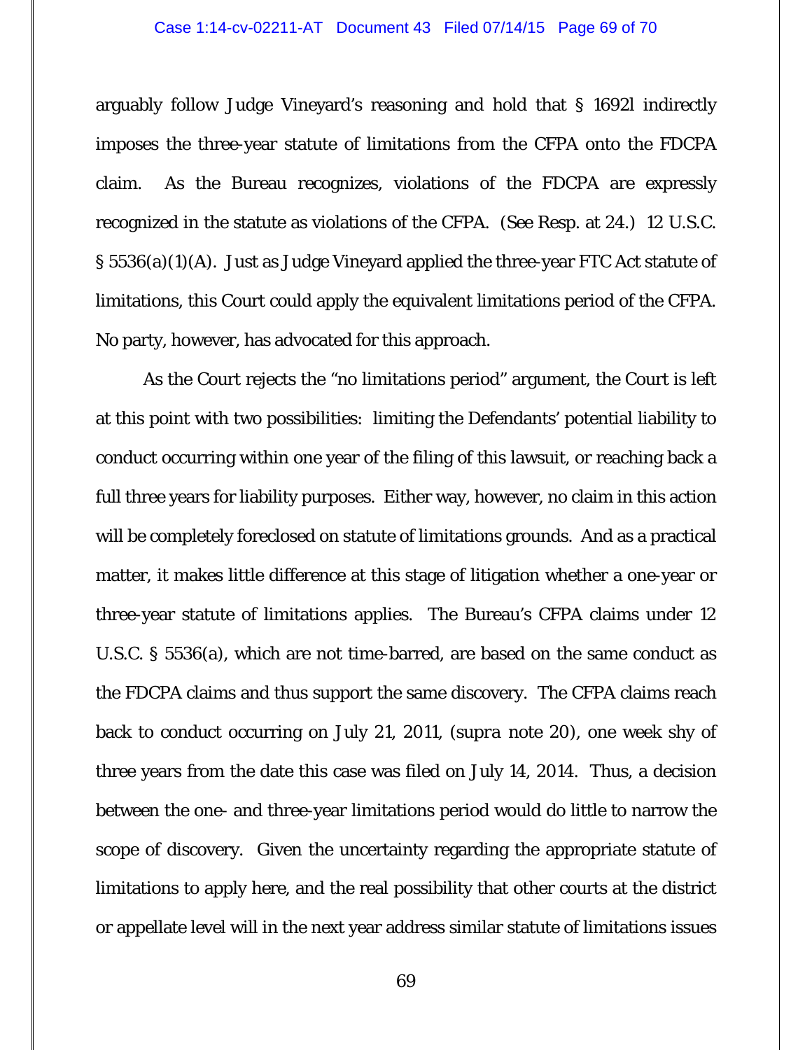arguably follow Judge Vineyard's reasoning and hold that § 1692l indirectly imposes the three-year statute of limitations from the CFPA onto the FDCPA claim. As the Bureau recognizes, violations of the FDCPA are expressly recognized in the statute as violations of the CFPA. (See Resp. at 24.) 12 U.S.C. § 5536(a)(1)(A). Just as Judge Vineyard applied the three-year FTC Act statute of limitations, this Court could apply the equivalent limitations period of the CFPA. No party, however, has advocated for this approach.

As the Court rejects the "no limitations period" argument, the Court is left at this point with two possibilities: limiting the Defendants' potential liability to conduct occurring within one year of the filing of this lawsuit, or reaching back a full three years for liability purposes. Either way, however, no claim in this action will be completely foreclosed on statute of limitations grounds. And as a practical matter, it makes little difference at this stage of litigation whether a one-year or three-year statute of limitations applies. The Bureau's CFPA claims under 12 U.S.C. § 5536(a), which are not time-barred, are based on the same conduct as the FDCPA claims and thus support the same discovery. The CFPA claims reach back to conduct occurring on July 21, 2011, (supra note 20), one week shy of three years from the date this case was filed on July 14, 2014. Thus, a decision between the one- and three-year limitations period would do little to narrow the scope of discovery. Given the uncertainty regarding the appropriate statute of limitations to apply here, and the real possibility that other courts at the district or appellate level will in the next year address similar statute of limitations issues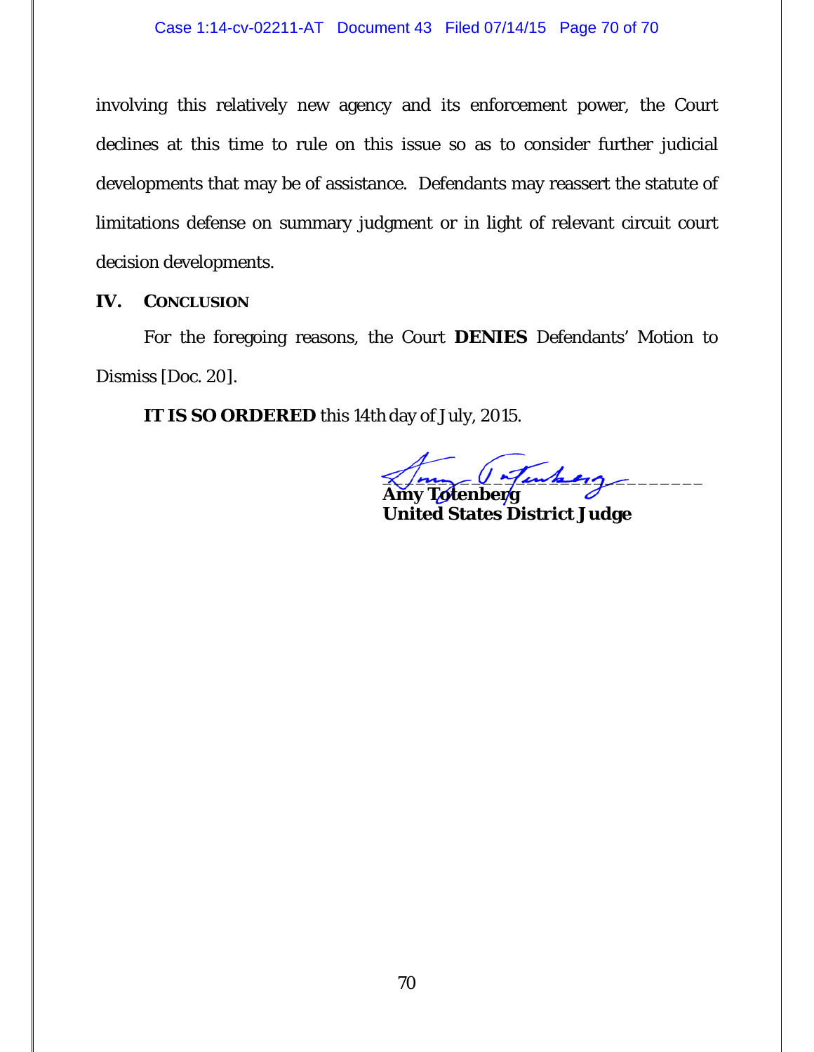involving this relatively new agency and its enforcement power, the Court declines at this time to rule on this issue so as to consider further judicial developments that may be of assistance. Defendants may reassert the statute of limitations defense on summary judgment or in light of relevant circuit court decision developments.

## IV. CONCLUSION

For the foregoing reasons, the Court **DENIES** Defendants' Motion to Dismiss [Doc. 20].

**IT IS SO ORDERED** this 14th day of July, 2015.

______________________________
**Amy Totenberg**
**United States District Judge**